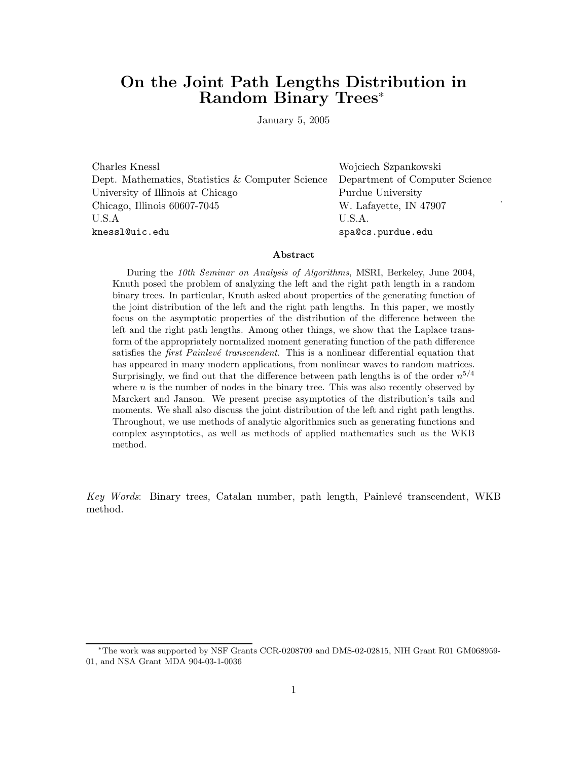# On the Joint Path Lengths Distribution in Random Binary Trees*

January 5, 2005

Charles Knessl
Dept. Mathematics, Statistics & Computer Science
University of Illinois at Chicago
Chicago, Illinois 60607-7045
U.S.A
knessl@uic.edu

Wojciech Szpankowski
Department of Computer Science
Purdue University
W. Lafayette, IN 47907
U.S.A.
spa@cs.purdue.edu

### Abstract

During the *10th Seminar on Analysis of Algorithms*, MSRI, Berkeley, June 2004, Knuth posed the problem of analyzing the left and the right path length in a random binary trees. In particular, Knuth asked about properties of the generating function of the joint distribution of the left and the right path lengths. In this paper, we mostly focus on the asymptotic properties of the distribution of the difference between the left and the right path lengths. Among other things, we show that the Laplace transform of the appropriately normalized moment generating function of the path difference satisfies the *first Painlevé transcendent*. This is a nonlinear differential equation that has appeared in many modern applications, from nonlinear waves to random matrices. Surprisingly, we find out that the difference between path lengths is of the order $n^{5/4}$ where $n$ is the number of nodes in the binary tree. This was also recently observed by Marckert and Janson. We present precise asymptotics of the distribution's tails and moments. We shall also discuss the joint distribution of the left and right path lengths. Throughout, we use methods of analytic algorithmics such as generating functions and complex asymptotics, as well as methods of applied mathematics such as the WKB method.

*Key Words*: Binary trees, Catalan number, path length, Painlevé transcendent, WKB method.

---

*The work was supported by NSF Grants CCR-0208709 and DMS-02-02815, NIH Grant R01 GM068959-01, and NSA Grant MDA 904-03-1-0036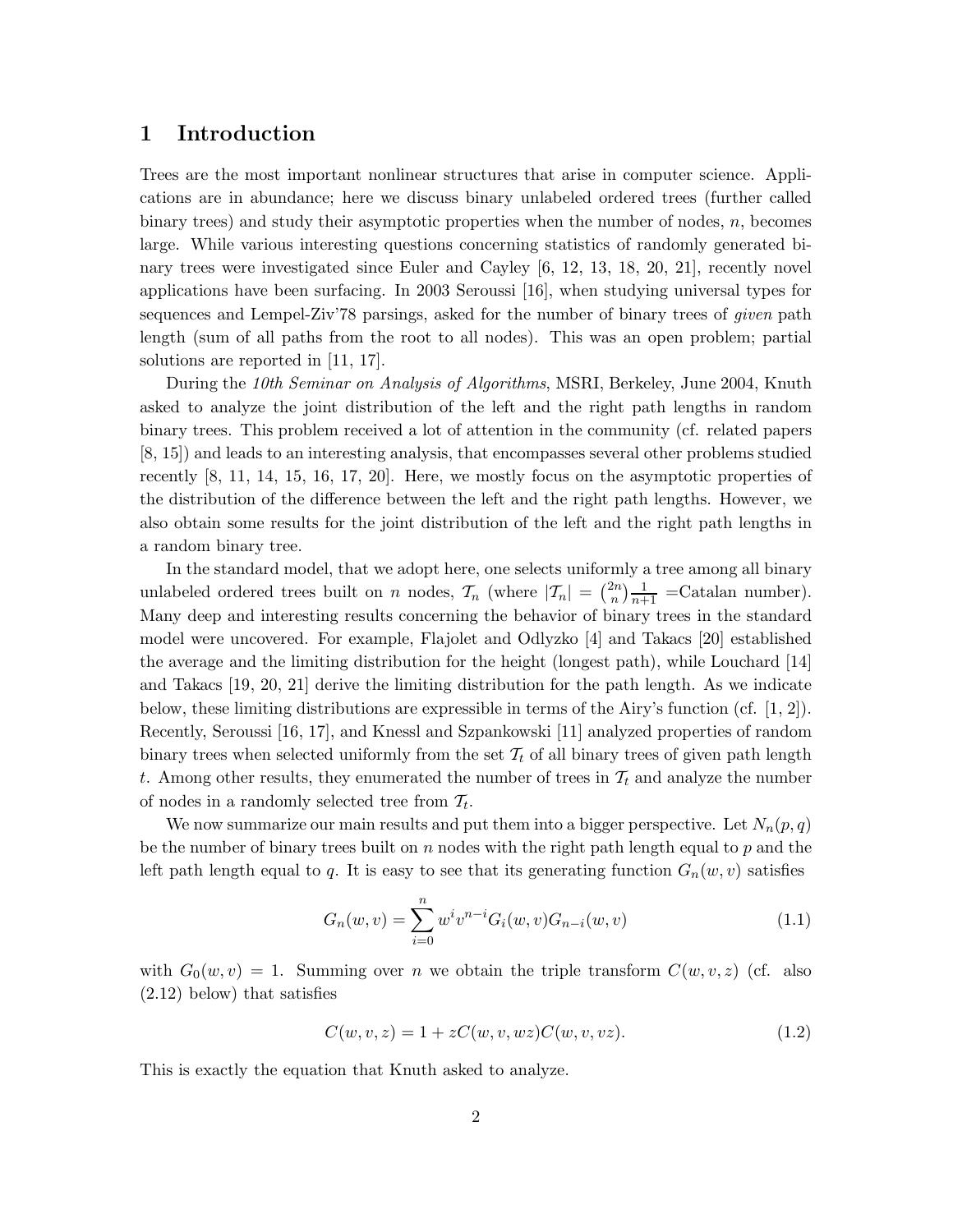# 1 Introduction

Trees are the most important nonlinear structures that arise in computer science. Applications are in abundance; here we discuss binary unlabeled ordered trees (further called binary trees) and study their asymptotic properties when the number of nodes, $n$, becomes large. While various interesting questions concerning statistics of randomly generated binary trees were investigated since Euler and Cayley [6, 12, 13, 18, 20, 21], recently novel applications have been surfacing. In 2003 Seroussi [16], when studying universal types for sequences and Lempel-Ziv'78 parsings, asked for the number of binary trees of *given* path length (sum of all paths from the root to all nodes). This was an open problem; partial solutions are reported in [11, 17].

During the *10th Seminar on Analysis of Algorithms*, MSRI, Berkeley, June 2004, Knuth asked to analyze the joint distribution of the left and the right path lengths in random binary trees. This problem received a lot of attention in the community (cf. related papers [8, 15]) and leads to an interesting analysis, that encompasses several other problems studied recently [8, 11, 14, 15, 16, 17, 20]. Here, we mostly focus on the asymptotic properties of the distribution of the difference between the left and the right path lengths. However, we also obtain some results for the joint distribution of the left and the right path lengths in a random binary tree.

In the standard model, that we adopt here, one selects uniformly a tree among all binary unlabeled ordered trees built on $n$ nodes, $\mathcal{T}_n$ (where $|\mathcal{T}_n| = \binom{2n}{n}\frac{1}{n+1}$ =Catalan number). Many deep and interesting results concerning the behavior of binary trees in the standard model were uncovered. For example, Flajolet and Odlyzko [4] and Takacs [20] established the average and the limiting distribution for the height (longest path), while Louchard [14] and Takacs [19, 20, 21] derive the limiting distribution for the path length. As we indicate below, these limiting distributions are expressible in terms of the Airy's function (cf. [1, 2]). Recently, Seroussi [16, 17], and Knessl and Szpankowski [11] analyzed properties of random binary trees when selected uniformly from the set $\mathcal{T}_t$ of all binary trees of given path length $t$. Among other results, they enumerated the number of trees in $\mathcal{T}_t$ and analyze the number of nodes in a randomly selected tree from $\mathcal{T}_t$.

We now summarize our main results and put them into a bigger perspective. Let $N_n(p, q)$ be the number of binary trees built on $n$ nodes with the right path length equal to $p$ and the left path length equal to $q$. It is easy to see that its generating function $G_n(w, v)$ satisfies

$$G_n(w, v) = \sum_{i=0}^{n} w^i v^{n-i} G_i(w, v) G_{n-i}(w, v) \tag{1.1}$$

with $G_0(w, v) = 1$. Summing over $n$ we obtain the triple transform $C(w, v, z)$ (cf. also (2.12) below) that satisfies

$$C(w, v, z) = 1 + zC(w, v, wz)C(w, v, vz). \tag{1.2}$$

This is exactly the equation that Knuth asked to analyze.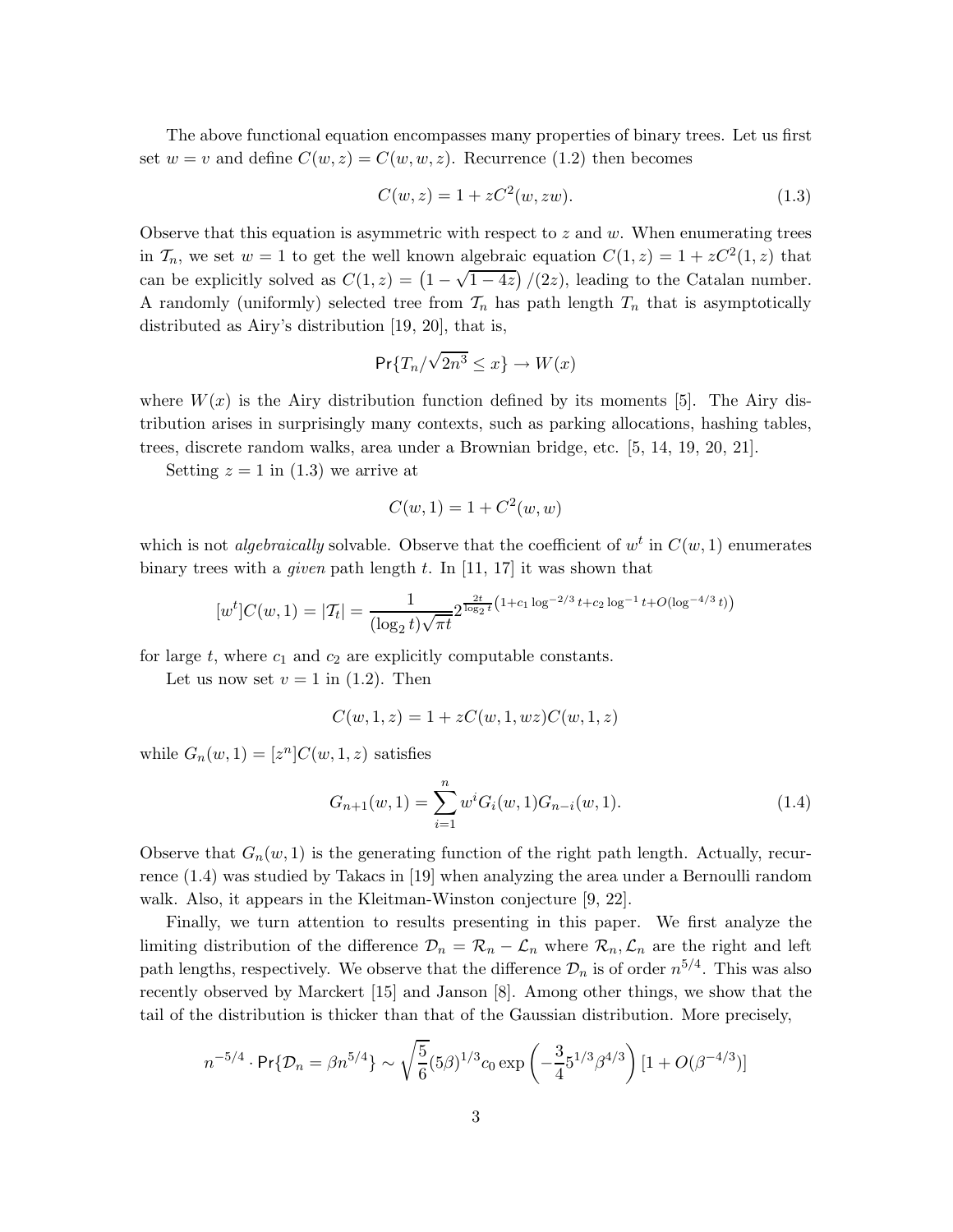The above functional equation encompasses many properties of binary trees. Let us first set $w = v$ and define $C(w, z) = C(w, w, z)$. Recurrence (1.2) then becomes

$$C(w, z) = 1 + zC^2(w, zw). \tag{1.3}$$

Observe that this equation is asymmetric with respect to $z$ and $w$. When enumerating trees in $\mathcal{T}_n$, we set $w = 1$ to get the well known algebraic equation $C(1, z) = 1 + zC^2(1, z)$ that can be explicitly solved as $C(1, z) = \left(1 - \sqrt{1 - 4z}\right)/(2z)$, leading to the Catalan number. A randomly (uniformly) selected tree from $\mathcal{T}_n$ has path length $T_n$ that is asymptotically distributed as Airy's distribution [19, 20], that is,

$$\Pr\{T_n/\sqrt{2n^3} \le x\} \to W(x)$$

where $W(x)$ is the Airy distribution function defined by its moments [5]. The Airy distribution arises in surprisingly many contexts, such as parking allocations, hashing tables, trees, discrete random walks, area under a Brownian bridge, etc. [5, 14, 19, 20, 21].

Setting $z = 1$ in (1.3) we arrive at

$$C(w, 1) = 1 + C^2(w, w)$$

which is not *algebraically* solvable. Observe that the coefficient of $w^t$ in $C(w, 1)$ enumerates binary trees with a *given* path length $t$. In [11, 17] it was shown that

$$[w^t]C(w, 1) = |\mathcal{T}_t| = \frac{1}{(\log_2 t)\sqrt{\pi t}} 2^{\frac{2t}{\log_2 t}\left(1 + c_1 \log^{-2/3} t + c_2 \log^{-1} t + O(\log^{-4/3} t)\right)}$$

for large $t$, where $c_1$ and $c_2$ are explicitly computable constants.

Let us now set $v = 1$ in (1.2). Then

$$C(w, 1, z) = 1 + zC(w, 1, wz)C(w, 1, z)$$

while $G_n(w, 1) = [z^n]C(w, 1, z)$ satisfies

$$G_{n+1}(w, 1) = \sum_{i=1}^{n} w^i G_i(w, 1) G_{n-i}(w, 1). \tag{1.4}$$

Observe that $G_n(w, 1)$ is the generating function of the right path length. Actually, recurrence (1.4) was studied by Takacs in [19] when analyzing the area under a Bernoulli random walk. Also, it appears in the Kleitman-Winston conjecture [9, 22].

Finally, we turn attention to results presenting in this paper. We first analyze the limiting distribution of the difference $\mathcal{D}_n = \mathcal{R}_n - \mathcal{L}_n$ where $\mathcal{R}_n, \mathcal{L}_n$ are the right and left path lengths, respectively. We observe that the difference $\mathcal{D}_n$ is of order $n^{5/4}$. This was also recently observed by Marckert [15] and Janson [8]. Among other things, we show that the tail of the distribution is thicker than that of the Gaussian distribution. More precisely,

$$n^{-5/4} \cdot \Pr\{\mathcal{D}_n = \beta n^{5/4}\} \sim \sqrt{\frac{5}{6}}(5\beta)^{1/3} c_0 \exp\left(-\frac{3}{4} 5^{1/3} \beta^{4/3}\right) [1 + O(\beta^{-4/3})]$$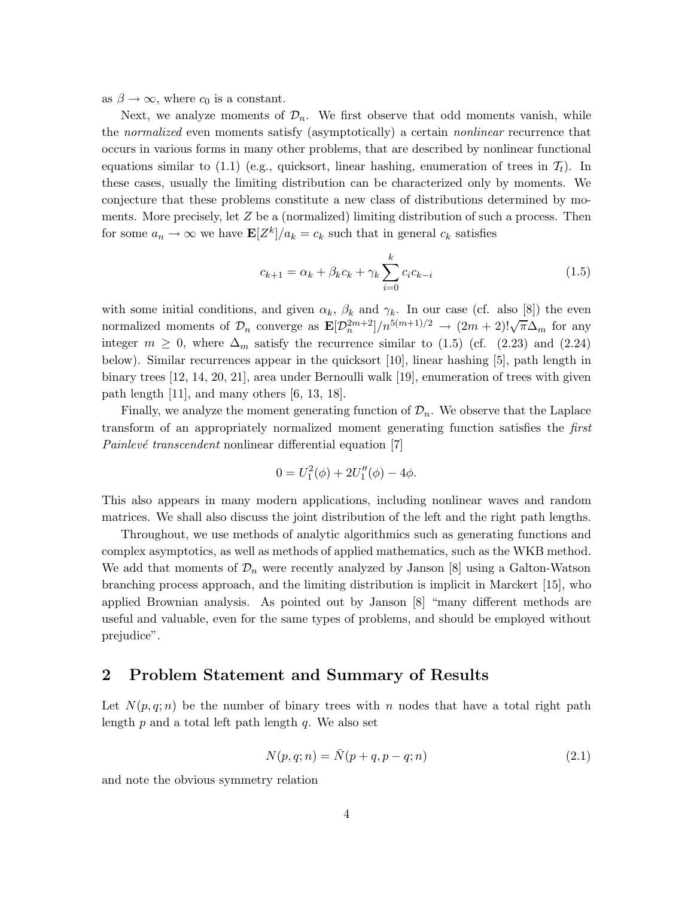as $\beta \to \infty$, where $c_0$ is a constant.

Next, we analyze moments of $\mathcal{D}_n$. We first observe that odd moments vanish, while the *normalized* even moments satisfy (asymptotically) a certain *nonlinear* recurrence that occurs in various forms in many other problems, that are described by nonlinear functional equations similar to (1.1) (e.g., quicksort, linear hashing, enumeration of trees in $\mathcal{T}_t$). In these cases, usually the limiting distribution can be characterized only by moments. We conjecture that these problems constitute a new class of distributions determined by moments. More precisely, let $Z$ be a (normalized) limiting distribution of such a process. Then for some $a_n \to \infty$ we have $\mathbf{E}[Z^k]/a_k = c_k$ such that in general $c_k$ satisfies

$$c_{k+1} = \alpha_k + \beta_k c_k + \gamma_k \sum_{i=0}^{k} c_i c_{k-i} \tag{1.5}$$

with some initial conditions, and given $\alpha_k$, $\beta_k$ and $\gamma_k$. In our case (cf. also [8]) the even normalized moments of $\mathcal{D}_n$ converge as $\mathbf{E}[\mathcal{D}_n^{2m+2}]/n^{5(m+1)/2} \to (2m+2)!\sqrt{\pi}\Delta_m$ for any integer $m \geq 0$, where $\Delta_m$ satisfy the recurrence similar to (1.5) (cf. (2.23) and (2.24) below). Similar recurrences appear in the quicksort [10], linear hashing [5], path length in binary trees [12, 14, 20, 21], area under Bernoulli walk [19], enumeration of trees with given path length [11], and many others [6, 13, 18].

Finally, we analyze the moment generating function of $\mathcal{D}_n$. We observe that the Laplace transform of an appropriately normalized moment generating function satisfies the *first Painlevé transcendent* nonlinear differential equation [7]

$$0 = U_1^2(\phi) + 2U_1''(\phi) - 4\phi.$$

This also appears in many modern applications, including nonlinear waves and random matrices. We shall also discuss the joint distribution of the left and the right path lengths.

Throughout, we use methods of analytic algorithmics such as generating functions and complex asymptotics, as well as methods of applied mathematics, such as the WKB method. We add that moments of $\mathcal{D}_n$ were recently analyzed by Janson [8] using a Galton-Watson branching process approach, and the limiting distribution is implicit in Marckert [15], who applied Brownian analysis. As pointed out by Janson [8] "many different methods are useful and valuable, even for the same types of problems, and should be employed without prejudice".

## 2 Problem Statement and Summary of Results

Let $N(p,q;n)$ be the number of binary trees with $n$ nodes that have a total right path length $p$ and a total left path length $q$. We also set

$$N(p,q;n) = \bar{N}(p+q, p-q; n) \tag{2.1}$$

and note the obvious symmetry relation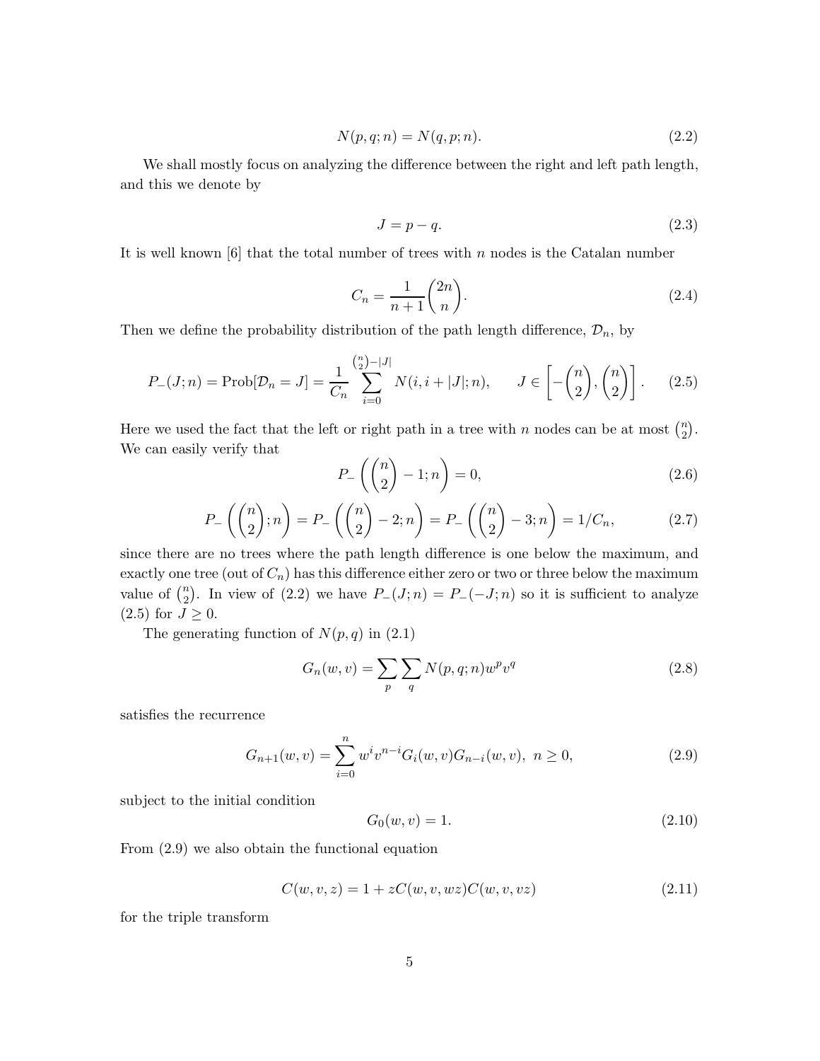$$N(p, q; n) = N(q, p; n). \tag{2.2}$$

We shall mostly focus on analyzing the difference between the right and left path length, and this we denote by

$$J = p - q. \tag{2.3}$$

It is well known [6] that the total number of trees with $n$ nodes is the Catalan number

$$C_n = \frac{1}{n+1}\binom{2n}{n}. \tag{2.4}$$

Then we define the probability distribution of the path length difference, $\mathcal{D}_n$, by

$$P_-(J; n) = \text{Prob}[\mathcal{D}_n = J] = \frac{1}{C_n} \sum_{i=0}^{\binom{n}{2}-|J|} N(i, i+|J|; n), \qquad J \in \left[-\binom{n}{2}, \binom{n}{2}\right]. \tag{2.5}$$

Here we used the fact that the left or right path in a tree with $n$ nodes can be at most $\binom{n}{2}$. We can easily verify that

$$P_-\left(\binom{n}{2} - 1; n\right) = 0, \tag{2.6}$$

$$P_-\left(\binom{n}{2}; n\right) = P_-\left(\binom{n}{2} - 2; n\right) = P_-\left(\binom{n}{2} - 3; n\right) = 1/C_n, \tag{2.7}$$

since there are no trees where the path length difference is one below the maximum, and exactly one tree (out of $C_n$) has this difference either zero or two or three below the maximum value of $\binom{n}{2}$. In view of (2.2) we have $P_-(J; n) = P_-(-J; n)$ so it is sufficient to analyze (2.5) for $J \geq 0$.

The generating function of $N(p, q)$ in (2.1)

$$G_n(w, v) = \sum_p \sum_q N(p, q; n) w^p v^q \tag{2.8}$$

satisfies the recurrence

$$G_{n+1}(w, v) = \sum_{i=0}^{n} w^i v^{n-i} G_i(w, v) G_{n-i}(w, v), \;\; n \geq 0, \tag{2.9}$$

subject to the initial condition

$$G_0(w, v) = 1. \tag{2.10}$$

From (2.9) we also obtain the functional equation

$$C(w, v, z) = 1 + zC(w, v, wz)C(w, v, vz) \tag{2.11}$$

for the triple transform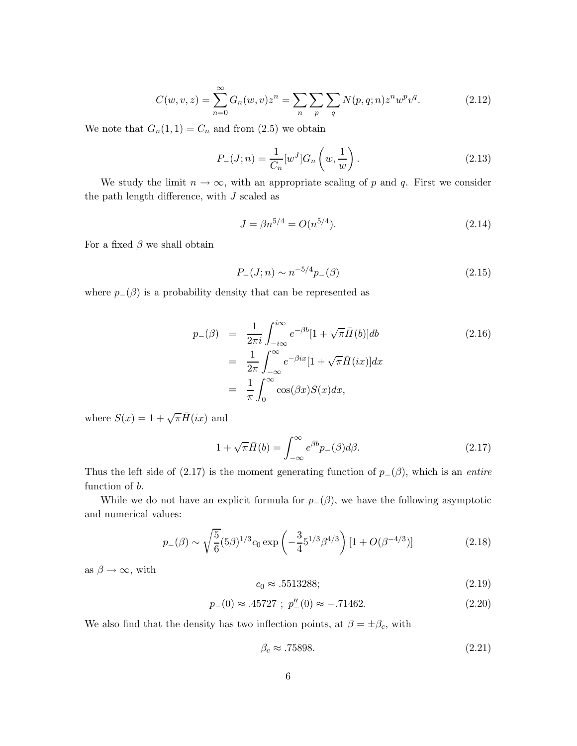$$C(w,v,z) = \sum_{n=0}^{\infty} G_n(w,v) z^n = \sum_n \sum_p \sum_q N(p,q;n) z^n w^p v^q. \tag{2.12}$$

We note that $G_n(1,1) = C_n$ and from (2.5) we obtain

$$P_-(J;n) = \frac{1}{C_n}[w^J] G_n\left(w, \frac{1}{w}\right). \tag{2.13}$$

We study the limit $n \to \infty$, with an appropriate scaling of $p$ and $q$. First we consider the path length difference, with $J$ scaled as

$$J = \beta n^{5/4} = O(n^{5/4}). \tag{2.14}$$

For a fixed $\beta$ we shall obtain

$$P_-(J;n) \sim n^{-5/4} p_-(\beta) \tag{2.15}$$

where $p_-(\beta)$ is a probability density that can be represented as

$$\begin{aligned} p_-(\beta) &= \frac{1}{2\pi i}\int_{-i\infty}^{i\infty} e^{-\beta b}[1+\sqrt{\pi}\bar{H}(b)]db \\ &= \frac{1}{2\pi}\int_{-\infty}^{\infty} e^{-\beta i x}[1+\sqrt{\pi}\bar{H}(ix)]dx \\ &= \frac{1}{\pi}\int_0^{\infty} \cos(\beta x) S(x) dx, \end{aligned} \tag{2.16}$$

where $S(x) = 1+\sqrt{\pi}\bar{H}(ix)$ and

$$1+\sqrt{\pi}\bar{H}(b) = \int_{-\infty}^{\infty} e^{\beta b} p_-(\beta) d\beta. \tag{2.17}$$

Thus the left side of (2.17) is the moment generating function of $p_-(\beta)$, which is an *entire* function of $b$.

While we do not have an explicit formula for $p_-(\beta)$, we have the following asymptotic and numerical values:

$$p_-(\beta) \sim \sqrt{\frac{5}{6}}(5\beta)^{1/3} c_0 \exp\left(-\frac{3}{4}5^{1/3}\beta^{4/3}\right)[1+O(\beta^{-4/3})] \tag{2.18}$$

as $\beta \to \infty$, with

$$c_0 \approx .5513288; \tag{2.19}$$

$$p_-(0) \approx .45727 \ ; \ p_-''(0) \approx -.71462. \tag{2.20}$$

We also find that the density has two inflection points, at $\beta = \pm\beta_c$, with

$$\beta_c \approx .75898. \tag{2.21}$$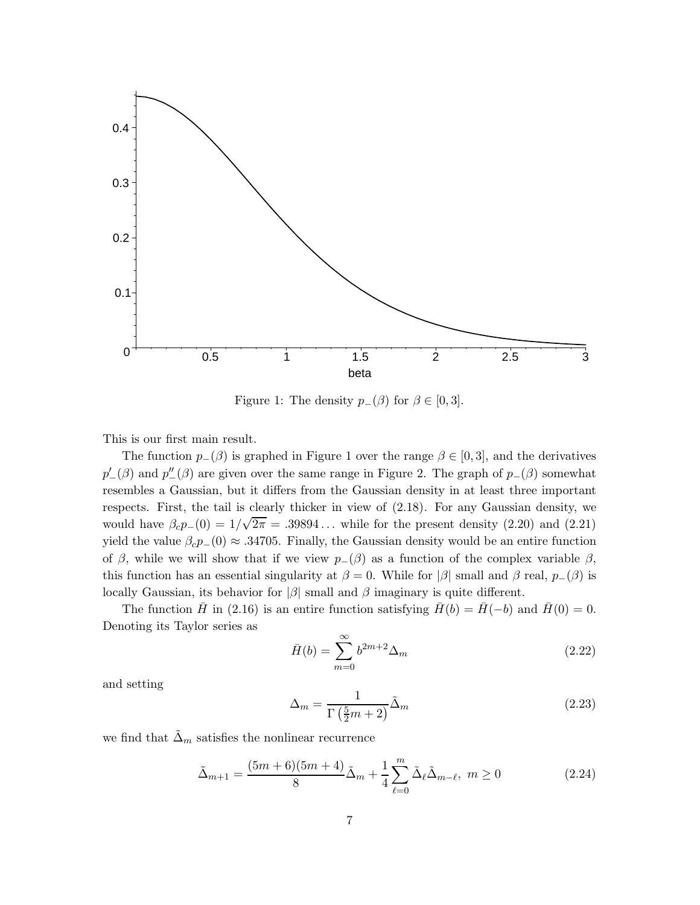Figure 1: The density $p_-(\beta)$ for $\beta \in [0, 3]$.

This is our first main result.

The function $p_-(\beta)$ is graphed in Figure 1 over the range $\beta \in [0, 3]$, and the derivatives $p_-'(\beta)$ and $p_-''(\beta)$ are given over the same range in Figure 2. The graph of $p_-(\beta)$ somewhat resembles a Gaussian, but it differs from the Gaussian density in at least three important respects. First, the tail is clearly thicker in view of (2.18). For any Gaussian density, we would have $\beta_c p_-(0) = 1/\sqrt{2\pi} = .39894\ldots$ while for the present density (2.20) and (2.21) yield the value $\beta_c p_-(0) \approx .34705$. Finally, the Gaussian density would be an entire function of $\beta$, while we will show that if we view $p_-(\beta)$ as a function of the complex variable $\beta$, this function has an essential singularity at $\beta = 0$. While for $|\beta|$ small and $\beta$ real, $p_-(\beta)$ is locally Gaussian, its behavior for $|\beta|$ small and $\beta$ imaginary is quite different.

The function $\bar{H}$ in (2.16) is an entire function satisfying $\bar{H}(b) = \bar{H}(-b)$ and $\bar{H}(0) = 0$. Denoting its Taylor series as

$$\bar{H}(b) = \sum_{m=0}^{\infty} b^{2m+2} \Delta_m \tag{2.22}$$

and setting

$$\Delta_m = \frac{1}{\Gamma\left(\frac{5}{2}m + 2\right)} \tilde{\Delta}_m \tag{2.23}$$

we find that $\tilde{\Delta}_m$ satisfies the nonlinear recurrence

$$\tilde{\Delta}_{m+1} = \frac{(5m+6)(5m+4)}{8} \tilde{\Delta}_m + \frac{1}{4} \sum_{\ell=0}^{m} \tilde{\Delta}_\ell \tilde{\Delta}_{m-\ell}, \ m \geq 0 \tag{2.24}$$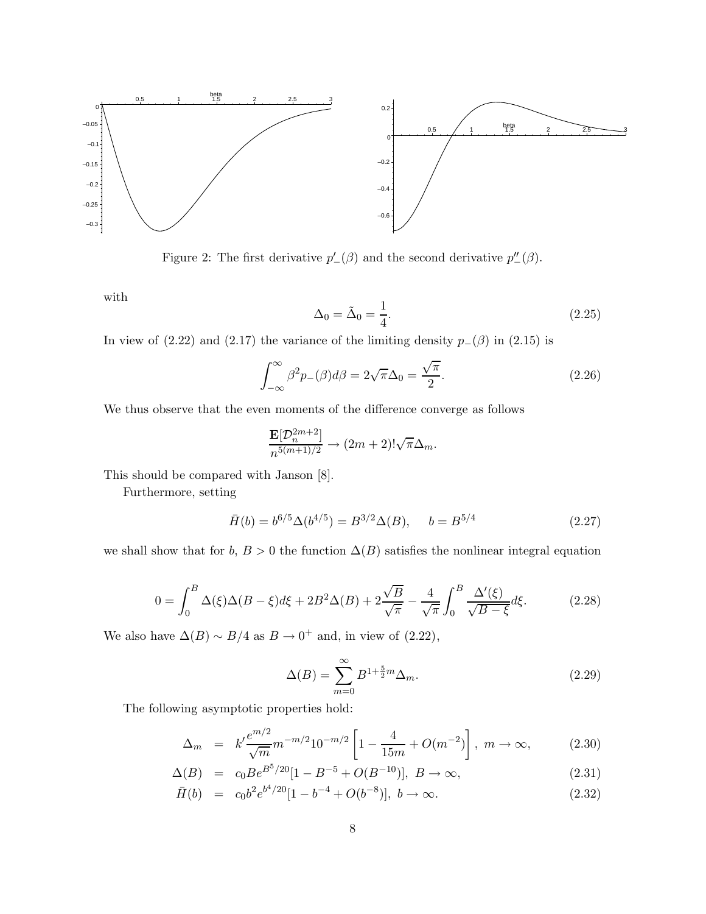Figure 2: The first derivative $p'_{-}(\beta)$ and the second derivative $p''_{-}(\beta)$.

with

$$\Delta_0 = \tilde{\Delta}_0 = \frac{1}{4}. \tag{2.25}$$

In view of (2.22) and (2.17) the variance of the limiting density $p_{-}(\beta)$ in (2.15) is

$$\int_{-\infty}^{\infty} \beta^2 p_{-}(\beta) d\beta = 2\sqrt{\pi}\Delta_0 = \frac{\sqrt{\pi}}{2}. \tag{2.26}$$

We thus observe that the even moments of the difference converge as follows

$$\frac{\mathbf{E}[\mathcal{D}_n^{2m+2}]}{n^{5(m+1)/2}} \to (2m+2)!\sqrt{\pi}\Delta_m.$$

This should be compared with Janson [8].

Furthermore, setting

$$\bar{H}(b) = b^{6/5}\Delta(b^{4/5}) = B^{3/2}\Delta(B), \qquad b = B^{5/4} \tag{2.27}$$

we shall show that for $b$, $B > 0$ the function $\Delta(B)$ satisfies the nonlinear integral equation

$$0 = \int_0^B \Delta(\xi)\Delta(B-\xi)d\xi + 2B^2\Delta(B) + 2\frac{\sqrt{B}}{\sqrt{\pi}} - \frac{4}{\sqrt{\pi}}\int_0^B \frac{\Delta'(\xi)}{\sqrt{B-\xi}}d\xi. \tag{2.28}$$

We also have $\Delta(B) \sim B/4$ as $B \to 0^+$ and, in view of (2.22),

$$\Delta(B) = \sum_{m=0}^{\infty} B^{1+\frac{5}{2}m}\Delta_m. \tag{2.29}$$

The following asymptotic properties hold:

$$\Delta_m = k'\frac{e^{m/2}}{\sqrt{m}}m^{-m/2}10^{-m/2}\left[1 - \frac{4}{15m} + O(m^{-2})\right], \ m \to \infty, \tag{2.30}$$

$$\Delta(B) = c_0 B e^{B^5/20}[1 - B^{-5} + O(B^{-10})], \ B \to \infty, \tag{2.31}$$

$$\bar{H}(b) = c_0 b^2 e^{b^4/20}[1 - b^{-4} + O(b^{-8})], \ b \to \infty. \tag{2.32}$$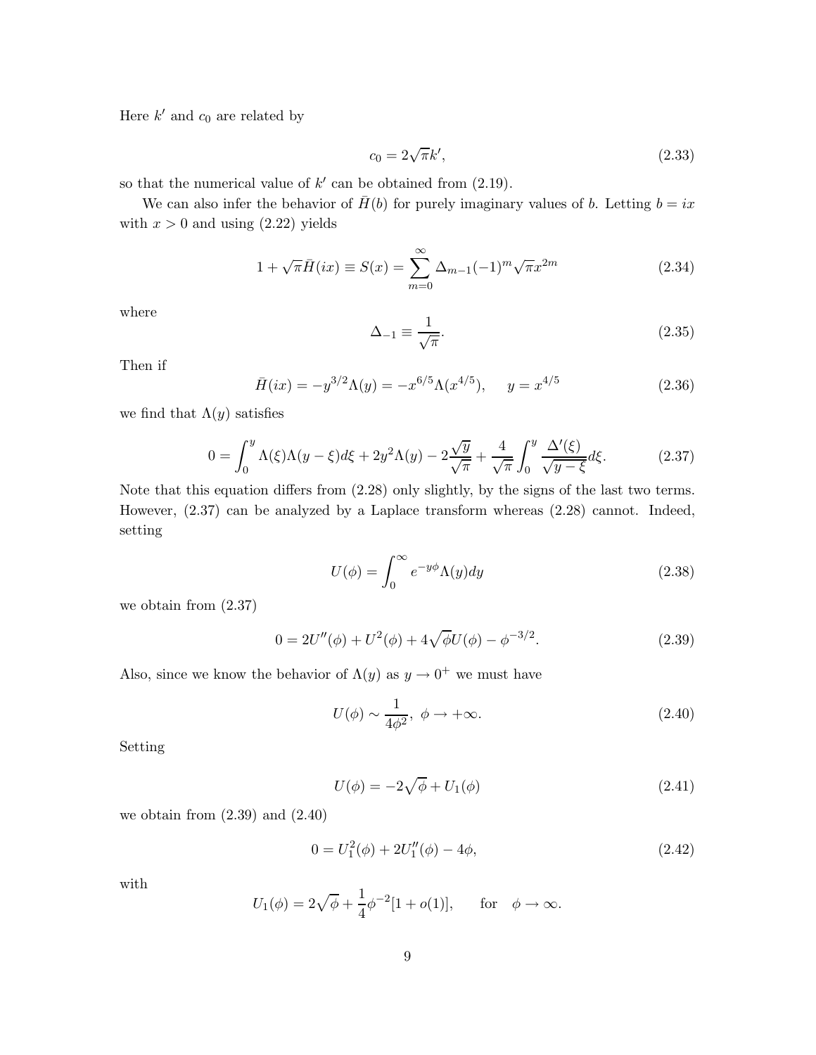Here $k'$ and $c_0$ are related by

$$c_0 = 2\sqrt{\pi}k', \tag{2.33}$$

so that the numerical value of $k'$ can be obtained from (2.19).

We can also infer the behavior of $\bar{H}(b)$ for purely imaginary values of $b$. Letting $b = ix$ with $x > 0$ and using (2.22) yields

$$1 + \sqrt{\pi}\bar{H}(ix) \equiv S(x) = \sum_{m=0}^{\infty} \Delta_{m-1}(-1)^m \sqrt{\pi} x^{2m} \tag{2.34}$$

where

$$\Delta_{-1} \equiv \frac{1}{\sqrt{\pi}}. \tag{2.35}$$

Then if

$$\bar{H}(ix) = -y^{3/2}\Lambda(y) = -x^{6/5}\Lambda(x^{4/5}), \qquad y = x^{4/5} \tag{2.36}$$

we find that $\Lambda(y)$ satisfies

$$0 = \int_0^y \Lambda(\xi)\Lambda(y-\xi)d\xi + 2y^2\Lambda(y) - 2\frac{\sqrt{y}}{\sqrt{\pi}} + \frac{4}{\sqrt{\pi}}\int_0^y \frac{\Delta'(\xi)}{\sqrt{y-\xi}}d\xi. \tag{2.37}$$

Note that this equation differs from (2.28) only slightly, by the signs of the last two terms. However, (2.37) can be analyzed by a Laplace transform whereas (2.28) cannot. Indeed, setting

$$U(\phi) = \int_0^\infty e^{-y\phi}\Lambda(y)dy \tag{2.38}$$

we obtain from (2.37)

$$0 = 2U''(\phi) + U^2(\phi) + 4\sqrt{\phi}U(\phi) - \phi^{-3/2}. \tag{2.39}$$

Also, since we know the behavior of $\Lambda(y)$ as $y \to 0^+$ we must have

$$U(\phi) \sim \frac{1}{4\phi^2}, \ \phi \to +\infty. \tag{2.40}$$

Setting

$$U(\phi) = -2\sqrt{\phi} + U_1(\phi) \tag{2.41}$$

we obtain from (2.39) and (2.40)

$$0 = U_1^2(\phi) + 2U_1''(\phi) - 4\phi, \tag{2.42}$$

with

$$U_1(\phi) = 2\sqrt{\phi} + \frac{1}{4}\phi^{-2}[1 + o(1)], \qquad \text{for} \quad \phi \to \infty.$$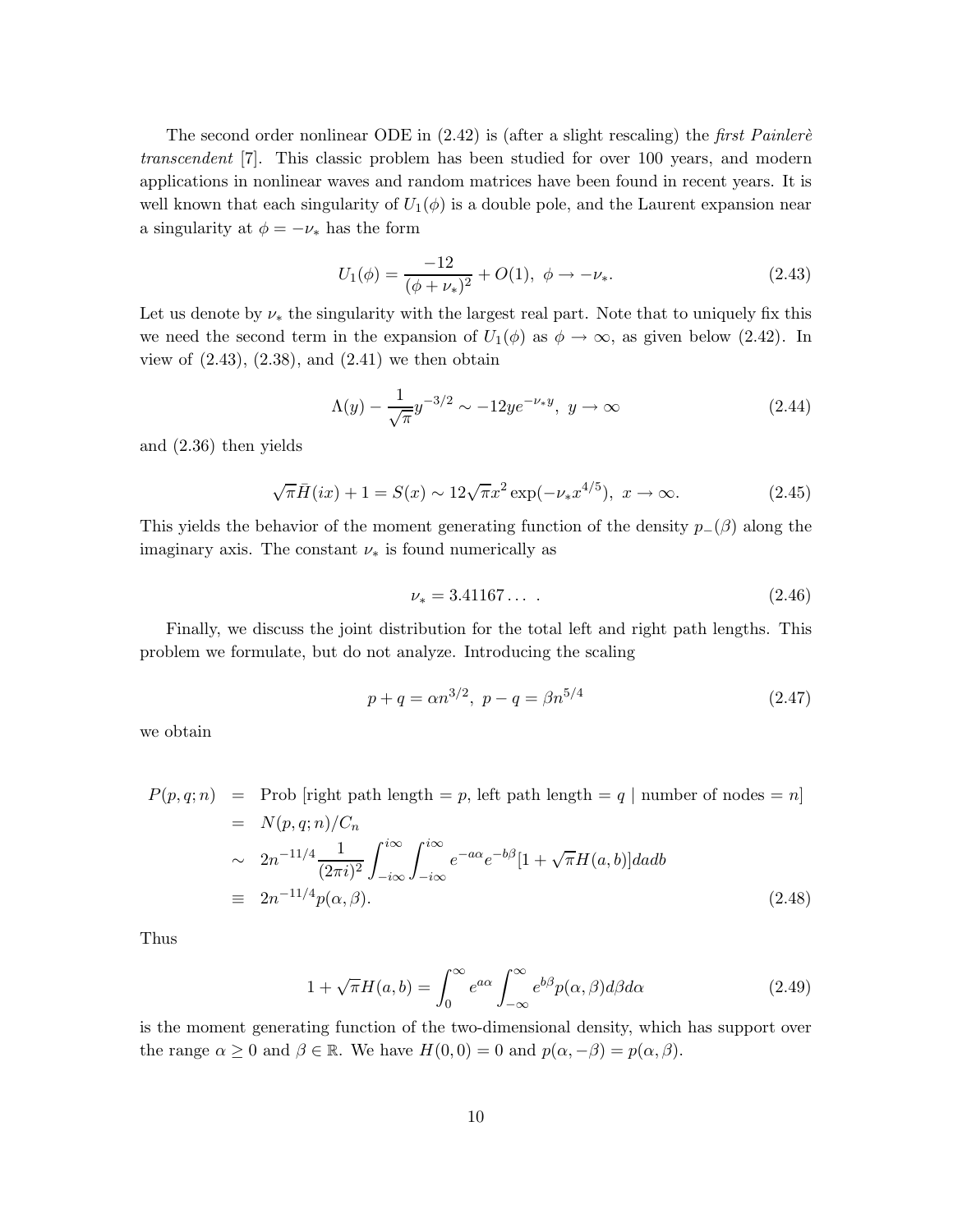The second order nonlinear ODE in (2.42) is (after a slight rescaling) the *first Painlerè transcendent* [7]. This classic problem has been studied for over 100 years, and modern applications in nonlinear waves and random matrices have been found in recent years. It is well known that each singularity of $U_1(\phi)$ is a double pole, and the Laurent expansion near a singularity at $\phi = -\nu_*$ has the form

$$U_1(\phi) = \frac{-12}{(\phi + \nu_*)^2} + O(1), \ \phi \to -\nu_*. \tag{2.43}$$

Let us denote by $\nu_*$ the singularity with the largest real part. Note that to uniquely fix this we need the second term in the expansion of $U_1(\phi)$ as $\phi \to \infty$, as given below (2.42). In view of (2.43), (2.38), and (2.41) we then obtain

$$\Lambda(y) - \frac{1}{\sqrt{\pi}} y^{-3/2} \sim -12 y e^{-\nu_* y}, \ y \to \infty \tag{2.44}$$

and (2.36) then yields

$$\sqrt{\pi} \bar{H}(ix) + 1 = S(x) \sim 12\sqrt{\pi} x^2 \exp(-\nu_* x^{4/5}), \ x \to \infty. \tag{2.45}$$

This yields the behavior of the moment generating function of the density $p_-(\beta)$ along the imaginary axis. The constant $\nu_*$ is found numerically as

$$\nu_* = 3.41167\ldots \ . \tag{2.46}$$

Finally, we discuss the joint distribution for the total left and right path lengths. This problem we formulate, but do not analyze. Introducing the scaling

$$p + q = \alpha n^{3/2}, \ p - q = \beta n^{5/4} \tag{2.47}$$

we obtain

$$\begin{aligned}
P(p, q; n) &= \text{Prob [right path length} = p\text{, left path length} = q \mid \text{number of nodes} = n] \\
&= N(p, q; n)/C_n \\
&\sim 2n^{-11/4} \frac{1}{(2\pi i)^2} \int_{-i\infty}^{i\infty} \int_{-i\infty}^{i\infty} e^{-a\alpha} e^{-b\beta} [1 + \sqrt{\pi} H(a, b)] da db \\
&\equiv 2n^{-11/4} p(\alpha, \beta).
\end{aligned} \tag{2.48}$$

Thus

$$1 + \sqrt{\pi} H(a, b) = \int_0^\infty e^{a\alpha} \int_{-\infty}^\infty e^{b\beta} p(\alpha, \beta) d\beta d\alpha \tag{2.49}$$

is the moment generating function of the two-dimensional density, which has support over the range $\alpha \geq 0$ and $\beta \in \mathbb{R}$. We have $H(0, 0) = 0$ and $p(\alpha, -\beta) = p(\alpha, \beta)$.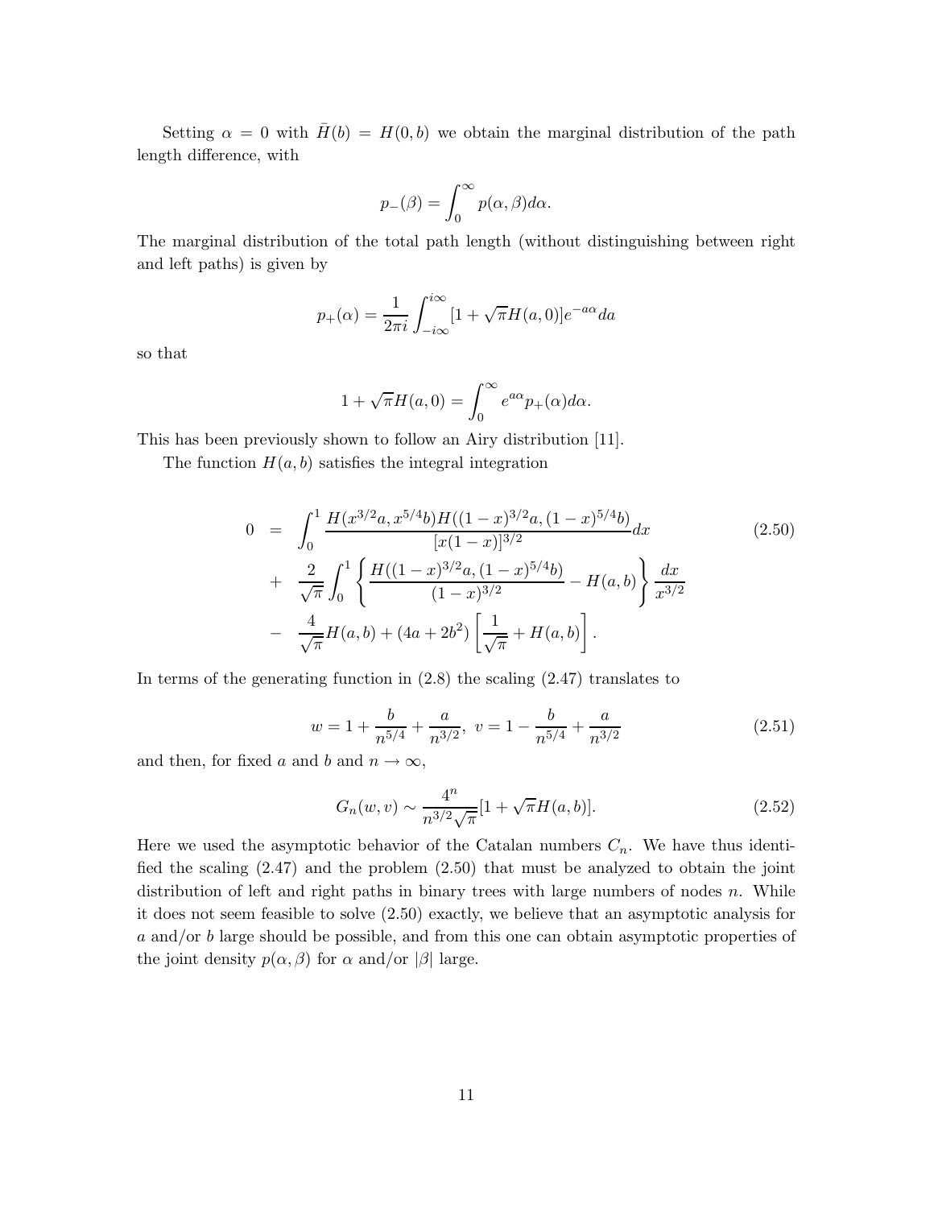Setting $\alpha = 0$ with $\bar{H}(b) = H(0, b)$ we obtain the marginal distribution of the path length difference, with

$$p_-(\beta) = \int_0^\infty p(\alpha, \beta) d\alpha.$$

The marginal distribution of the total path length (without distinguishing between right and left paths) is given by

$$p_+(\alpha) = \frac{1}{2\pi i} \int_{-i\infty}^{i\infty} [1 + \sqrt{\pi} H(a, 0)] e^{-a\alpha} da$$

so that

$$1 + \sqrt{\pi} H(a, 0) = \int_0^\infty e^{a\alpha} p_+(\alpha) d\alpha.$$

This has been previously shown to follow an Airy distribution [11].

The function $H(a, b)$ satisfies the integral integration

$$\begin{aligned} 0 &= \int_0^1 \frac{H(x^{3/2}a, x^{5/4}b) H((1-x)^{3/2}a, (1-x)^{5/4}b)}{[x(1-x)]^{3/2}} dx \\ &+ \frac{2}{\sqrt{\pi}} \int_0^1 \left\{ \frac{H((1-x)^{3/2}a, (1-x)^{5/4}b)}{(1-x)^{3/2}} - H(a, b) \right\} \frac{dx}{x^{3/2}} \\ &- \frac{4}{\sqrt{\pi}} H(a, b) + (4a + 2b^2) \left[ \frac{1}{\sqrt{\pi}} + H(a, b) \right]. \end{aligned} \tag{2.50}$$

In terms of the generating function in (2.8) the scaling (2.47) translates to

$$w = 1 + \frac{b}{n^{5/4}} + \frac{a}{n^{3/2}}, \;\; v = 1 - \frac{b}{n^{5/4}} + \frac{a}{n^{3/2}} \tag{2.51}$$

and then, for fixed $a$ and $b$ and $n \to \infty$,

$$G_n(w, v) \sim \frac{4^n}{n^{3/2}\sqrt{\pi}} [1 + \sqrt{\pi} H(a, b)]. \tag{2.52}$$

Here we used the asymptotic behavior of the Catalan numbers $C_n$. We have thus identified the scaling (2.47) and the problem (2.50) that must be analyzed to obtain the joint distribution of left and right paths in binary trees with large numbers of nodes $n$. While it does not seem feasible to solve (2.50) exactly, we believe that an asymptotic analysis for $a$ and/or $b$ large should be possible, and from this one can obtain asymptotic properties of the joint density $p(\alpha, \beta)$ for $\alpha$ and/or $|\beta|$ large.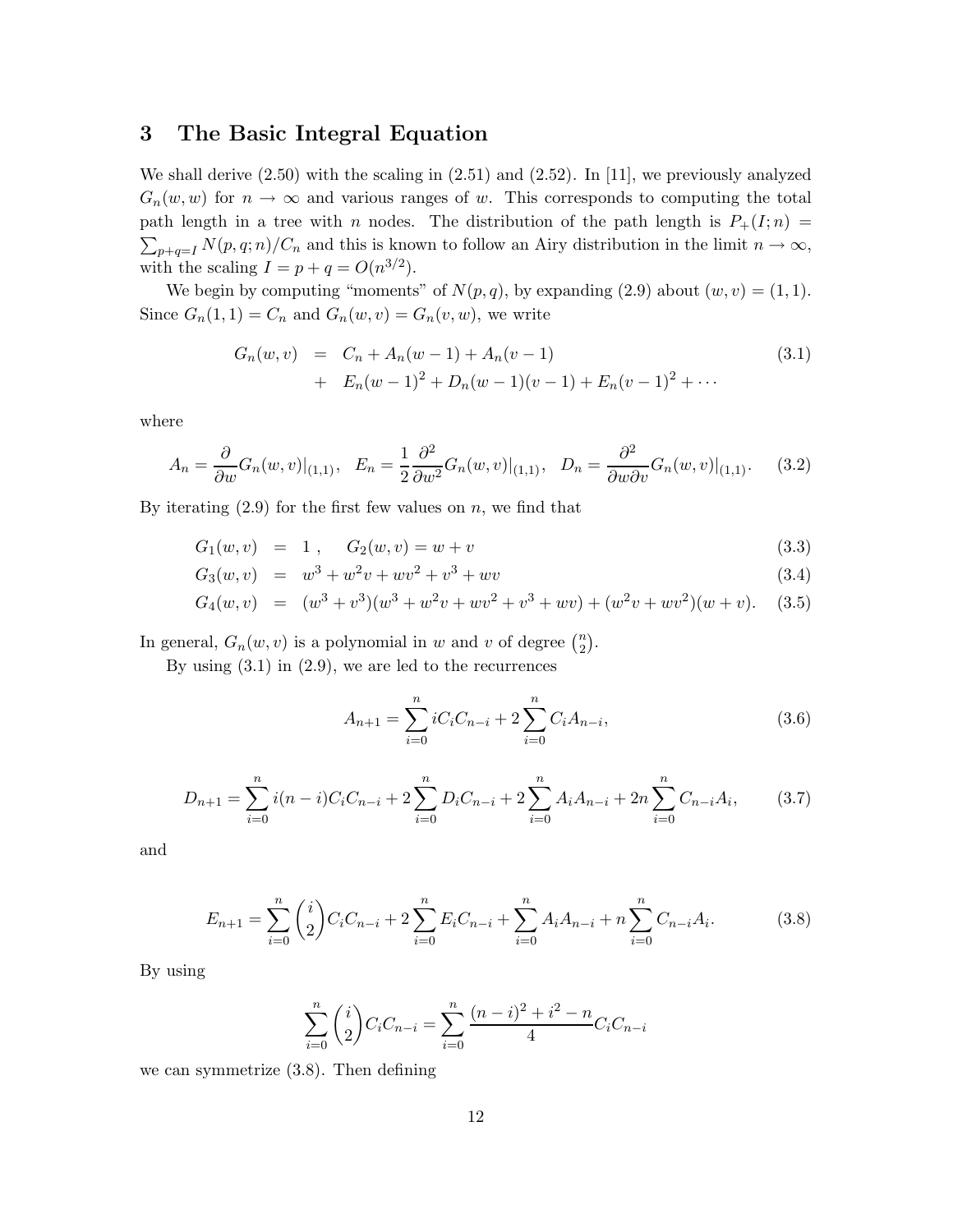## 3 The Basic Integral Equation

We shall derive (2.50) with the scaling in (2.51) and (2.52). In [11], we previously analyzed $G_n(w,w)$ for $n \to \infty$ and various ranges of $w$. This corresponds to computing the total path length in a tree with $n$ nodes. The distribution of the path length is $P_+(I;n) = \sum_{p+q=I} N(p,q;n)/C_n$ and this is known to follow an Airy distribution in the limit $n \to \infty$, with the scaling $I = p + q = O(n^{3/2})$.

We begin by computing "moments" of $N(p,q)$, by expanding (2.9) about $(w,v) = (1,1)$. Since $G_n(1,1) = C_n$ and $G_n(w,v) = G_n(v,w)$, we write

$$
\begin{aligned}
G_n(w,v) &= C_n + A_n(w-1) + A_n(v-1) \\
&+ E_n(w-1)^2 + D_n(w-1)(v-1) + E_n(v-1)^2 + \cdots
\end{aligned}
\tag{3.1}
$$

where

$$
A_n = \frac{\partial}{\partial w} G_n(w,v)|_{(1,1)}, \quad E_n = \frac{1}{2}\frac{\partial^2}{\partial w^2} G_n(w,v)|_{(1,1)}, \quad D_n = \frac{\partial^2}{\partial w \partial v} G_n(w,v)|_{(1,1)}. \tag{3.2}
$$

By iterating (2.9) for the first few values on $n$, we find that

$$
G_1(w,v) = 1, \quad G_2(w,v) = w + v \tag{3.3}
$$

$$
G_3(w,v) = w^3 + w^2 v + w v^2 + v^3 + wv \tag{3.4}
$$

$$
G_4(w,v) = (w^3 + v^3)(w^3 + w^2 v + w v^2 + v^3 + wv) + (w^2 v + w v^2)(w + v). \tag{3.5}
$$

In general, $G_n(w,v)$ is a polynomial in $w$ and $v$ of degree $\binom{n}{2}$.

By using (3.1) in (2.9), we are led to the recurrences

$$
A_{n+1} = \sum_{i=0}^{n} i C_i C_{n-i} + 2\sum_{i=0}^{n} C_i A_{n-i}, \tag{3.6}
$$

$$
D_{n+1} = \sum_{i=0}^{n} i(n-i) C_i C_{n-i} + 2\sum_{i=0}^{n} D_i C_{n-i} + 2\sum_{i=0}^{n} A_i A_{n-i} + 2n\sum_{i=0}^{n} C_{n-i} A_i, \tag{3.7}
$$

and

$$
E_{n+1} = \sum_{i=0}^{n} \binom{i}{2} C_i C_{n-i} + 2\sum_{i=0}^{n} E_i C_{n-i} + \sum_{i=0}^{n} A_i A_{n-i} + n\sum_{i=0}^{n} C_{n-i} A_i. \tag{3.8}
$$

By using

$$
\sum_{i=0}^{n} \binom{i}{2} C_i C_{n-i} = \sum_{i=0}^{n} \frac{(n-i)^2 + i^2 - n}{4} C_i C_{n-i}
$$

we can symmetrize (3.8). Then defining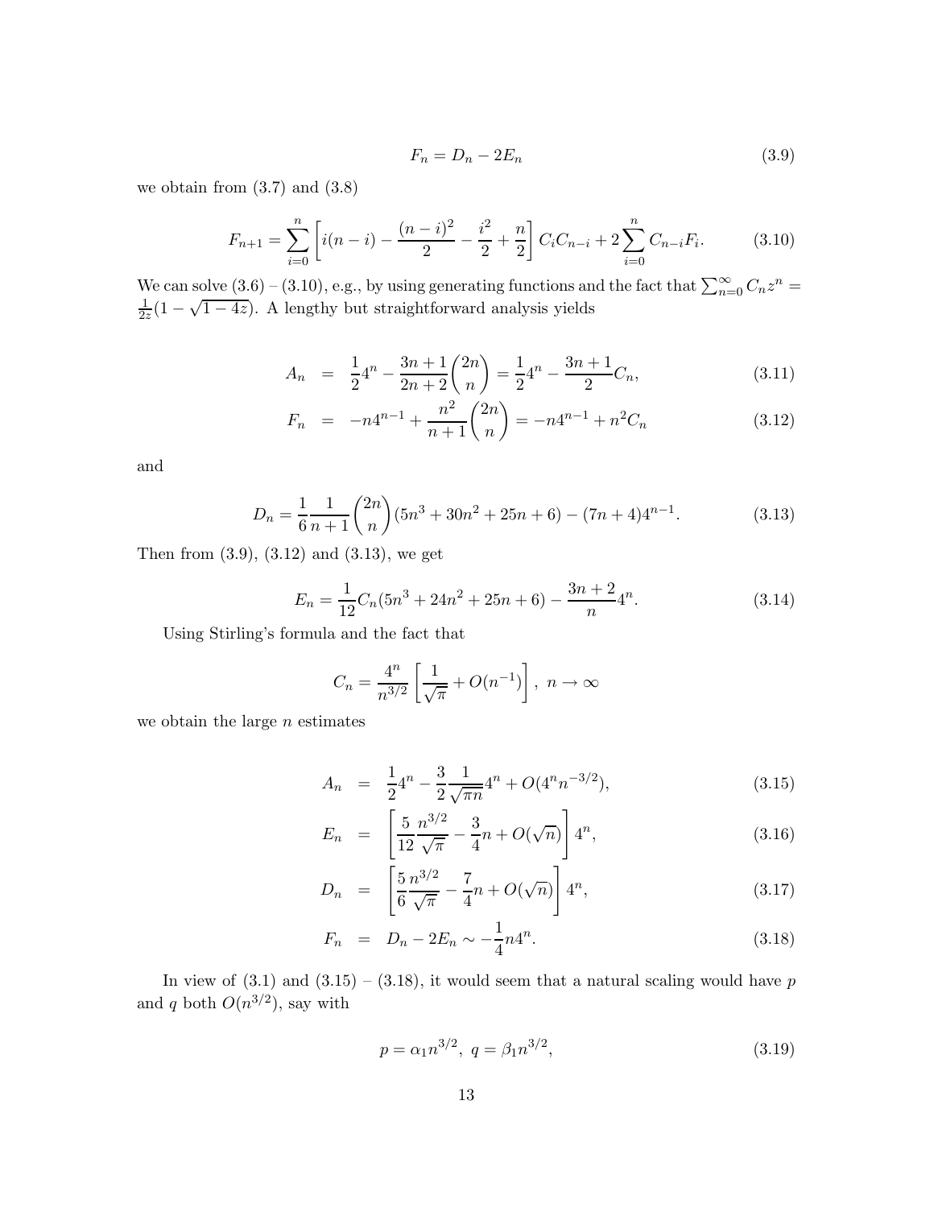$$F_n = D_n - 2E_n \tag{3.9}$$

we obtain from (3.7) and (3.8)

$$F_{n+1} = \sum_{i=0}^{n} \left[ i(n-i) - \frac{(n-i)^2}{2} - \frac{i^2}{2} + \frac{n}{2} \right] C_i C_{n-i} + 2 \sum_{i=0}^{n} C_{n-i} F_i. \tag{3.10}$$

We can solve (3.6) – (3.10), e.g., by using generating functions and the fact that $\sum_{n=0}^{\infty} C_n z^n = \frac{1}{2z}(1 - \sqrt{1-4z})$. A lengthy but straightforward analysis yields

$$A_n = \frac{1}{2}4^n - \frac{3n+1}{2n+2}\binom{2n}{n} = \frac{1}{2}4^n - \frac{3n+1}{2}C_n, \tag{3.11}$$

$$F_n = -n4^{n-1} + \frac{n^2}{n+1}\binom{2n}{n} = -n4^{n-1} + n^2 C_n \tag{3.12}$$

and

$$D_n = \frac{1}{6}\frac{1}{n+1}\binom{2n}{n}(5n^3 + 30n^2 + 25n + 6) - (7n+4)4^{n-1}. \tag{3.13}$$

Then from (3.9), (3.12) and (3.13), we get

$$E_n = \frac{1}{12}C_n(5n^3 + 24n^2 + 25n + 6) - \frac{3n+2}{n}4^n. \tag{3.14}$$

Using Stirling's formula and the fact that

$$C_n = \frac{4^n}{n^{3/2}}\left[\frac{1}{\sqrt{\pi}} + O(n^{-1})\right], \ n \to \infty$$

we obtain the large $n$ estimates

$$A_n = \frac{1}{2}4^n - \frac{3}{2}\frac{1}{\sqrt{\pi n}}4^n + O(4^n n^{-3/2}), \tag{3.15}$$

$$E_n = \left[\frac{5}{12}\frac{n^{3/2}}{\sqrt{\pi}} - \frac{3}{4}n + O(\sqrt{n})\right]4^n, \tag{3.16}$$

$$D_n = \left[\frac{5}{6}\frac{n^{3/2}}{\sqrt{\pi}} - \frac{7}{4}n + O(\sqrt{n})\right]4^n, \tag{3.17}$$

$$F_n = D_n - 2E_n \sim -\frac{1}{4}n4^n. \tag{3.18}$$

In view of (3.1) and (3.15) – (3.18), it would seem that a natural scaling would have $p$ and $q$ both $O(n^{3/2})$, say with

$$p = \alpha_1 n^{3/2}, \ q = \beta_1 n^{3/2}, \tag{3.19}$$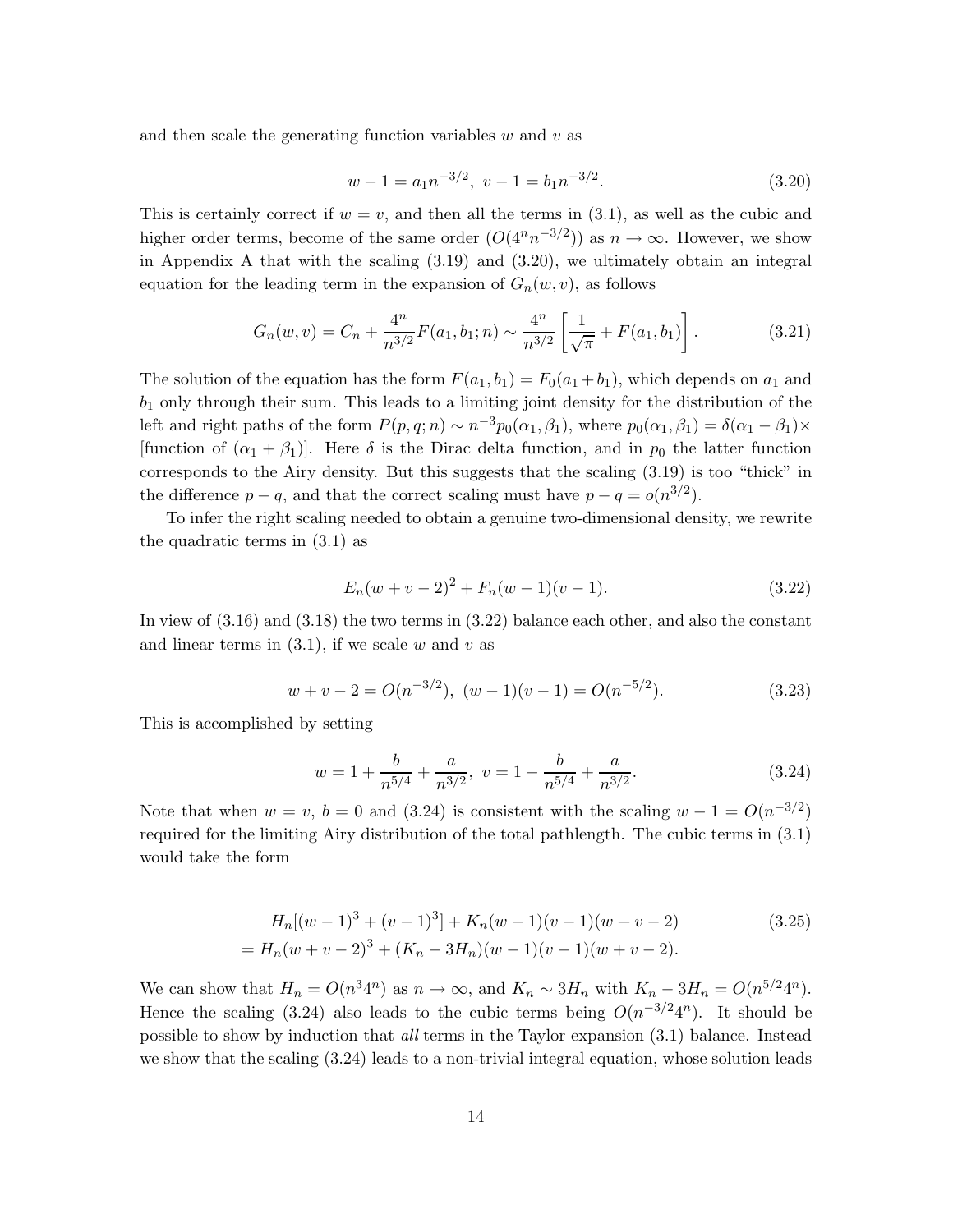and then scale the generating function variables $w$ and $v$ as

$$w - 1 = a_1 n^{-3/2},\ v - 1 = b_1 n^{-3/2}. \tag{3.20}$$

This is certainly correct if $w = v$, and then all the terms in (3.1), as well as the cubic and higher order terms, become of the same order ($O(4^n n^{-3/2})$) as $n \to \infty$. However, we show in Appendix A that with the scaling (3.19) and (3.20), we ultimately obtain an integral equation for the leading term in the expansion of $G_n(w, v)$, as follows

$$G_n(w, v) = C_n + \frac{4^n}{n^{3/2}} F(a_1, b_1; n) \sim \frac{4^n}{n^{3/2}} \left[ \frac{1}{\sqrt{\pi}} + F(a_1, b_1) \right]. \tag{3.21}$$

The solution of the equation has the form $F(a_1, b_1) = F_0(a_1 + b_1)$, which depends on $a_1$ and $b_1$ only through their sum. This leads to a limiting joint density for the distribution of the left and right paths of the form $P(p, q; n) \sim n^{-3} p_0(\alpha_1, \beta_1)$, where $p_0(\alpha_1, \beta_1) = \delta(\alpha_1 - \beta_1)\times$ [function of $(\alpha_1 + \beta_1)$]. Here $\delta$ is the Dirac delta function, and in $p_0$ the latter function corresponds to the Airy density. But this suggests that the scaling (3.19) is too "thick" in the difference $p - q$, and that the correct scaling must have $p - q = o(n^{3/2})$.

To infer the right scaling needed to obtain a genuine two-dimensional density, we rewrite the quadratic terms in (3.1) as

$$E_n (w + v - 2)^2 + F_n (w - 1)(v - 1). \tag{3.22}$$

In view of (3.16) and (3.18) the two terms in (3.22) balance each other, and also the constant and linear terms in (3.1), if we scale $w$ and $v$ as

$$w + v - 2 = O(n^{-3/2}),\ (w - 1)(v - 1) = O(n^{-5/2}). \tag{3.23}$$

This is accomplished by setting

$$w = 1 + \frac{b}{n^{5/4}} + \frac{a}{n^{3/2}},\ v = 1 - \frac{b}{n^{5/4}} + \frac{a}{n^{3/2}}. \tag{3.24}$$

Note that when $w = v$, $b = 0$ and (3.24) is consistent with the scaling $w - 1 = O(n^{-3/2})$ required for the limiting Airy distribution of the total pathlength. The cubic terms in (3.1) would take the form

$$\begin{aligned} &H_n[(w - 1)^3 + (v - 1)^3] + K_n (w - 1)(v - 1)(w + v - 2) \\ &= H_n (w + v - 2)^3 + (K_n - 3H_n)(w - 1)(v - 1)(w + v - 2). \end{aligned} \tag{3.25}$$

We can show that $H_n = O(n^3 4^n)$ as $n \to \infty$, and $K_n \sim 3H_n$ with $K_n - 3H_n = O(n^{5/2} 4^n)$. Hence the scaling (3.24) also leads to the cubic terms being $O(n^{-3/2} 4^n)$. It should be possible to show by induction that *all* terms in the Taylor expansion (3.1) balance. Instead we show that the scaling (3.24) leads to a non-trivial integral equation, whose solution leads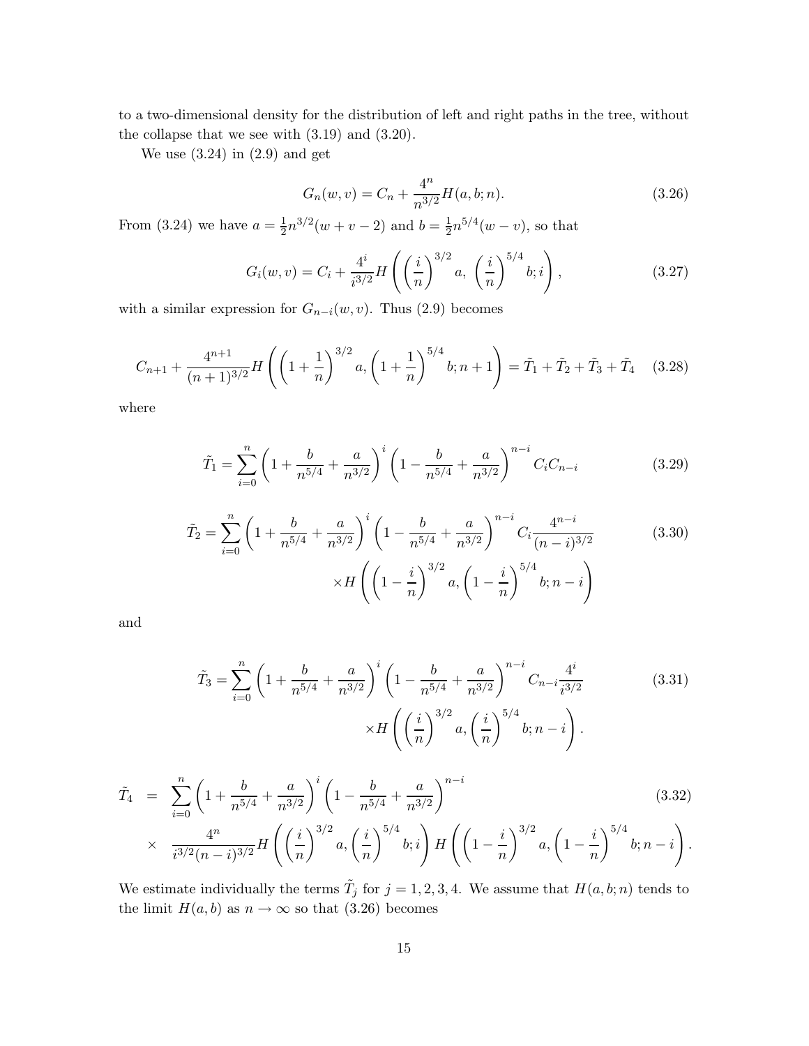to a two-dimensional density for the distribution of left and right paths in the tree, without the collapse that we see with (3.19) and (3.20).

We use (3.24) in (2.9) and get

$$G_n(w,v) = C_n + \frac{4^n}{n^{3/2}} H(a,b;n). \tag{3.26}$$

From (3.24) we have $a = \frac{1}{2}n^{3/2}(w+v-2)$ and $b = \frac{1}{2}n^{5/4}(w-v)$, so that

$$G_i(w,v) = C_i + \frac{4^i}{i^{3/2}} H\left(\left(\frac{i}{n}\right)^{3/2} a,\ \left(\frac{i}{n}\right)^{5/4} b; i\right), \tag{3.27}$$

with a similar expression for $G_{n-i}(w,v)$. Thus (2.9) becomes

$$C_{n+1} + \frac{4^{n+1}}{(n+1)^{3/2}} H\left(\left(1+\frac{1}{n}\right)^{3/2} a, \left(1+\frac{1}{n}\right)^{5/4} b; n+1\right) = \tilde{T}_1 + \tilde{T}_2 + \tilde{T}_3 + \tilde{T}_4 \tag{3.28}$$

where

$$\tilde{T}_1 = \sum_{i=0}^{n} \left(1 + \frac{b}{n^{5/4}} + \frac{a}{n^{3/2}}\right)^i \left(1 - \frac{b}{n^{5/4}} + \frac{a}{n^{3/2}}\right)^{n-i} C_i C_{n-i} \tag{3.29}$$

$$\begin{aligned}\tilde{T}_2 = \sum_{i=0}^{n} \left(1 + \frac{b}{n^{5/4}} + \frac{a}{n^{3/2}}\right)^i \left(1 - \frac{b}{n^{5/4}} + \frac{a}{n^{3/2}}\right)^{n-i} C_i \frac{4^{n-i}}{(n-i)^{3/2}} \\ \times H\left(\left(1-\frac{i}{n}\right)^{3/2} a, \left(1-\frac{i}{n}\right)^{5/4} b; n-i\right)\end{aligned} \tag{3.30}$$

and

$$\begin{aligned}\tilde{T}_3 = \sum_{i=0}^{n} \left(1 + \frac{b}{n^{5/4}} + \frac{a}{n^{3/2}}\right)^i \left(1 - \frac{b}{n^{5/4}} + \frac{a}{n^{3/2}}\right)^{n-i} C_{n-i} \frac{4^{i}}{i^{3/2}} \\ \times H\left(\left(\frac{i}{n}\right)^{3/2} a, \left(\frac{i}{n}\right)^{5/4} b; n-i\right).\end{aligned} \tag{3.31}$$

$$\begin{aligned}\tilde{T}_4 &= \sum_{i=0}^{n} \left(1 + \frac{b}{n^{5/4}} + \frac{a}{n^{3/2}}\right)^i \left(1 - \frac{b}{n^{5/4}} + \frac{a}{n^{3/2}}\right)^{n-i} \\ &\times \frac{4^n}{i^{3/2}(n-i)^{3/2}} H\left(\left(\frac{i}{n}\right)^{3/2} a, \left(\frac{i}{n}\right)^{5/4} b; i\right) H\left(\left(1-\frac{i}{n}\right)^{3/2} a, \left(1-\frac{i}{n}\right)^{5/4} b; n-i\right).\end{aligned} \tag{3.32}$$

We estimate individually the terms $\tilde{T}_j$ for $j = 1,2,3,4$. We assume that $H(a,b;n)$ tends to the limit $H(a,b)$ as $n \to \infty$ so that (3.26) becomes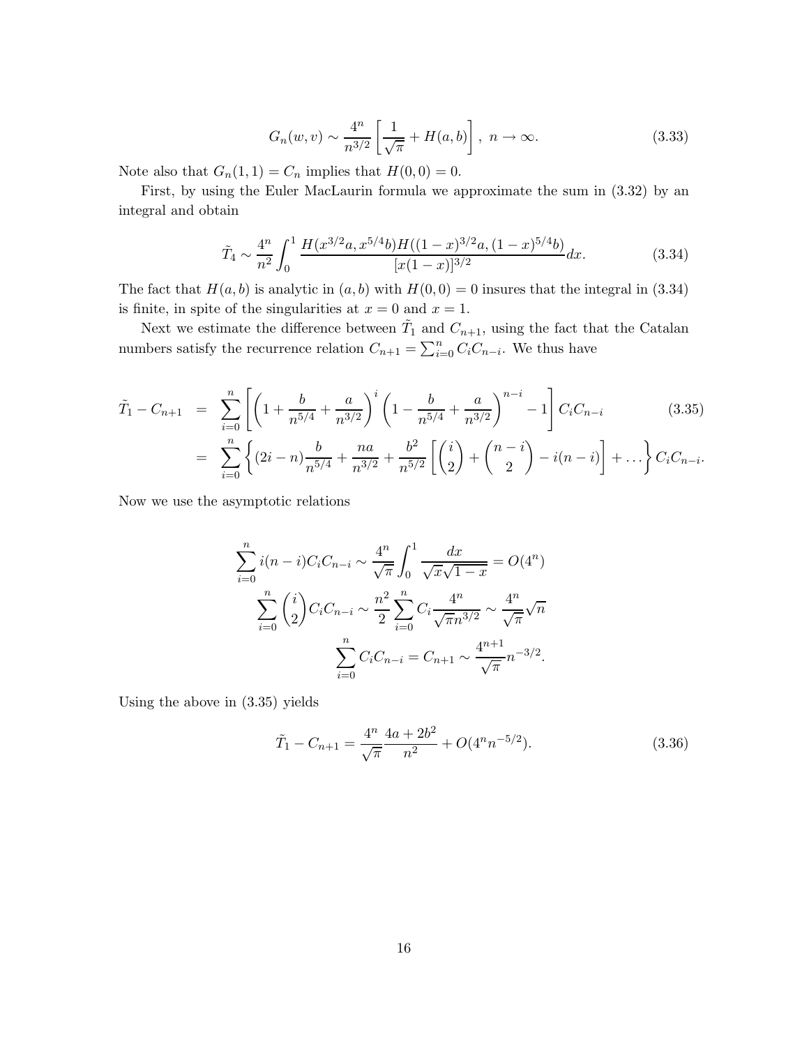$$G_n(w,v) \sim \frac{4^n}{n^{3/2}}\left[\frac{1}{\sqrt{\pi}} + H(a,b)\right],\ n \to \infty. \tag{3.33}$$

Note also that $G_n(1,1) = C_n$ implies that $H(0,0) = 0$.

First, by using the Euler MacLaurin formula we approximate the sum in (3.32) by an integral and obtain

$$\tilde{T}_4 \sim \frac{4^n}{n^2}\int_0^1 \frac{H(x^{3/2}a, x^{5/4}b)H((1-x)^{3/2}a,(1-x)^{5/4}b)}{[x(1-x)]^{3/2}}dx. \tag{3.34}$$

The fact that $H(a,b)$ is analytic in $(a,b)$ with $H(0,0) = 0$ insures that the integral in (3.34) is finite, in spite of the singularities at $x = 0$ and $x = 1$.

Next we estimate the difference between $\tilde{T}_1$ and $C_{n+1}$, using the fact that the Catalan numbers satisfy the recurrence relation $C_{n+1} = \sum_{i=0}^n C_i C_{n-i}$. We thus have

$$\begin{aligned}
\tilde{T}_1 - C_{n+1} &= \sum_{i=0}^n \left[\left(1 + \frac{b}{n^{5/4}} + \frac{a}{n^{3/2}}\right)^i \left(1 - \frac{b}{n^{5/4}} + \frac{a}{n^{3/2}}\right)^{n-i} - 1\right] C_i C_{n-i} \qquad (3.35)\\
&= \sum_{i=0}^n \left\{(2i-n)\frac{b}{n^{5/4}} + \frac{na}{n^{3/2}} + \frac{b^2}{n^{5/2}}\left[\binom{i}{2} + \binom{n-i}{2} - i(n-i)\right] + \ldots\right\} C_i C_{n-i}.
\end{aligned}$$

Now we use the asymptotic relations

$$\sum_{i=0}^n i(n-i) C_i C_{n-i} \sim \frac{4^n}{\sqrt{\pi}}\int_0^1 \frac{dx}{\sqrt{x}\sqrt{1-x}} = O(4^n)$$

$$\sum_{i=0}^n \binom{i}{2} C_i C_{n-i} \sim \frac{n^2}{2}\sum_{i=0}^n C_i \frac{4^n}{\sqrt{\pi}n^{3/2}} \sim \frac{4^n}{\sqrt{\pi}}\sqrt{n}$$

$$\sum_{i=0}^n C_i C_{n-i} = C_{n+1} \sim \frac{4^{n+1}}{\sqrt{\pi}} n^{-3/2}.$$

Using the above in (3.35) yields

$$\tilde{T}_1 - C_{n+1} = \frac{4^n}{\sqrt{\pi}}\frac{4a + 2b^2}{n^2} + O(4^n n^{-5/2}). \tag{3.36}$$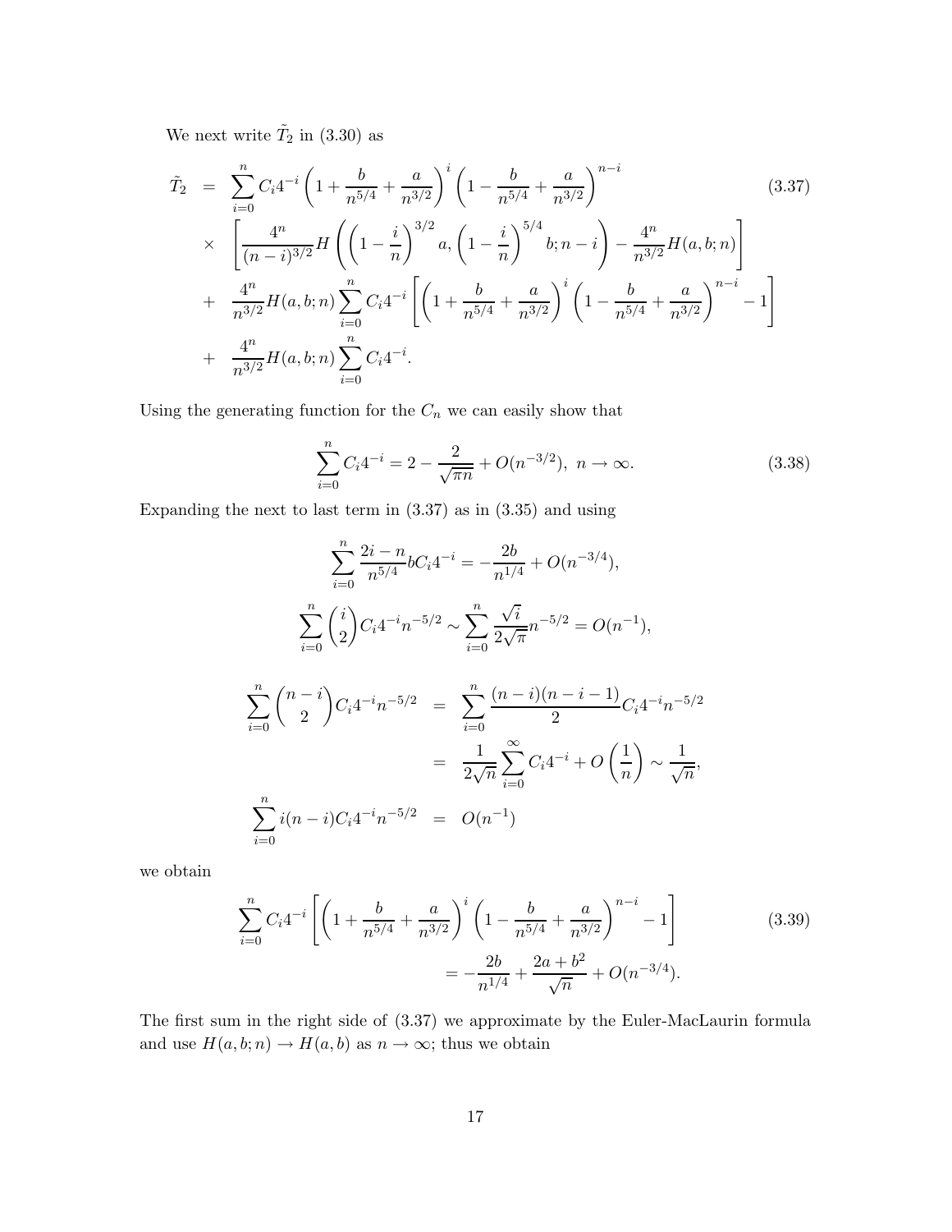We next write $\tilde{T}_2$ in (3.30) as

$$
\begin{aligned}
\tilde{T}_2 &= \sum_{i=0}^{n} C_i 4^{-i} \left(1+\frac{b}{n^{5/4}}+\frac{a}{n^{3/2}}\right)^i \left(1-\frac{b}{n^{5/4}}+\frac{a}{n^{3/2}}\right)^{n-i} \\
&\times \left[\frac{4^n}{(n-i)^{3/2}} H\left(\left(1-\frac{i}{n}\right)^{3/2} a, \left(1-\frac{i}{n}\right)^{5/4} b; n-i\right) - \frac{4^n}{n^{3/2}} H(a,b;n)\right] \\
&+ \frac{4^n}{n^{3/2}} H(a,b;n) \sum_{i=0}^{n} C_i 4^{-i} \left[\left(1+\frac{b}{n^{5/4}}+\frac{a}{n^{3/2}}\right)^i \left(1-\frac{b}{n^{5/4}}+\frac{a}{n^{3/2}}\right)^{n-i} - 1\right] \\
&+ \frac{4^n}{n^{3/2}} H(a,b;n) \sum_{i=0}^{n} C_i 4^{-i}.
\end{aligned}
\tag{3.37}
$$

Using the generating function for the $C_n$ we can easily show that

$$
\sum_{i=0}^{n} C_i 4^{-i} = 2 - \frac{2}{\sqrt{\pi n}} + O(n^{-3/2}), \ n \to \infty. \tag{3.38}
$$

Expanding the next to last term in (3.37) as in (3.35) and using

$$
\sum_{i=0}^{n} \frac{2i-n}{n^{5/4}} b C_i 4^{-i} = -\frac{2b}{n^{1/4}} + O(n^{-3/4}),
$$

$$
\sum_{i=0}^{n} \binom{i}{2} C_i 4^{-i} n^{-5/2} \sim \sum_{i=0}^{n} \frac{\sqrt{i}}{2\sqrt{\pi}} n^{-5/2} = O(n^{-1}),
$$

$$
\begin{aligned}
\sum_{i=0}^{n} \binom{n-i}{2} C_i 4^{-i} n^{-5/2} &= \sum_{i=0}^{n} \frac{(n-i)(n-i-1)}{2} C_i 4^{-i} n^{-5/2} \\
&= \frac{1}{2\sqrt{n}} \sum_{i=0}^{\infty} C_i 4^{-i} + O\left(\frac{1}{n}\right) \sim \frac{1}{\sqrt{n}}, \\
\sum_{i=0}^{n} i(n-i) C_i 4^{-i} n^{-5/2} &= O(n^{-1})
\end{aligned}
$$

we obtain

$$
\begin{aligned}
\sum_{i=0}^{n} C_i 4^{-i} &\left[\left(1+\frac{b}{n^{5/4}}+\frac{a}{n^{3/2}}\right)^i \left(1-\frac{b}{n^{5/4}}+\frac{a}{n^{3/2}}\right)^{n-i} - 1\right] \\
&= -\frac{2b}{n^{1/4}} + \frac{2a+b^2}{\sqrt{n}} + O(n^{-3/4}).
\end{aligned}
\tag{3.39}
$$

The first sum in the right side of (3.37) we approximate by the Euler-MacLaurin formula and use $H(a,b;n) \to H(a,b)$ as $n \to \infty$; thus we obtain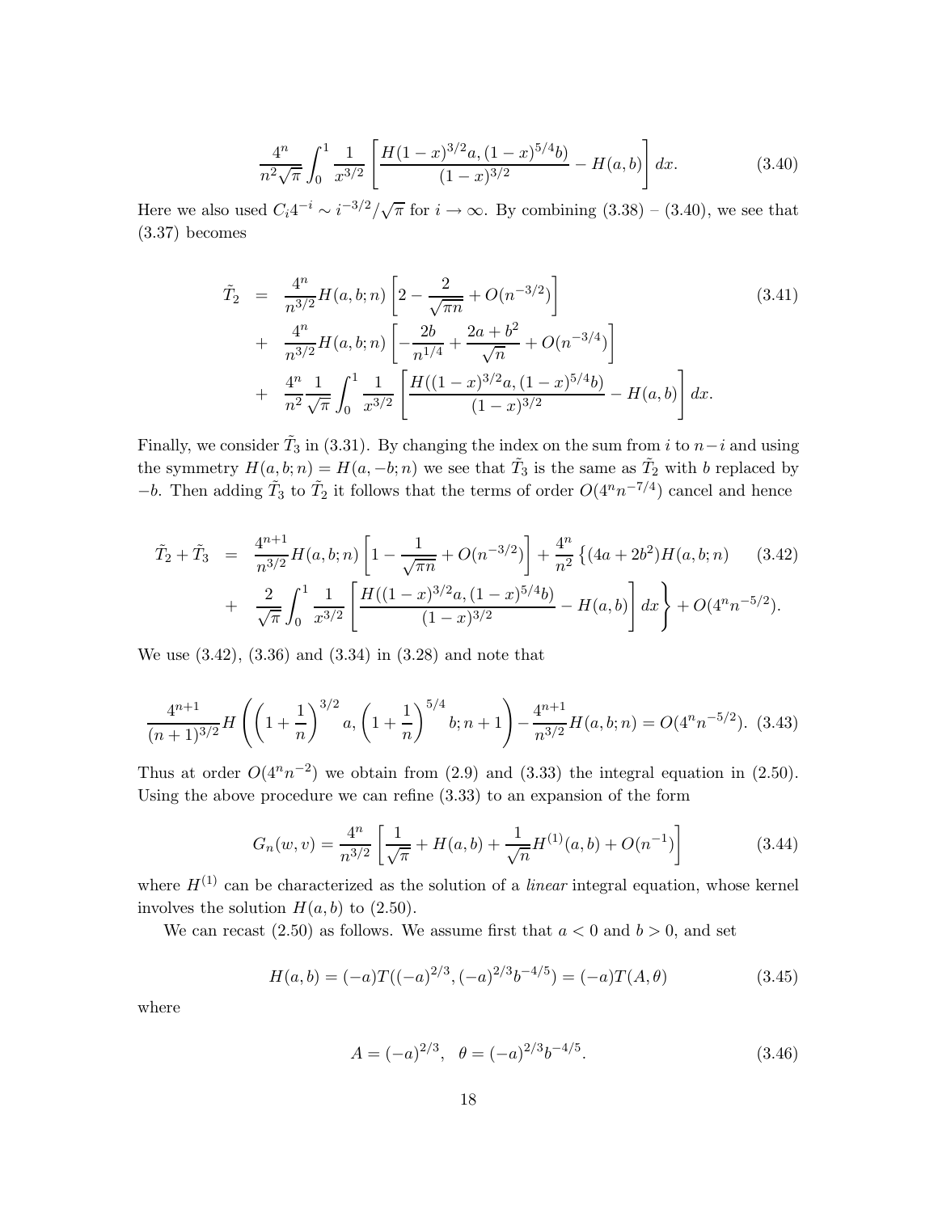$$
\frac{4^n}{n^2\sqrt{\pi}}\int_0^1 \frac{1}{x^{3/2}}\left[\frac{H(1-x)^{3/2}a,(1-x)^{5/4}b)}{(1-x)^{3/2}} - H(a,b)\right]dx. \tag{3.40}
$$

Here we also used $C_i 4^{-i} \sim i^{-3/2}/\sqrt{\pi}$ for $i \to \infty$. By combining (3.38) – (3.40), we see that (3.37) becomes

$$
\begin{aligned}
\tilde{T}_2 &= \frac{4^n}{n^{3/2}}H(a,b;n)\left[2 - \frac{2}{\sqrt{\pi n}} + O(n^{-3/2})\right] \\
&+ \frac{4^n}{n^{3/2}}H(a,b;n)\left[-\frac{2b}{n^{1/4}} + \frac{2a+b^2}{\sqrt{n}} + O(n^{-3/4})\right] \\
&+ \frac{4^n}{n^2}\frac{1}{\sqrt{\pi}}\int_0^1 \frac{1}{x^{3/2}}\left[\frac{H((1-x)^{3/2}a,(1-x)^{5/4}b)}{(1-x)^{3/2}} - H(a,b)\right]dx.
\end{aligned} \tag{3.41}
$$

Finally, we consider $\tilde{T}_3$ in (3.31). By changing the index on the sum from $i$ to $n-i$ and using the symmetry $H(a,b;n) = H(a,-b;n)$ we see that $\tilde{T}_3$ is the same as $\tilde{T}_2$ with $b$ replaced by $-b$. Then adding $\tilde{T}_3$ to $\tilde{T}_2$ it follows that the terms of order $O(4^n n^{-7/4})$ cancel and hence

$$
\begin{aligned}
\tilde{T}_2 + \tilde{T}_3 &= \frac{4^{n+1}}{n^{3/2}}H(a,b;n)\left[1 - \frac{1}{\sqrt{\pi n}} + O(n^{-3/2})\right] + \frac{4^n}{n^2}\Big\{(4a+2b^2)H(a,b;n) \\
&+ \frac{2}{\sqrt{\pi}}\int_0^1 \frac{1}{x^{3/2}}\left[\frac{H((1-x)^{3/2}a,(1-x)^{5/4}b)}{(1-x)^{3/2}} - H(a,b)\right]dx\Big\} + O(4^n n^{-5/2}).
\end{aligned} \tag{3.42}
$$

We use (3.42), (3.36) and (3.34) in (3.28) and note that

$$
\frac{4^{n+1}}{(n+1)^{3/2}}H\left(\left(1+\frac{1}{n}\right)^{3/2}a,\left(1+\frac{1}{n}\right)^{5/4}b;n+1\right) - \frac{4^{n+1}}{n^{3/2}}H(a,b;n) = O(4^n n^{-5/2}). \tag{3.43}
$$

Thus at order $O(4^n n^{-2})$ we obtain from (2.9) and (3.33) the integral equation in (2.50). Using the above procedure we can refine (3.33) to an expansion of the form

$$
G_n(w,v) = \frac{4^n}{n^{3/2}}\left[\frac{1}{\sqrt{\pi}} + H(a,b) + \frac{1}{\sqrt{n}}H^{(1)}(a,b) + O(n^{-1})\right] \tag{3.44}
$$

where $H^{(1)}$ can be characterized as the solution of a *linear* integral equation, whose kernel involves the solution $H(a,b)$ to (2.50).

We can recast (2.50) as follows. We assume first that $a<0$ and $b>0$, and set

$$
H(a,b) = (-a)T((-a)^{2/3},(-a)^{2/3}b^{-4/5}) = (-a)T(A,\theta) \tag{3.45}
$$

where

$$
A = (-a)^{2/3}, \quad \theta = (-a)^{2/3}b^{-4/5}. \tag{3.46}
$$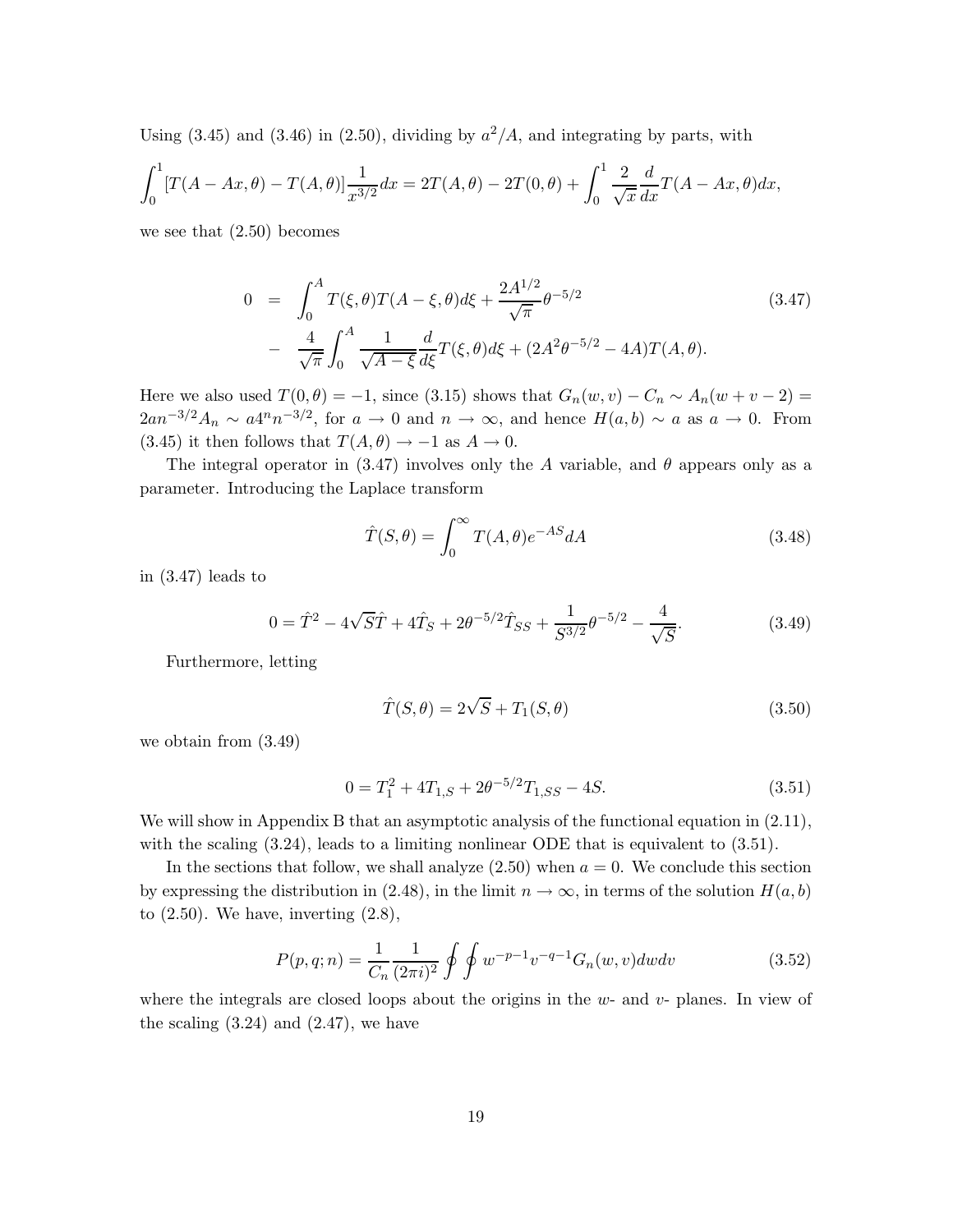Using (3.45) and (3.46) in (2.50), dividing by $a^2/A$, and integrating by parts, with

$$\int_0^1 [T(A-Ax,\theta) - T(A,\theta)]\frac{1}{x^{3/2}}dx = 2T(A,\theta) - 2T(0,\theta) + \int_0^1 \frac{2}{\sqrt{x}}\frac{d}{dx}T(A-Ax,\theta)dx,$$

we see that (2.50) becomes

$$\begin{aligned} 0 &= \int_0^A T(\xi,\theta)T(A-\xi,\theta)d\xi + \frac{2A^{1/2}}{\sqrt{\pi}}\theta^{-5/2} \\ &- \frac{4}{\sqrt{\pi}}\int_0^A \frac{1}{\sqrt{A-\xi}}\frac{d}{d\xi}T(\xi,\theta)d\xi + (2A^2\theta^{-5/2} - 4A)T(A,\theta). \end{aligned} \tag{3.47}$$

Here we also used $T(0,\theta) = -1$, since (3.15) shows that $G_n(w,v) - C_n \sim A_n(w+v-2) = 2an^{-3/2}A_n \sim a4^n n^{-3/2}$, for $a \to 0$ and $n \to \infty$, and hence $H(a,b) \sim a$ as $a \to 0$. From (3.45) it then follows that $T(A,\theta) \to -1$ as $A \to 0$.

The integral operator in (3.47) involves only the $A$ variable, and $\theta$ appears only as a parameter. Introducing the Laplace transform

$$\hat{T}(S,\theta) = \int_0^\infty T(A,\theta)e^{-AS}dA \tag{3.48}$$

in (3.47) leads to

$$0 = \hat{T}^2 - 4\sqrt{S}\hat{T} + 4\hat{T}_S + 2\theta^{-5/2}\hat{T}_{SS} + \frac{1}{S^{3/2}}\theta^{-5/2} - \frac{4}{\sqrt{S}}. \tag{3.49}$$

Furthermore, letting

$$\hat{T}(S,\theta) = 2\sqrt{S} + T_1(S,\theta) \tag{3.50}$$

we obtain from (3.49)

$$0 = T_1^2 + 4T_{1,S} + 2\theta^{-5/2}T_{1,SS} - 4S. \tag{3.51}$$

We will show in Appendix B that an asymptotic analysis of the functional equation in (2.11), with the scaling (3.24), leads to a limiting nonlinear ODE that is equivalent to (3.51).

In the sections that follow, we shall analyze (2.50) when $a = 0$. We conclude this section by expressing the distribution in (2.48), in the limit $n \to \infty$, in terms of the solution $H(a,b)$ to (2.50). We have, inverting (2.8),

$$P(p,q;n) = \frac{1}{C_n}\frac{1}{(2\pi i)^2}\oint\oint w^{-p-1}v^{-q-1}G_n(w,v)dwdv \tag{3.52}$$

where the integrals are closed loops about the origins in the $w$- and $v$- planes. In view of the scaling (3.24) and (2.47), we have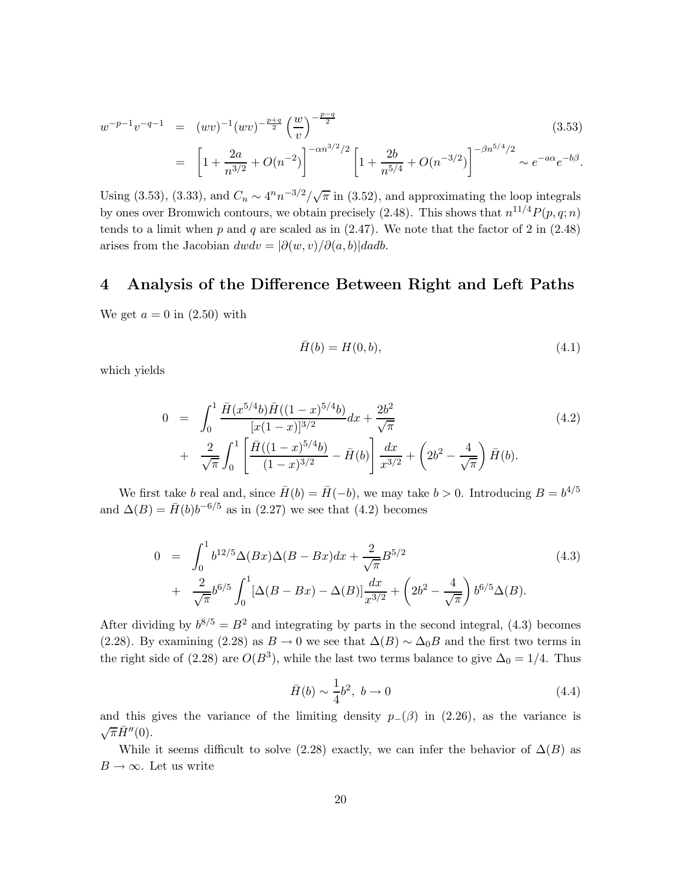$$
\begin{aligned}
w^{-p-1}v^{-q-1} &= (wv)^{-1}(wv)^{-\frac{p+q}{2}}\left(\frac{w}{v}\right)^{-\frac{p-q}{2}} \qquad (3.53)\\
&= \left[1+\frac{2a}{n^{3/2}}+O(n^{-2})\right]^{-\alpha n^{3/2}/2}\left[1+\frac{2b}{n^{5/4}}+O(n^{-3/2})\right]^{-\beta n^{5/4}/2} \sim e^{-a\alpha}e^{-b\beta}.
\end{aligned}
$$

Using (3.53), (3.33), and $C_n \sim 4^n n^{-3/2}/\sqrt{\pi}$ in (3.52), and approximating the loop integrals by ones over Bromwich contours, we obtain precisely (2.48). This shows that $n^{11/4}P(p,q;n)$ tends to a limit when $p$ and $q$ are scaled as in (2.47). We note that the factor of 2 in (2.48) arises from the Jacobian $dwdv = |\partial(w,v)/\partial(a,b)|dadb$.

# 4 Analysis of the Difference Between Right and Left Paths

We get $a = 0$ in (2.50) with

$$
\bar{H}(b) = H(0,b), \qquad (4.1)
$$

which yields

$$
\begin{aligned}
0 &= \int_0^1 \frac{\bar{H}(x^{5/4}b)\bar{H}((1-x)^{5/4}b)}{[x(1-x)]^{3/2}}dx + \frac{2b^2}{\sqrt{\pi}} \qquad (4.2)\\
&+ \frac{2}{\sqrt{\pi}}\int_0^1\left[\frac{\bar{H}((1-x)^{5/4}b)}{(1-x)^{3/2}} - \bar{H}(b)\right]\frac{dx}{x^{3/2}} + \left(2b^2 - \frac{4}{\sqrt{\pi}}\right)\bar{H}(b).
\end{aligned}
$$

We first take $b$ real and, since $\bar{H}(b) = \bar{H}(-b)$, we may take $b > 0$. Introducing $B = b^{4/5}$ and $\Delta(B) = \bar{H}(b)b^{-6/5}$ as in (2.27) we see that (4.2) becomes

$$
\begin{aligned}
0 &= \int_0^1 b^{12/5}\Delta(Bx)\Delta(B-Bx)dx + \frac{2}{\sqrt{\pi}}B^{5/2} \qquad (4.3)\\
&+ \frac{2}{\sqrt{\pi}}b^{6/5}\int_0^1[\Delta(B-Bx)-\Delta(B)]\frac{dx}{x^{3/2}} + \left(2b^2 - \frac{4}{\sqrt{\pi}}\right)b^{6/5}\Delta(B).
\end{aligned}
$$

After dividing by $b^{8/5} = B^2$ and integrating by parts in the second integral, (4.3) becomes (2.28). By examining (2.28) as $B \to 0$ we see that $\Delta(B) \sim \Delta_0 B$ and the first two terms in the right side of (2.28) are $O(B^3)$, while the last two terms balance to give $\Delta_0 = 1/4$. Thus

$$
\bar{H}(b) \sim \frac{1}{4}b^2, \ b \to 0 \qquad (4.4)
$$

and this gives the variance of the limiting density $p_-(\beta)$ in (2.26), as the variance is $\sqrt{\pi}\bar{H}''(0)$.

While it seems difficult to solve (2.28) exactly, we can infer the behavior of $\Delta(B)$ as $B \to \infty$. Let us write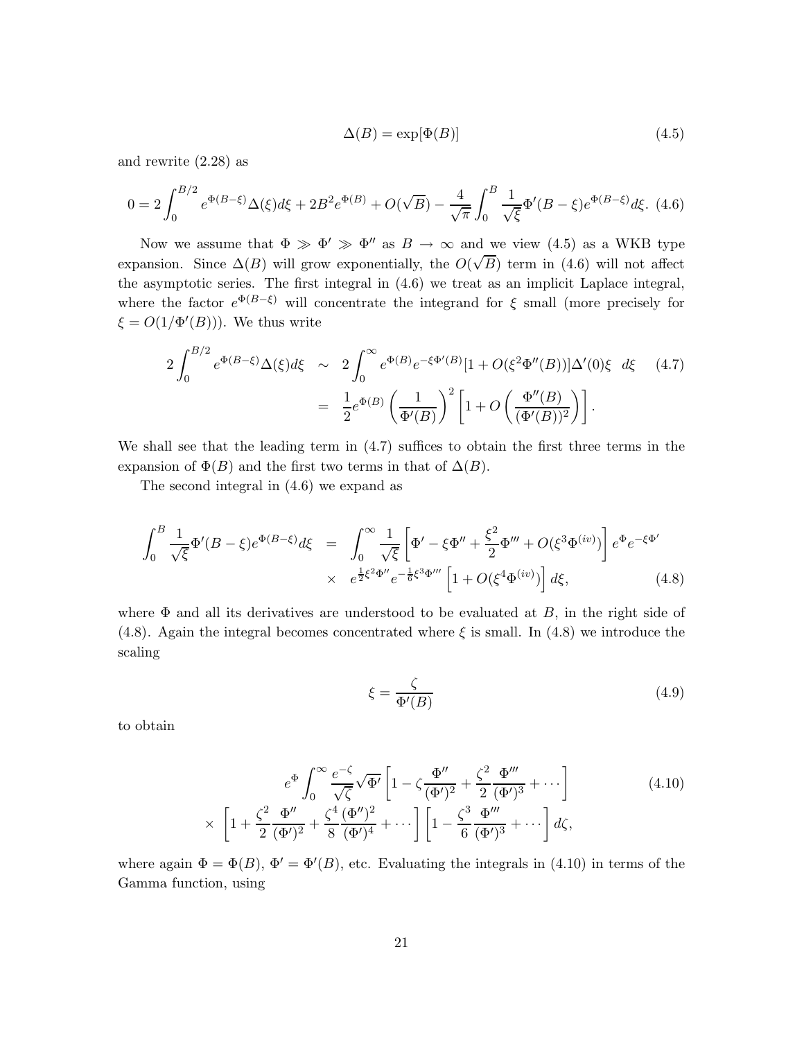$$\Delta(B) = \exp[\Phi(B)] \tag{4.5}$$

and rewrite (2.28) as

$$0 = 2\int_0^{B/2} e^{\Phi(B-\xi)}\Delta(\xi)d\xi + 2B^2 e^{\Phi(B)} + O(\sqrt{B}) - \frac{4}{\sqrt{\pi}}\int_0^B \frac{1}{\sqrt{\xi}}\Phi'(B-\xi)e^{\Phi(B-\xi)}d\xi. \tag{4.6}$$

Now we assume that $\Phi \gg \Phi' \gg \Phi''$ as $B \to \infty$ and we view (4.5) as a WKB type expansion. Since $\Delta(B)$ will grow exponentially, the $O(\sqrt{B})$ term in (4.6) will not affect the asymptotic series. The first integral in (4.6) we treat as an implicit Laplace integral, where the factor $e^{\Phi(B-\xi)}$ will concentrate the integrand for $\xi$ small (more precisely for $\xi = O(1/\Phi'(B))$). We thus write

$$\begin{aligned} 2\int_0^{B/2} e^{\Phi(B-\xi)}\Delta(\xi)d\xi &\sim 2\int_0^\infty e^{\Phi(B)}e^{-\xi\Phi'(B)}[1 + O(\xi^2\Phi''(B))]\Delta'(0)\xi \;\; d\xi \\ &= \frac{1}{2}e^{\Phi(B)}\left(\frac{1}{\Phi'(B)}\right)^2\left[1 + O\left(\frac{\Phi''(B)}{(\Phi'(B))^2}\right)\right]. \end{aligned} \tag{4.7}$$

We shall see that the leading term in (4.7) suffices to obtain the first three terms in the expansion of $\Phi(B)$ and the first two terms in that of $\Delta(B)$.

The second integral in (4.6) we expand as

$$\begin{aligned} \int_0^B \frac{1}{\sqrt{\xi}}\Phi'(B-\xi)e^{\Phi(B-\xi)}d\xi &= \int_0^\infty \frac{1}{\sqrt{\xi}}\left[\Phi' - \xi\Phi'' + \frac{\xi^2}{2}\Phi''' + O(\xi^3\Phi^{(iv)})\right]e^{\Phi}e^{-\xi\Phi'} \\ &\times \;\; e^{\frac{1}{2}\xi^2\Phi''}e^{-\frac{1}{6}\xi^3\Phi'''}\left[1 + O(\xi^4\Phi^{(iv)})\right]d\xi, \end{aligned} \tag{4.8}$$

where $\Phi$ and all its derivatives are understood to be evaluated at $B$, in the right side of (4.8). Again the integral becomes concentrated where $\xi$ is small. In (4.8) we introduce the scaling

$$\xi = \frac{\zeta}{\Phi'(B)} \tag{4.9}$$

to obtain

$$\begin{aligned} &e^{\Phi}\int_0^\infty \frac{e^{-\zeta}}{\sqrt{\zeta}}\sqrt{\Phi'}\left[1 - \zeta\frac{\Phi''}{(\Phi')^2} + \frac{\zeta^2}{2}\frac{\Phi'''}{(\Phi')^3} + \cdots\right] \\ \times &\left[1 + \frac{\zeta^2}{2}\frac{\Phi''}{(\Phi')^2} + \frac{\zeta^4}{8}\frac{(\Phi'')^2}{(\Phi')^4} + \cdots\right]\left[1 - \frac{\zeta^3}{6}\frac{\Phi'''}{(\Phi')^3} + \cdots\right]d\zeta, \end{aligned} \tag{4.10}$$

where again $\Phi = \Phi(B)$, $\Phi' = \Phi'(B)$, etc. Evaluating the integrals in (4.10) in terms of the Gamma function, using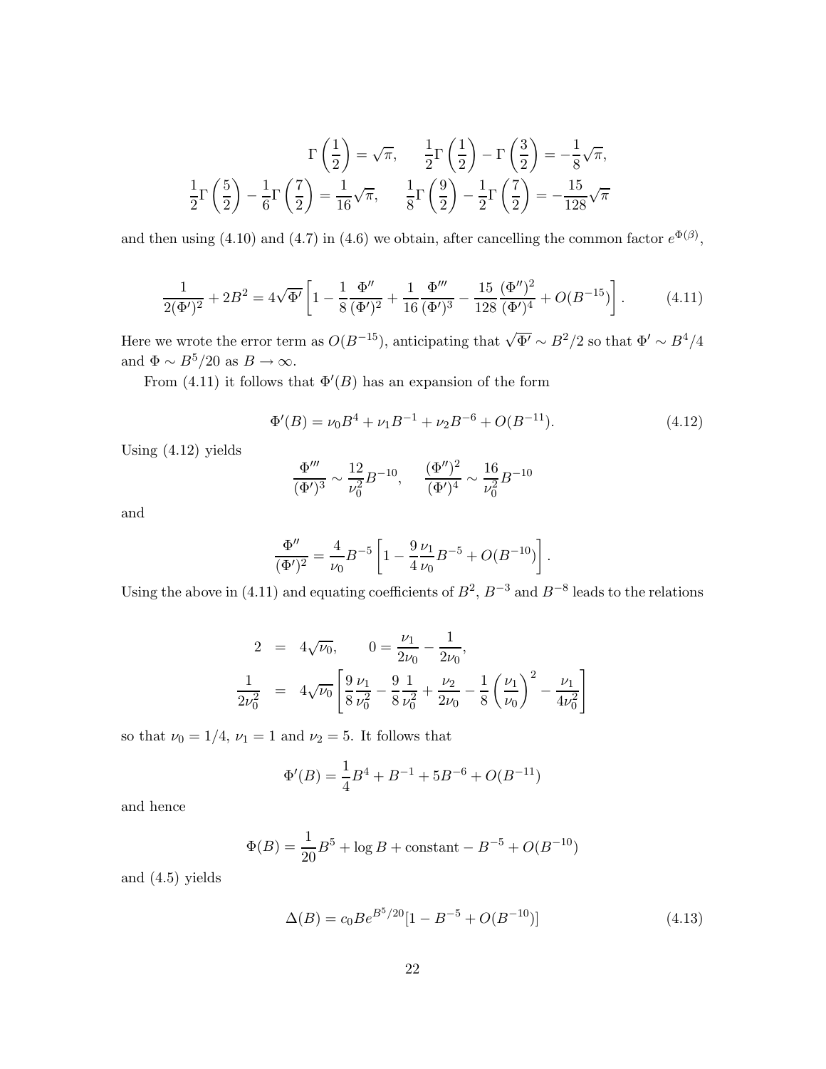$$\Gamma\left(\frac{1}{2}\right) = \sqrt{\pi}, \qquad \frac{1}{2}\Gamma\left(\frac{1}{2}\right) - \Gamma\left(\frac{3}{2}\right) = -\frac{1}{8}\sqrt{\pi},$$

$$\frac{1}{2}\Gamma\left(\frac{5}{2}\right) - \frac{1}{6}\Gamma\left(\frac{7}{2}\right) = \frac{1}{16}\sqrt{\pi}, \qquad \frac{1}{8}\Gamma\left(\frac{9}{2}\right) - \frac{1}{2}\Gamma\left(\frac{7}{2}\right) = -\frac{15}{128}\sqrt{\pi}$$

and then using (4.10) and (4.7) in (4.6) we obtain, after cancelling the common factor $e^{\Phi(\beta)}$,

$$\frac{1}{2(\Phi')^2} + 2B^2 = 4\sqrt{\Phi'}\left[1 - \frac{1}{8}\frac{\Phi''}{(\Phi')^2} + \frac{1}{16}\frac{\Phi'''}{(\Phi')^3} - \frac{15}{128}\frac{(\Phi'')^2}{(\Phi')^4} + O(B^{-15})\right]. \tag{4.11}$$

Here we wrote the error term as $O(B^{-15})$, anticipating that $\sqrt{\Phi'} \sim B^2/2$ so that $\Phi' \sim B^4/4$ and $\Phi \sim B^5/20$ as $B \to \infty$.

From (4.11) it follows that $\Phi'(B)$ has an expansion of the form

$$\Phi'(B) = \nu_0 B^4 + \nu_1 B^{-1} + \nu_2 B^{-6} + O(B^{-11}). \tag{4.12}$$

Using (4.12) yields

$$\frac{\Phi'''}{(\Phi')^3} \sim \frac{12}{\nu_0^2}B^{-10}, \qquad \frac{(\Phi'')^2}{(\Phi')^4} \sim \frac{16}{\nu_0^2}B^{-10}$$

and

$$\frac{\Phi''}{(\Phi')^2} = \frac{4}{\nu_0}B^{-5}\left[1 - \frac{9}{4}\frac{\nu_1}{\nu_0}B^{-5} + O(B^{-10})\right].$$

Using the above in (4.11) and equating coefficients of $B^2$, $B^{-3}$ and $B^{-8}$ leads to the relations

$$2 = 4\sqrt{\nu_0}, \qquad 0 = \frac{\nu_1}{2\nu_0} - \frac{1}{2\nu_0},$$

$$\frac{1}{2\nu_0^2} = 4\sqrt{\nu_0}\left[\frac{9}{8}\frac{\nu_1}{\nu_0^2} - \frac{9}{8}\frac{1}{\nu_0^2} + \frac{\nu_2}{2\nu_0} - \frac{1}{8}\left(\frac{\nu_1}{\nu_0}\right)^2 - \frac{\nu_1}{4\nu_0^2}\right]$$

so that $\nu_0 = 1/4$, $\nu_1 = 1$ and $\nu_2 = 5$. It follows that

$$\Phi'(B) = \frac{1}{4}B^4 + B^{-1} + 5B^{-6} + O(B^{-11})$$

and hence

$$\Phi(B) = \frac{1}{20}B^5 + \log B + \text{constant} - B^{-5} + O(B^{-10})$$

and (4.5) yields

$$\Delta(B) = c_0 B e^{B^5/20}[1 - B^{-5} + O(B^{-10})] \tag{4.13}$$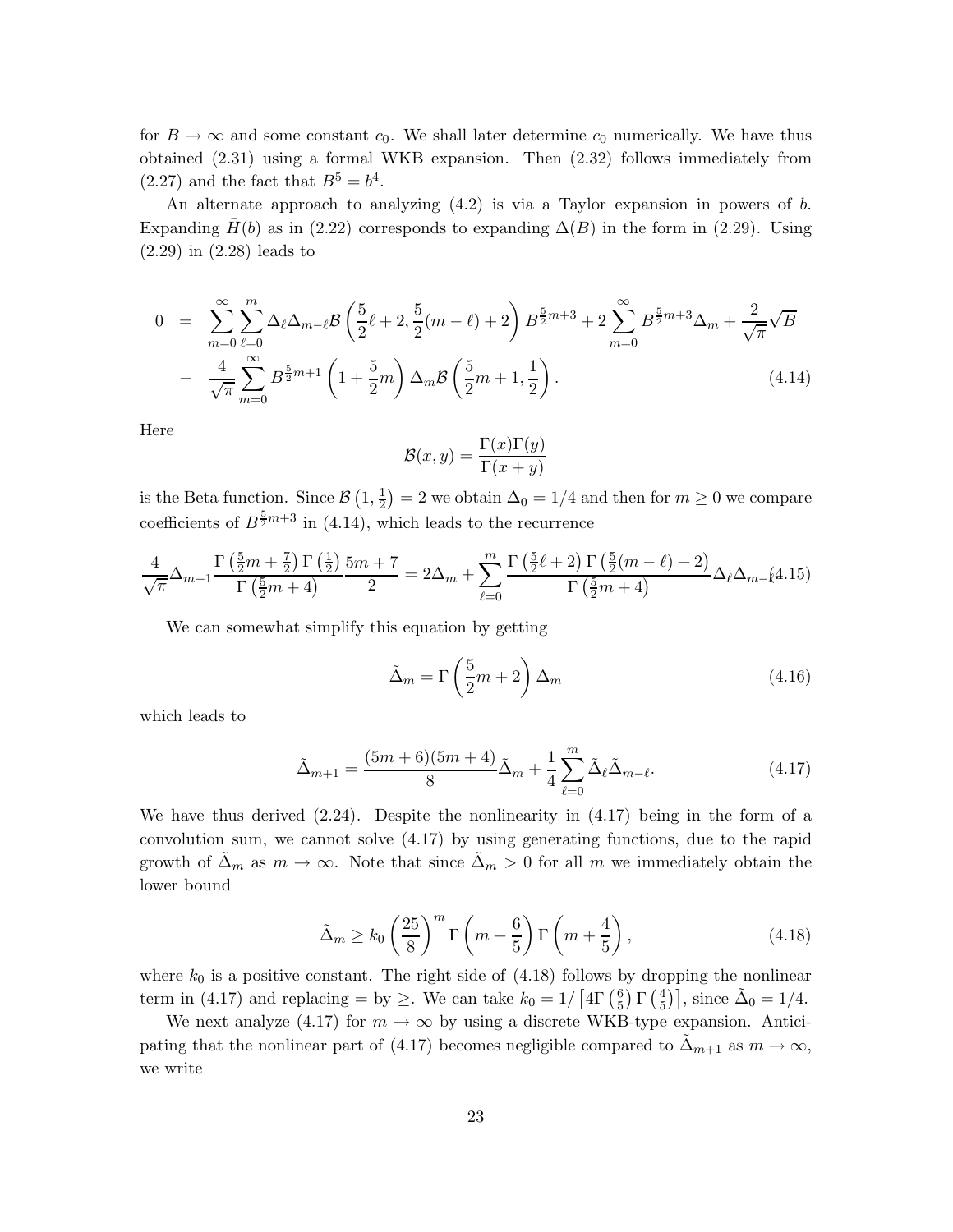for $B \to \infty$ and some constant $c_0$. We shall later determine $c_0$ numerically. We have thus obtained (2.31) using a formal WKB expansion. Then (2.32) follows immediately from (2.27) and the fact that $B^5 = b^4$.

An alternate approach to analyzing (4.2) is via a Taylor expansion in powers of $b$. Expanding $\bar{H}(b)$ as in (2.22) corresponds to expanding $\Delta(B)$ in the form in (2.29). Using (2.29) in (2.28) leads to

$$
\begin{aligned}
0 &= \sum_{m=0}^{\infty}\sum_{\ell=0}^{m} \Delta_\ell \Delta_{m-\ell} \mathcal{B}\left(\frac{5}{2}\ell + 2, \frac{5}{2}(m-\ell) + 2\right) B^{\frac{5}{2}m+3} + 2\sum_{m=0}^{\infty} B^{\frac{5}{2}m+3}\Delta_m + \frac{2}{\sqrt{\pi}}\sqrt{B} \\
&- \frac{4}{\sqrt{\pi}}\sum_{m=0}^{\infty} B^{\frac{5}{2}m+1}\left(1 + \frac{5}{2}m\right)\Delta_m \mathcal{B}\left(\frac{5}{2}m + 1, \frac{1}{2}\right). \qquad (4.14)
\end{aligned}
$$

Here

$$
\mathcal{B}(x, y) = \frac{\Gamma(x)\Gamma(y)}{\Gamma(x+y)}
$$

is the Beta function. Since $\mathcal{B}\left(1, \frac{1}{2}\right) = 2$ we obtain $\Delta_0 = 1/4$ and then for $m \geq 0$ we compare coefficients of $B^{\frac{5}{2}m+3}$ in (4.14), which leads to the recurrence

$$
\frac{4}{\sqrt{\pi}}\Delta_{m+1}\frac{\Gamma\left(\frac{5}{2}m + \frac{7}{2}\right)\Gamma\left(\frac{1}{2}\right)}{\Gamma\left(\frac{5}{2}m + 4\right)}\frac{5m+7}{2} = 2\Delta_m + \sum_{\ell=0}^{m}\frac{\Gamma\left(\frac{5}{2}\ell + 2\right)\Gamma\left(\frac{5}{2}(m-\ell) + 2\right)}{\Gamma\left(\frac{5}{2}m + 4\right)}\Delta_\ell\Delta_{m-\ell} \qquad (4.15)
$$

We can somewhat simplify this equation by getting

$$
\tilde{\Delta}_m = \Gamma\left(\frac{5}{2}m + 2\right)\Delta_m \qquad (4.16)
$$

which leads to

$$
\tilde{\Delta}_{m+1} = \frac{(5m+6)(5m+4)}{8}\tilde{\Delta}_m + \frac{1}{4}\sum_{\ell=0}^{m}\tilde{\Delta}_\ell\tilde{\Delta}_{m-\ell}. \qquad (4.17)
$$

We have thus derived (2.24). Despite the nonlinearity in (4.17) being in the form of a convolution sum, we cannot solve (4.17) by using generating functions, due to the rapid growth of $\tilde{\Delta}_m$ as $m \to \infty$. Note that since $\tilde{\Delta}_m > 0$ for all $m$ we immediately obtain the lower bound

$$
\tilde{\Delta}_m \geq k_0\left(\frac{25}{8}\right)^m \Gamma\left(m + \frac{6}{5}\right)\Gamma\left(m + \frac{4}{5}\right), \qquad (4.18)
$$

where $k_0$ is a positive constant. The right side of (4.18) follows by dropping the nonlinear term in (4.17) and replacing $=$ by $\geq$. We can take $k_0 = 1/\left[4\Gamma\left(\frac{6}{5}\right)\Gamma\left(\frac{4}{5}\right)\right]$, since $\tilde{\Delta}_0 = 1/4$.

We next analyze (4.17) for $m \to \infty$ by using a discrete WKB-type expansion. Anticipating that the nonlinear part of (4.17) becomes negligible compared to $\tilde{\Delta}_{m+1}$ as $m \to \infty$, we write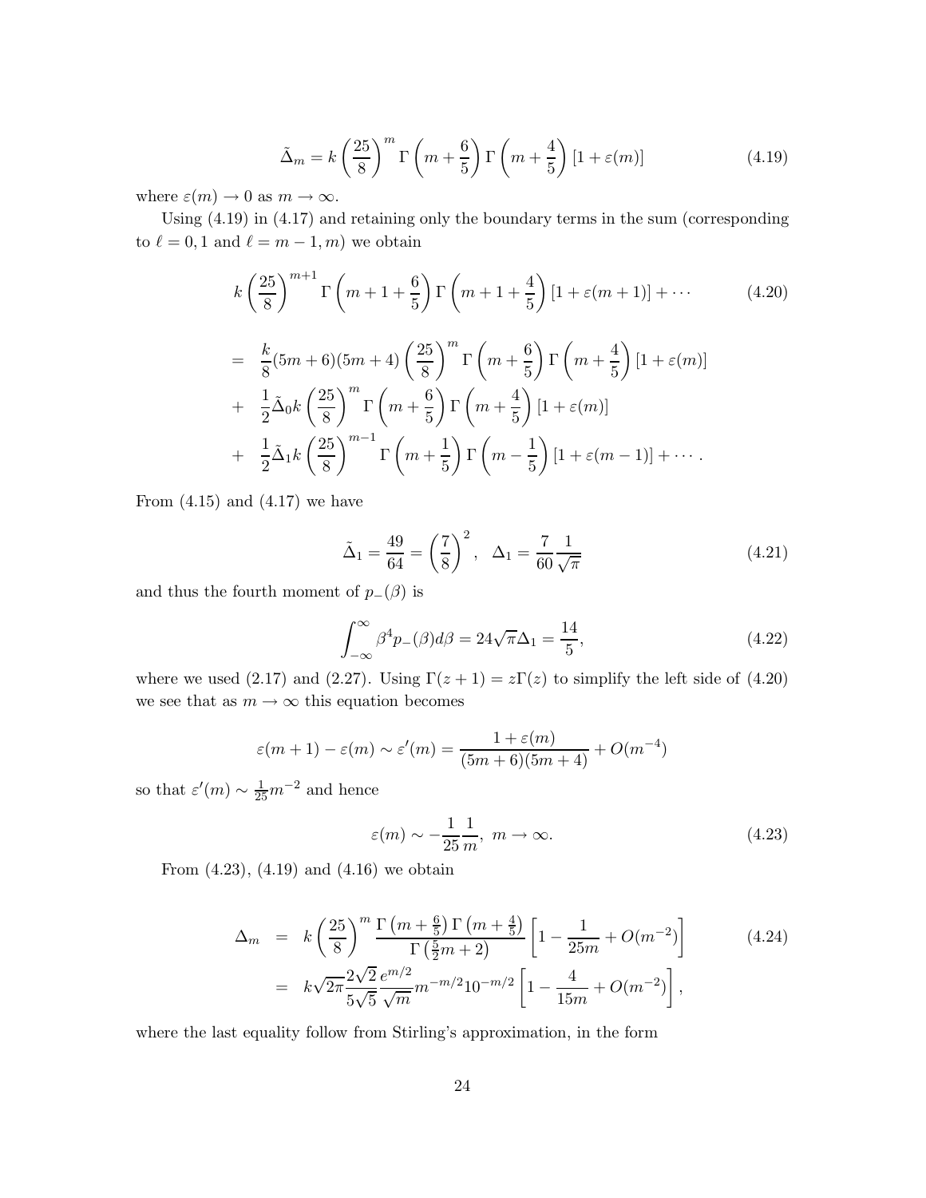$$\tilde{\Delta}_m = k\left(\frac{25}{8}\right)^m \Gamma\left(m+\frac{6}{5}\right)\Gamma\left(m+\frac{4}{5}\right)[1+\varepsilon(m)] \tag{4.19}$$

where $\varepsilon(m) \to 0$ as $m \to \infty$.

Using (4.19) in (4.17) and retaining only the boundary terms in the sum (corresponding to $\ell = 0, 1$ and $\ell = m-1, m$) we obtain

$$k\left(\frac{25}{8}\right)^{m+1} \Gamma\left(m+1+\frac{6}{5}\right)\Gamma\left(m+1+\frac{4}{5}\right)[1+\varepsilon(m+1)] + \cdots \tag{4.20}$$

$$\begin{aligned}
&= \frac{k}{8}(5m+6)(5m+4)\left(\frac{25}{8}\right)^m \Gamma\left(m+\frac{6}{5}\right)\Gamma\left(m+\frac{4}{5}\right)[1+\varepsilon(m)] \\
&+ \frac{1}{2}\tilde{\Delta}_0 k\left(\frac{25}{8}\right)^m \Gamma\left(m+\frac{6}{5}\right)\Gamma\left(m+\frac{4}{5}\right)[1+\varepsilon(m)] \\
&+ \frac{1}{2}\tilde{\Delta}_1 k\left(\frac{25}{8}\right)^{m-1} \Gamma\left(m+\frac{1}{5}\right)\Gamma\left(m-\frac{1}{5}\right)[1+\varepsilon(m-1)] + \cdots .
\end{aligned}$$

From (4.15) and (4.17) we have

$$\tilde{\Delta}_1 = \frac{49}{64} = \left(\frac{7}{8}\right)^2, \quad \Delta_1 = \frac{7}{60}\frac{1}{\sqrt{\pi}} \tag{4.21}$$

and thus the fourth moment of $p_-(\beta)$ is

$$\int_{-\infty}^{\infty} \beta^4 p_-(\beta)d\beta = 24\sqrt{\pi}\Delta_1 = \frac{14}{5}, \tag{4.22}$$

where we used (2.17) and (2.27). Using $\Gamma(z+1) = z\Gamma(z)$ to simplify the left side of (4.20) we see that as $m \to \infty$ this equation becomes

$$\varepsilon(m+1) - \varepsilon(m) \sim \varepsilon'(m) = \frac{1+\varepsilon(m)}{(5m+6)(5m+4)} + O(m^{-4})$$

so that $\varepsilon'(m) \sim \frac{1}{25}m^{-2}$ and hence

$$\varepsilon(m) \sim -\frac{1}{25}\frac{1}{m}, \ m \to \infty. \tag{4.23}$$

From (4.23), (4.19) and (4.16) we obtain

$$\begin{aligned}
\Delta_m &= k\left(\frac{25}{8}\right)^m \frac{\Gamma\left(m+\frac{6}{5}\right)\Gamma\left(m+\frac{4}{5}\right)}{\Gamma\left(\frac{5}{2}m+2\right)}\left[1 - \frac{1}{25m} + O(m^{-2})\right] \\
&= k\sqrt{2\pi}\frac{2\sqrt{2}}{5\sqrt{5}}\frac{e^{m/2}}{\sqrt{m}}m^{-m/2}10^{-m/2}\left[1 - \frac{4}{15m} + O(m^{-2})\right],
\end{aligned} \tag{4.24}$$

where the last equality follow from Stirling's approximation, in the form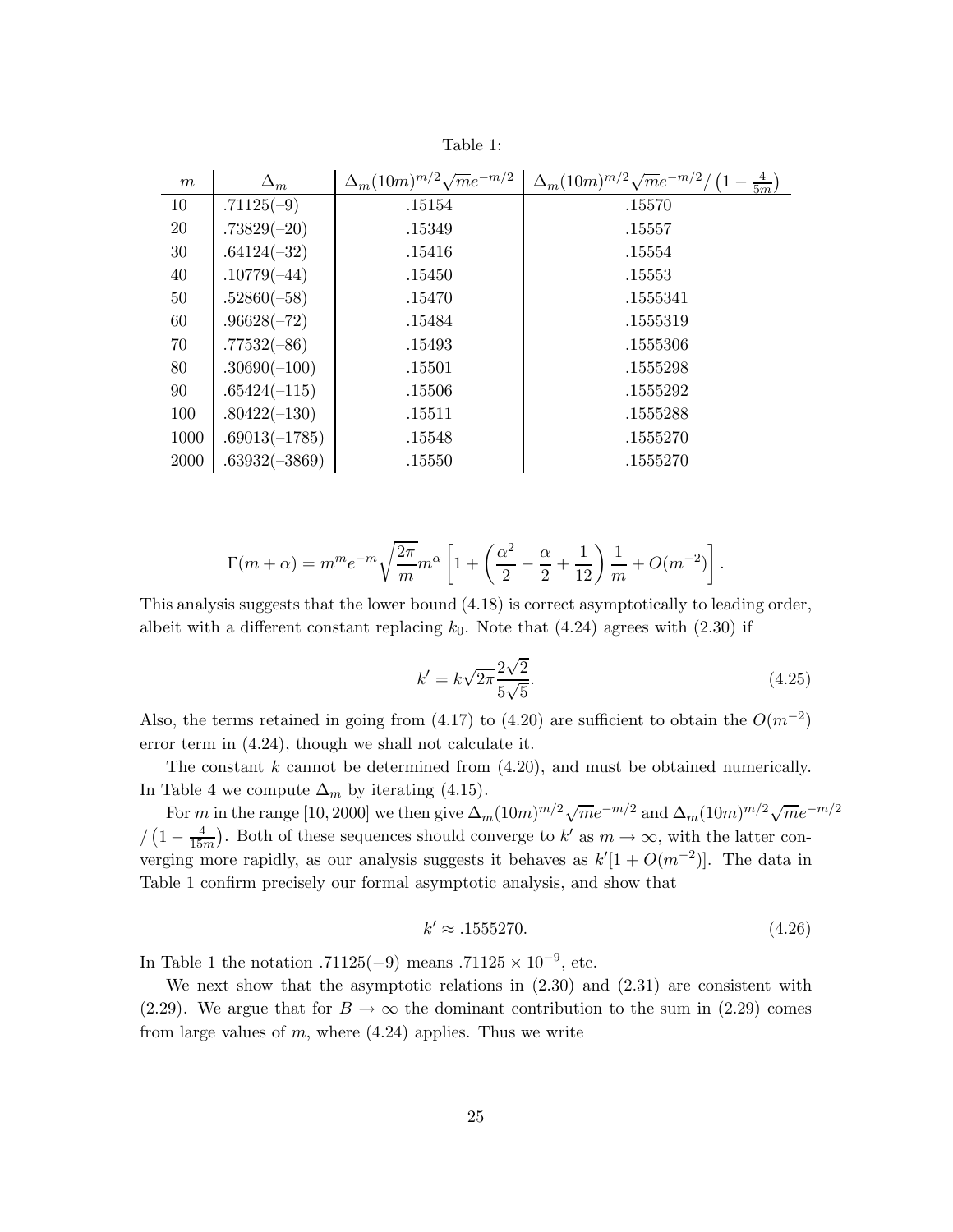Table 1:

| $m$ | $\Delta_m$ | $\Delta_m (10m)^{m/2}\sqrt{m}e^{-m/2}$ | $\Delta_m (10m)^{m/2}\sqrt{m}e^{-m/2}/\left(1-\frac{4}{5m}\right)$ |
|---|---|---|---|
| 10 | .71125(−9) | .15154 | .15570 |
| 20 | .73829(−20) | .15349 | .15557 |
| 30 | .64124(−32) | .15416 | .15554 |
| 40 | .10779(−44) | .15450 | .15553 |
| 50 | .52860(−58) | .15470 | .1555341 |
| 60 | .96628(−72) | .15484 | .1555319 |
| 70 | .77532(−86) | .15493 | .1555306 |
| 80 | .30690(−100) | .15501 | .1555298 |
| 90 | .65424(−115) | .15506 | .1555292 |
| 100 | .80422(−130) | .15511 | .1555288 |
| 1000 | .69013(−1785) | .15548 | .1555270 |
| 2000 | .63932(−3869) | .15550 | .1555270 |

$$\Gamma(m+\alpha) = m^m e^{-m}\sqrt{\frac{2\pi}{m}}m^{\alpha}\left[1+\left(\frac{\alpha^2}{2}-\frac{\alpha}{2}+\frac{1}{12}\right)\frac{1}{m}+O(m^{-2})\right].$$

This analysis suggests that the lower bound (4.18) is correct asymptotically to leading order, albeit with a different constant replacing $k_0$. Note that (4.24) agrees with (2.30) if

$$k' = k\sqrt{2\pi}\frac{2\sqrt{2}}{5\sqrt{5}}. \tag{4.25}$$

Also, the terms retained in going from (4.17) to (4.20) are sufficient to obtain the $O(m^{-2})$ error term in (4.24), though we shall not calculate it.

The constant $k$ cannot be determined from (4.20), and must be obtained numerically. In Table 4 we compute $\Delta_m$ by iterating (4.15).

For $m$ in the range $[10, 2000]$ we then give $\Delta_m(10m)^{m/2}\sqrt{m}e^{-m/2}$ and $\Delta_m(10m)^{m/2}\sqrt{m}e^{-m/2}$ $/\left(1-\frac{4}{15m}\right)$. Both of these sequences should converge to $k'$ as $m \to \infty$, with the latter converging more rapidly, as our analysis suggests it behaves as $k'[1+O(m^{-2})]$. The data in Table 1 confirm precisely our formal asymptotic analysis, and show that

$$k' \approx .1555270. \tag{4.26}$$

In Table 1 the notation .71125(−9) means $.71125 \times 10^{-9}$, etc.

We next show that the asymptotic relations in (2.30) and (2.31) are consistent with (2.29). We argue that for $B \to \infty$ the dominant contribution to the sum in (2.29) comes from large values of $m$, where (4.24) applies. Thus we write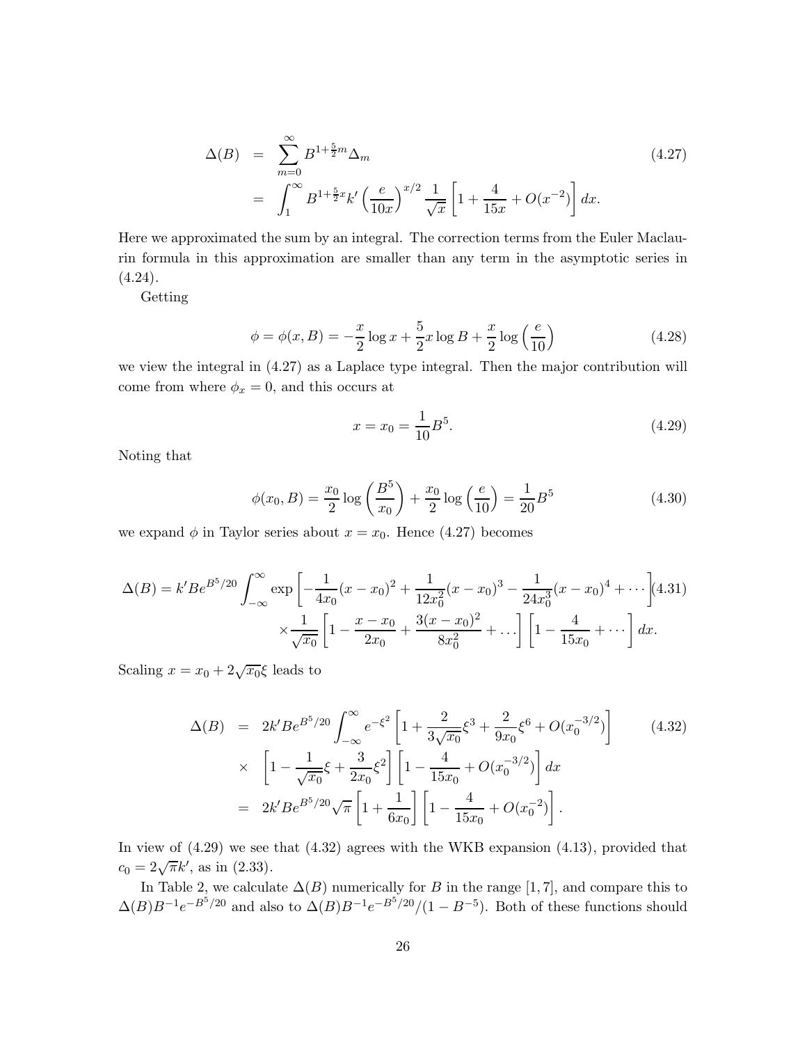$$
\begin{aligned}
\Delta(B) &= \sum_{m=0}^{\infty} B^{1+\frac{5}{2}m}\Delta_m \\
&= \int_1^{\infty} B^{1+\frac{5}{2}x} k' \left(\frac{e}{10x}\right)^{x/2} \frac{1}{\sqrt{x}} \left[1 + \frac{4}{15x} + O(x^{-2})\right] dx.
\end{aligned} \tag{4.27}
$$

Here we approximated the sum by an integral. The correction terms from the Euler Maclaurin formula in this approximation are smaller than any term in the asymptotic series in (4.24).

Getting

$$
\phi = \phi(x, B) = -\frac{x}{2}\log x + \frac{5}{2}x \log B + \frac{x}{2}\log\left(\frac{e}{10}\right) \tag{4.28}
$$

we view the integral in (4.27) as a Laplace type integral. Then the major contribution will come from where $\phi_x = 0$, and this occurs at

$$
x = x_0 = \frac{1}{10}B^5. \tag{4.29}
$$

Noting that

$$
\phi(x_0, B) = \frac{x_0}{2}\log\left(\frac{B^5}{x_0}\right) + \frac{x_0}{2}\log\left(\frac{e}{10}\right) = \frac{1}{20}B^5 \tag{4.30}
$$

we expand $\phi$ in Taylor series about $x = x_0$. Hence (4.27) becomes

$$
\begin{aligned}
\Delta(B) = k'Be^{B^5/20} \int_{-\infty}^{\infty} &\exp\left[-\frac{1}{4x_0}(x-x_0)^2 + \frac{1}{12x_0^2}(x-x_0)^3 - \frac{1}{24x_0^3}(x-x_0)^4 + \cdots\right] \\
&\times \frac{1}{\sqrt{x_0}}\left[1 - \frac{x-x_0}{2x_0} + \frac{3(x-x_0)^2}{8x_0^2} + \ldots\right]\left[1 - \frac{4}{15x_0} + \cdots\right] dx.
\end{aligned} \tag{4.31}
$$

Scaling $x = x_0 + 2\sqrt{x_0}\xi$ leads to

$$
\begin{aligned}
\Delta(B) &= 2k'Be^{B^5/20} \int_{-\infty}^{\infty} e^{-\xi^2}\left[1 + \frac{2}{3\sqrt{x_0}}\xi^3 + \frac{2}{9x_0}\xi^6 + O(x_0^{-3/2})\right] \\
&\times \left[1 - \frac{1}{\sqrt{x_0}}\xi + \frac{3}{2x_0}\xi^2\right]\left[1 - \frac{4}{15x_0} + O(x_0^{-3/2})\right] dx \\
&= 2k'Be^{B^5/20}\sqrt{\pi}\left[1 + \frac{1}{6x_0}\right]\left[1 - \frac{4}{15x_0} + O(x_0^{-2})\right].
\end{aligned} \tag{4.32}
$$

In view of (4.29) we see that (4.32) agrees with the WKB expansion (4.13), provided that $c_0 = 2\sqrt{\pi}k'$, as in (2.33).

In Table 2, we calculate $\Delta(B)$ numerically for $B$ in the range $[1, 7]$, and compare this to $\Delta(B)B^{-1}e^{-B^5/20}$ and also to $\Delta(B)B^{-1}e^{-B^5/20}/(1 - B^{-5})$. Both of these functions should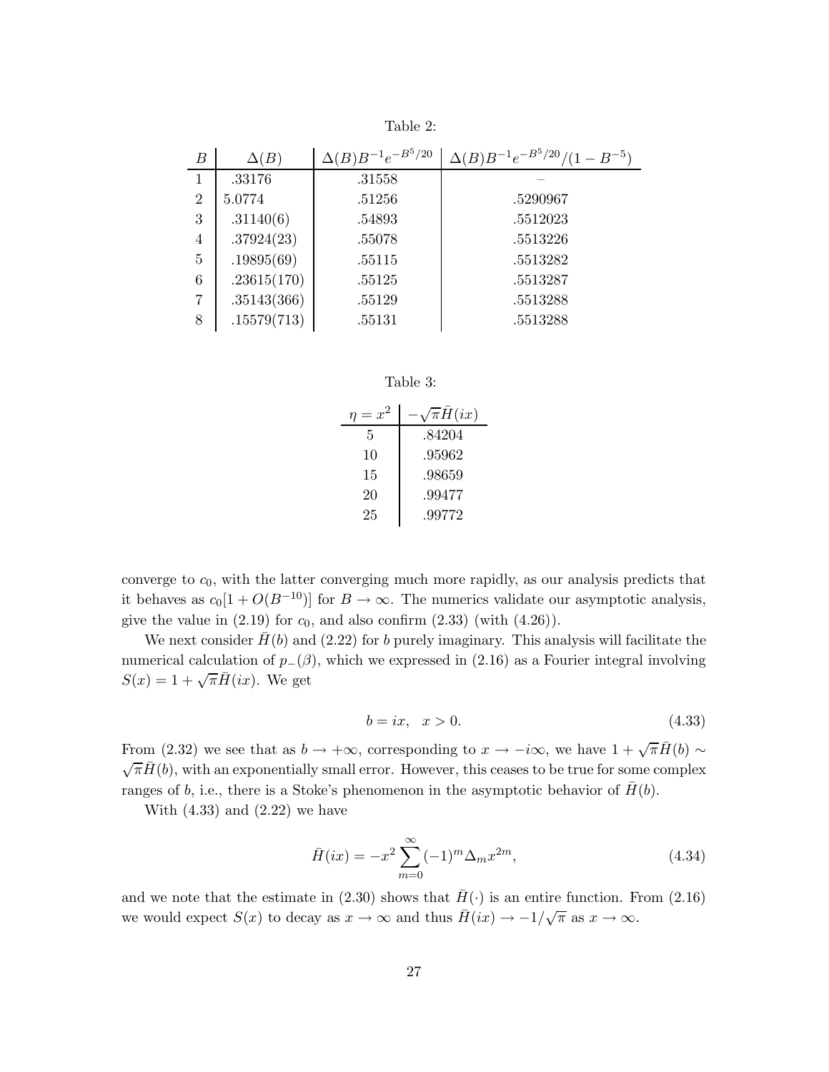Table 2:

| $B$ | $\Delta(B)$ | $\Delta(B)B^{-1}e^{-B^5/20}$ | $\Delta(B)B^{-1}e^{-B^5/20}/(1-B^{-5})$ |
|---|---|---|---|
| 1 | .33176 | .31558 | – |
| 2 | 5.0774 | .51256 | .5290967 |
| 3 | .31140(6) | .54893 | .5512023 |
| 4 | .37924(23) | .55078 | .5513226 |
| 5 | .19895(69) | .55115 | .5513282 |
| 6 | .23615(170) | .55125 | .5513287 |
| 7 | .35143(366) | .55129 | .5513288 |
| 8 | .15579(713) | .55131 | .5513288 |

Table 3:

| $\eta = x^2$ | $-\sqrt{\pi}\bar{H}(ix)$ |
|---|---|
| 5 | .84204 |
| 10 | .95962 |
| 15 | .98659 |
| 20 | .99477 |
| 25 | .99772 |

converge to $c_0$, with the latter converging much more rapidly, as our analysis predicts that it behaves as $c_0[1 + O(B^{-10})]$ for $B \to \infty$. The numerics validate our asymptotic analysis, give the value in (2.19) for $c_0$, and also confirm (2.33) (with (4.26)).

We next consider $\bar{H}(b)$ and (2.22) for $b$ purely imaginary. This analysis will facilitate the numerical calculation of $p_-(\beta)$, which we expressed in (2.16) as a Fourier integral involving $S(x) = 1 + \sqrt{\pi}\bar{H}(ix)$. We get

$$b = ix, \quad x > 0. \tag{4.33}$$

From (2.32) we see that as $b \to +\infty$, corresponding to $x \to -i\infty$, we have $1 + \sqrt{\pi}\bar{H}(b) \sim \sqrt{\pi}\bar{H}(b)$, with an exponentially small error. However, this ceases to be true for some complex ranges of $b$, i.e., there is a Stoke's phenomenon in the asymptotic behavior of $\bar{H}(b)$.

With (4.33) and (2.22) we have

$$\bar{H}(ix) = -x^2 \sum_{m=0}^{\infty} (-1)^m \Delta_m x^{2m}, \tag{4.34}$$

and we note that the estimate in (2.30) shows that $\bar{H}(\cdot)$ is an entire function. From (2.16) we would expect $S(x)$ to decay as $x \to \infty$ and thus $\bar{H}(ix) \to -1/\sqrt{\pi}$ as $x \to \infty$.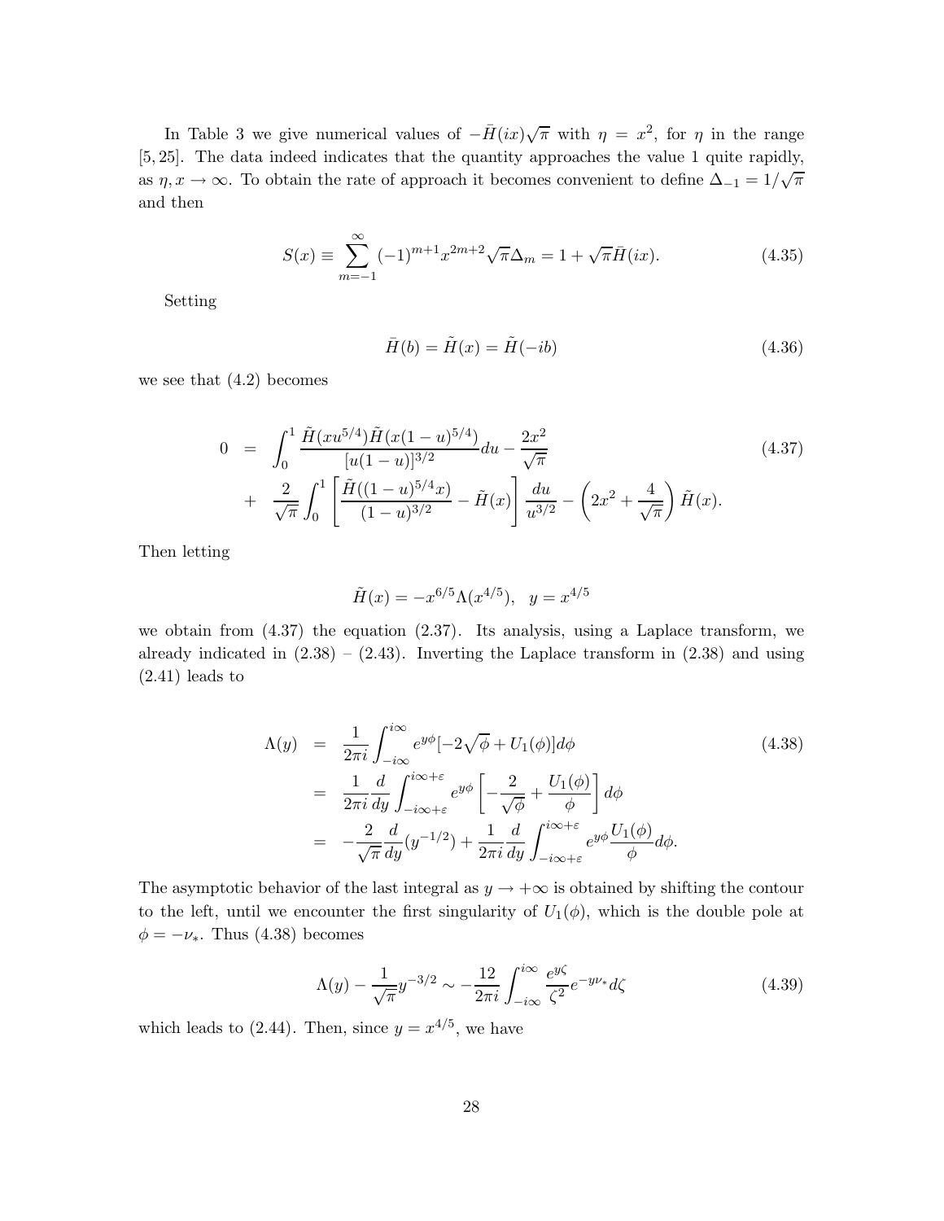In Table 3 we give numerical values of $-\bar{H}(ix)\sqrt{\pi}$ with $\eta = x^2$, for $\eta$ in the range $[5, 25]$. The data indeed indicates that the quantity approaches the value 1 quite rapidly, as $\eta, x \to \infty$. To obtain the rate of approach it becomes convenient to define $\Delta_{-1} = 1/\sqrt{\pi}$ and then

$$
S(x) \equiv \sum_{m=-1}^{\infty} (-1)^{m+1} x^{2m+2} \sqrt{\pi} \Delta_m = 1 + \sqrt{\pi} \bar{H}(ix). \tag{4.35}
$$

Setting

$$
\bar{H}(b) = \tilde{H}(x) = \tilde{H}(-ib) \tag{4.36}
$$

we see that (4.2) becomes

$$
\begin{aligned}
0 &= \int_0^1 \frac{\tilde{H}(xu^{5/4})\tilde{H}(x(1-u)^{5/4})}{[u(1-u)]^{3/2}} du - \frac{2x^2}{\sqrt{\pi}} \\
&+ \frac{2}{\sqrt{\pi}} \int_0^1 \left[ \frac{\tilde{H}((1-u)^{5/4}x)}{(1-u)^{3/2}} - \tilde{H}(x) \right] \frac{du}{u^{3/2}} - \left( 2x^2 + \frac{4}{\sqrt{\pi}} \right) \tilde{H}(x).
\end{aligned} \tag{4.37}
$$

Then letting

$$
\tilde{H}(x) = -x^{6/5} \Lambda(x^{4/5}), \quad y = x^{4/5}
$$

we obtain from (4.37) the equation (2.37). Its analysis, using a Laplace transform, we already indicated in (2.38) – (2.43). Inverting the Laplace transform in (2.38) and using (2.41) leads to

$$
\begin{aligned}
\Lambda(y) &= \frac{1}{2\pi i} \int_{-i\infty}^{i\infty} e^{y\phi} [-2\sqrt{\phi} + U_1(\phi)] d\phi \\
&= \frac{1}{2\pi i} \frac{d}{dy} \int_{-i\infty+\varepsilon}^{i\infty+\varepsilon} e^{y\phi} \left[ -\frac{2}{\sqrt{\phi}} + \frac{U_1(\phi)}{\phi} \right] d\phi \\
&= -\frac{2}{\sqrt{\pi}} \frac{d}{dy}(y^{-1/2}) + \frac{1}{2\pi i} \frac{d}{dy} \int_{-i\infty+\varepsilon}^{i\infty+\varepsilon} e^{y\phi} \frac{U_1(\phi)}{\phi} d\phi.
\end{aligned} \tag{4.38}
$$

The asymptotic behavior of the last integral as $y \to +\infty$ is obtained by shifting the contour to the left, until we encounter the first singularity of $U_1(\phi)$, which is the double pole at $\phi = -\nu_*$. Thus (4.38) becomes

$$
\Lambda(y) - \frac{1}{\sqrt{\pi}} y^{-3/2} \sim -\frac{12}{2\pi i} \int_{-i\infty}^{i\infty} \frac{e^{y\zeta}}{\zeta^2} e^{-y\nu_*} d\zeta \tag{4.39}
$$

which leads to (2.44). Then, since $y = x^{4/5}$, we have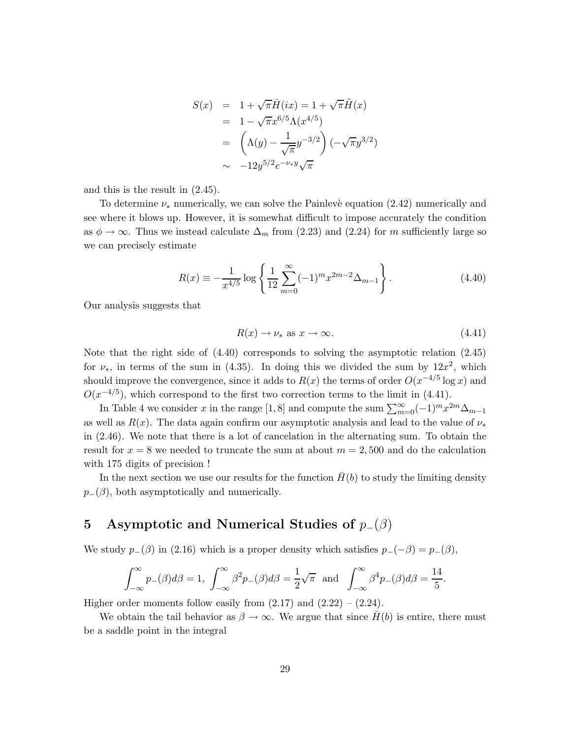$$
\begin{aligned}
S(x) &= 1+\sqrt{\pi}\bar{H}(ix) = 1+\sqrt{\pi}\tilde{H}(x) \\
&= 1-\sqrt{\pi}x^{6/5}\Lambda(x^{4/5}) \\
&= \left(\Lambda(y)-\frac{1}{\sqrt{\pi}}y^{-3/2}\right)(-\sqrt{\pi}y^{3/2}) \\
&\sim -12y^{5/2}e^{-\nu_* y}\sqrt{\pi}
\end{aligned}
$$

and this is the result in (2.45).

To determine $\nu_*$ numerically, we can solve the Painlevè equation (2.42) numerically and see where it blows up. However, it is somewhat difficult to impose accurately the condition as $\phi \to \infty$. Thus we instead calculate $\Delta_m$ from (2.23) and (2.24) for $m$ sufficiently large so we can precisely estimate

$$
R(x) \equiv -\frac{1}{x^{4/5}} \log \left\{ \frac{1}{12} \sum_{m=0}^{\infty} (-1)^m x^{2m-2} \Delta_{m-1} \right\}. \tag{4.40}
$$

Our analysis suggests that

$$
R(x) \to \nu_* \text{ as } x \to \infty. \tag{4.41}
$$

Note that the right side of (4.40) corresponds to solving the asymptotic relation (2.45) for $\nu_*$, in terms of the sum in (4.35). In doing this we divided the sum by $12x^2$, which should improve the convergence, since it adds to $R(x)$ the terms of order $O(x^{-4/5}\log x)$ and $O(x^{-4/5})$, which correspond to the first two correction terms to the limit in (4.41).

In Table 4 we consider $x$ in the range $[1, 8]$ and compute the sum $\sum_{m=0}^{\infty}(-1)^m x^{2m}\Delta_{m-1}$ as well as $R(x)$. The data again confirm our asymptotic analysis and lead to the value of $\nu_*$ in (2.46). We note that there is a lot of cancelation in the alternating sum. To obtain the result for $x = 8$ we needed to truncate the sum at about $m = 2,500$ and do the calculation with 175 digits of precision !

In the next section we use our results for the function $\bar{H}(b)$ to study the limiting density $p_-(\beta)$, both asymptotically and numerically.

# 5 Asymptotic and Numerical Studies of $p_-(\beta)$

We study $p_-(\beta)$ in (2.16) which is a proper density which satisfies $p_-(-\beta) = p_-(\beta)$,

$$
\int_{-\infty}^{\infty} p_-(\beta)d\beta = 1,\ \int_{-\infty}^{\infty} \beta^2 p_-(\beta)d\beta = \frac{1}{2}\sqrt{\pi} \ \text{ and } \ \int_{-\infty}^{\infty} \beta^4 p_-(\beta)d\beta = \frac{14}{5}.
$$

Higher order moments follow easily from (2.17) and (2.22) – (2.24).

We obtain the tail behavior as $\beta \to \infty$. We argue that since $\bar{H}(b)$ is entire, there must be a saddle point in the integral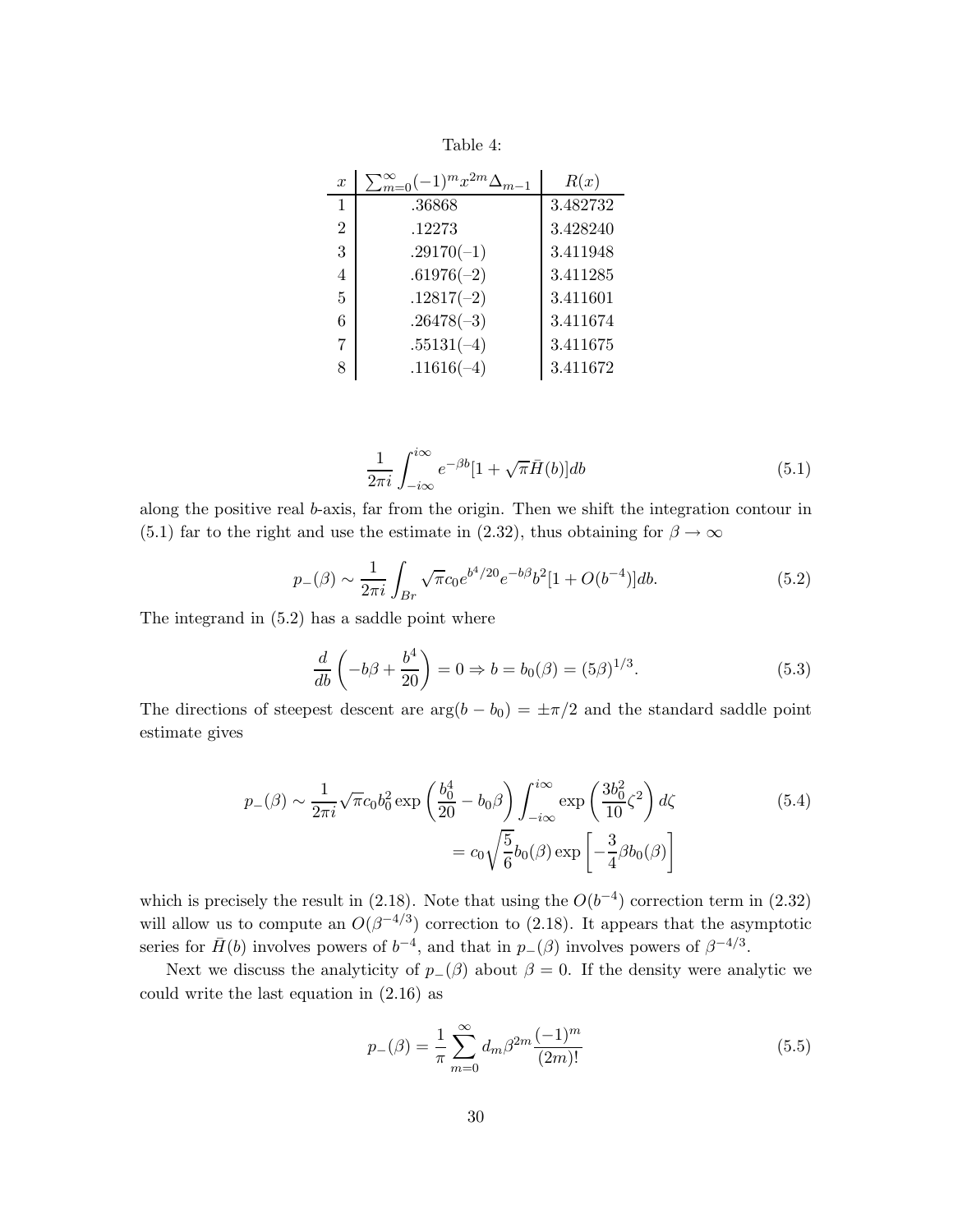Table 4:

| $x$ | $\sum_{m=0}^{\infty}(-1)^m x^{2m}\Delta_{m-1}$ | $R(x)$ |
|---|---|---|
| 1 | .36868 | 3.482732 |
| 2 | .12273 | 3.428240 |
| 3 | .29170(−1) | 3.411948 |
| 4 | .61976(−2) | 3.411285 |
| 5 | .12817(−2) | 3.411601 |
| 6 | .26478(−3) | 3.411674 |
| 7 | .55131(−4) | 3.411675 |
| 8 | .11616(−4) | 3.411672 |

$$\frac{1}{2\pi i}\int_{-i\infty}^{i\infty} e^{-\beta b}[1+\sqrt{\pi}\bar{H}(b)]db \tag{5.1}$$

along the positive real $b$-axis, far from the origin. Then we shift the integration contour in (5.1) far to the right and use the estimate in (2.32), thus obtaining for $\beta \to \infty$

$$p_-(\beta) \sim \frac{1}{2\pi i}\int_{Br} \sqrt{\pi} c_0 e^{b^4/20} e^{-b\beta} b^2 [1+O(b^{-4})]db. \tag{5.2}$$

The integrand in (5.2) has a saddle point where

$$\frac{d}{db}\left(-b\beta + \frac{b^4}{20}\right) = 0 \Rightarrow b = b_0(\beta) = (5\beta)^{1/3}. \tag{5.3}$$

The directions of steepest descent are $\arg(b-b_0) = \pm\pi/2$ and the standard saddle point estimate gives

$$\begin{aligned} p_-(\beta) &\sim \frac{1}{2\pi i}\sqrt{\pi} c_0 b_0^2 \exp\left(\frac{b_0^4}{20} - b_0\beta\right)\int_{-i\infty}^{i\infty} \exp\left(\frac{3b_0^2}{10}\zeta^2\right)d\zeta \\ &= c_0\sqrt{\frac{5}{6}}b_0(\beta)\exp\left[-\frac{3}{4}\beta b_0(\beta)\right] \end{aligned} \tag{5.4}$$

which is precisely the result in (2.18). Note that using the $O(b^{-4})$ correction term in (2.32) will allow us to compute an $O(\beta^{-4/3})$ correction to (2.18). It appears that the asymptotic series for $\bar{H}(b)$ involves powers of $b^{-4}$, and that in $p_-(\beta)$ involves powers of $\beta^{-4/3}$.

Next we discuss the analyticity of $p_-(\beta)$ about $\beta = 0$. If the density were analytic we could write the last equation in (2.16) as

$$p_-(\beta) = \frac{1}{\pi}\sum_{m=0}^{\infty} d_m \beta^{2m}\frac{(-1)^m}{(2m)!} \tag{5.5}$$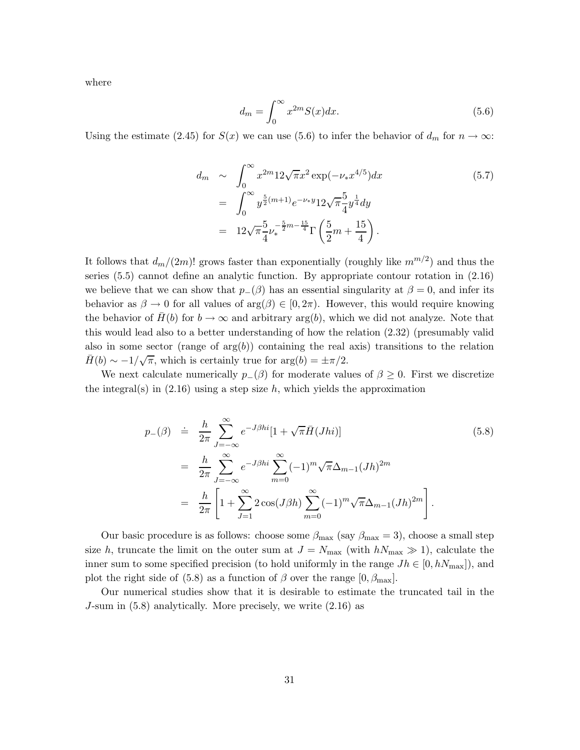where

$$d_m = \int_0^\infty x^{2m} S(x) dx. \tag{5.6}$$

Using the estimate (2.45) for $S(x)$ we can use (5.6) to infer the behavior of $d_m$ for $n \to \infty$:

$$\begin{aligned}
d_m &\sim \int_0^\infty x^{2m} 12\sqrt{\pi} x^2 \exp(-\nu_* x^{4/5}) dx \\
&= \int_0^\infty y^{\frac{5}{2}(m+1)} e^{-\nu_* y} 12\sqrt{\pi} \frac{5}{4} y^{\frac{1}{4}} dy \\
&= 12\sqrt{\pi} \frac{5}{4} \nu_*^{-\frac{5}{2}m - \frac{15}{4}} \Gamma\left(\frac{5}{2}m + \frac{15}{4}\right).
\end{aligned} \tag{5.7}$$

It follows that $d_m/(2m)!$ grows faster than exponentially (roughly like $m^{m/2}$) and thus the series (5.5) cannot define an analytic function. By appropriate contour rotation in (2.16) we believe that we can show that $p_-(\beta)$ has an essential singularity at $\beta = 0$, and infer its behavior as $\beta \to 0$ for all values of $\arg(\beta) \in [0, 2\pi)$. However, this would require knowing the behavior of $\bar{H}(b)$ for $b \to \infty$ and arbitrary $\arg(b)$, which we did not analyze. Note that this would lead also to a better understanding of how the relation (2.32) (presumably valid also in some sector (range of $\arg(b)$) containing the real axis) transitions to the relation $\bar{H}(b) \sim -1/\sqrt{\pi}$, which is certainly true for $\arg(b) = \pm\pi/2$.

We next calculate numerically $p_-(\beta)$ for moderate values of $\beta \geq 0$. First we discretize the integral(s) in (2.16) using a step size $h$, which yields the approximation

$$\begin{aligned}
p_-(\beta) &\doteq \frac{h}{2\pi} \sum_{J=-\infty}^{\infty} e^{-J\beta h i} [1 + \sqrt{\pi} \bar{H}(Jhi)] \\
&= \frac{h}{2\pi} \sum_{J=-\infty}^{\infty} e^{-J\beta h i} \sum_{m=0}^{\infty} (-1)^m \sqrt{\pi} \Delta_{m-1} (Jh)^{2m} \\
&= \frac{h}{2\pi} \left[ 1 + \sum_{J=1}^{\infty} 2\cos(J\beta h) \sum_{m=0}^{\infty} (-1)^m \sqrt{\pi} \Delta_{m-1} (Jh)^{2m} \right].
\end{aligned} \tag{5.8}$$

Our basic procedure is as follows: choose some $\beta_{\max}$ (say $\beta_{\max} = 3$), choose a small step size $h$, truncate the limit on the outer sum at $J = N_{\max}$ (with $hN_{\max} \gg 1$), calculate the inner sum to some specified precision (to hold uniformly in the range $Jh \in [0, hN_{\max}]$), and plot the right side of (5.8) as a function of $\beta$ over the range $[0, \beta_{\max}]$.

Our numerical studies show that it is desirable to estimate the truncated tail in the $J$-sum in (5.8) analytically. More precisely, we write (2.16) as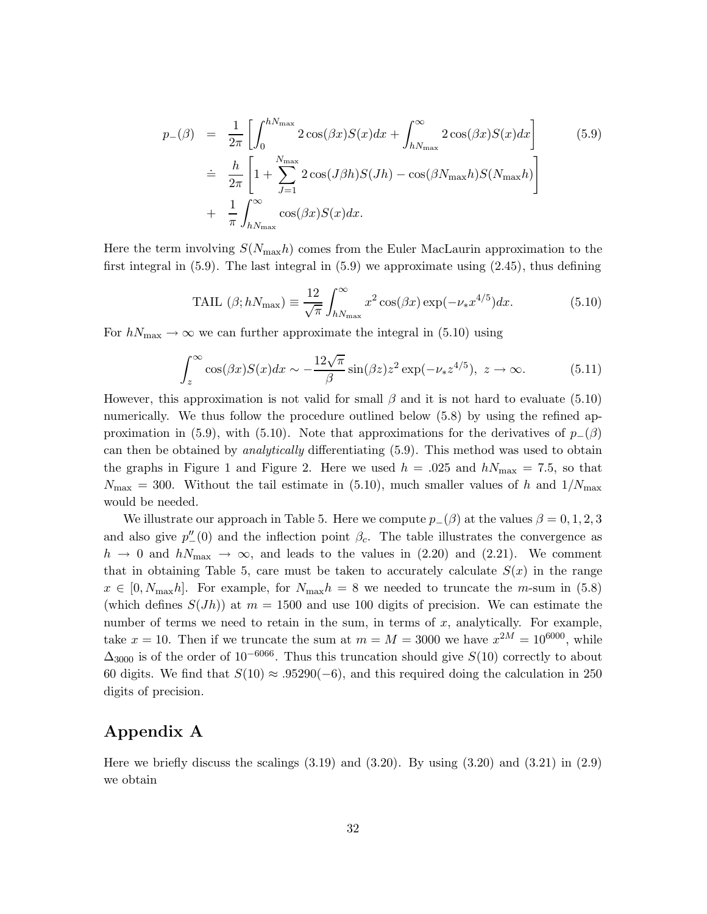$$
\begin{aligned}
p_{-}(\beta) &= \frac{1}{2\pi}\left[\int_0^{hN_{\max}} 2\cos(\beta x)S(x)dx + \int_{hN_{\max}}^{\infty} 2\cos(\beta x)S(x)dx\right] \qquad (5.9)\\
&\doteq \frac{h}{2\pi}\left[1+\sum_{J=1}^{N_{\max}} 2\cos(J\beta h)S(Jh) - \cos(\beta N_{\max}h)S(N_{\max}h)\right]\\
&+ \frac{1}{\pi}\int_{hN_{\max}}^{\infty}\cos(\beta x)S(x)dx.
\end{aligned}
$$

Here the term involving $S(N_{\max}h)$ comes from the Euler MacLaurin approximation to the first integral in (5.9). The last integral in (5.9) we approximate using (2.45), thus defining

$$
\text{TAIL }(\beta; hN_{\max}) \equiv \frac{12}{\sqrt{\pi}}\int_{hN_{\max}}^{\infty} x^2\cos(\beta x)\exp(-\nu_* x^{4/5})dx. \qquad (5.10)
$$

For $hN_{\max}\to\infty$ we can further approximate the integral in (5.10) using

$$
\int_z^{\infty}\cos(\beta x)S(x)dx \sim -\frac{12\sqrt{\pi}}{\beta}\sin(\beta z)z^2\exp(-\nu_* z^{4/5}),\ z\to\infty. \qquad (5.11)
$$

However, this approximation is not valid for small $\beta$ and it is not hard to evaluate (5.10) numerically. We thus follow the procedure outlined below (5.8) by using the refined approximation in (5.9), with (5.10). Note that approximations for the derivatives of $p_{-}(\beta)$ can then be obtained by *analytically* differentiating (5.9). This method was used to obtain the graphs in Figure 1 and Figure 2. Here we used $h = .025$ and $hN_{\max} = 7.5$, so that $N_{\max} = 300$. Without the tail estimate in (5.10), much smaller values of $h$ and $1/N_{\max}$ would be needed.

We illustrate our approach in Table 5. Here we compute $p_{-}(\beta)$ at the values $\beta = 0, 1, 2, 3$ and also give $p_{-}''(0)$ and the inflection point $\beta_c$. The table illustrates the convergence as $h\to 0$ and $hN_{\max}\to\infty$, and leads to the values in (2.20) and (2.21). We comment that in obtaining Table 5, care must be taken to accurately calculate $S(x)$ in the range $x\in[0, N_{\max}h]$. For example, for $N_{\max}h = 8$ we needed to truncate the $m$-sum in (5.8) (which defines $S(Jh)$) at $m = 1500$ and use 100 digits of precision. We can estimate the number of terms we need to retain in the sum, in terms of $x$, analytically. For example, take $x = 10$. Then if we truncate the sum at $m = M = 3000$ we have $x^{2M} = 10^{6000}$, while $\Delta_{3000}$ is of the order of $10^{-6066}$. Thus this truncation should give $S(10)$ correctly to about 60 digits. We find that $S(10)\approx .95290(-6)$, and this required doing the calculation in 250 digits of precision.

# Appendix A

Here we briefly discuss the scalings (3.19) and (3.20). By using (3.20) and (3.21) in (2.9) we obtain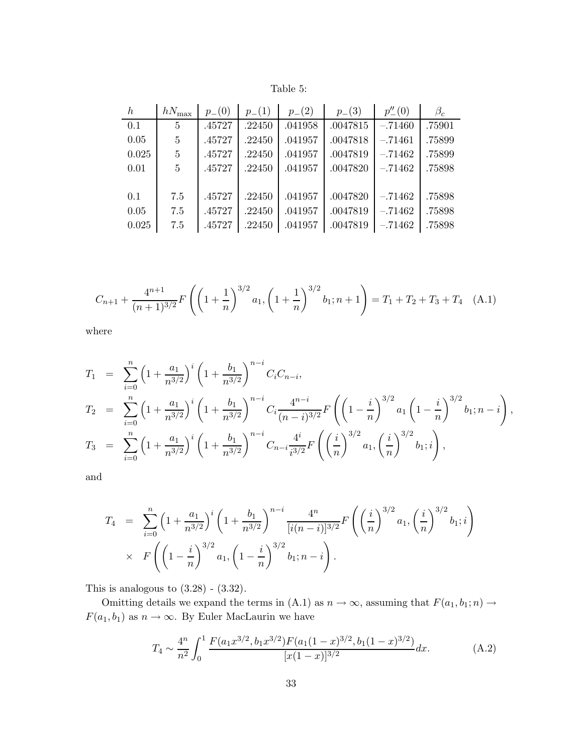Table 5:

| $h$ | $hN_{\max}$ | $p_-(0)$ | $p_-(1)$ | $p_-(2)$ | $p_-(3)$ | $p''_-(0)$ | $\beta_c$ |
|---|---|---|---|---|---|---|---|
| 0.1 | 5 | .45727 | .22450 | .041958 | .0047815 | −.71460 | .75901 |
| 0.05 | 5 | .45727 | .22450 | .041957 | .0047818 | −.71461 | .75899 |
| 0.025 | 5 | .45727 | .22450 | .041957 | .0047819 | −.71462 | .75899 |
| 0.01 | 5 | .45727 | .22450 | .041957 | .0047820 | −.71462 | .75898 |
| | | | | | | | |
| 0.1 | 7.5 | .45727 | .22450 | .041957 | .0047820 | −.71462 | .75898 |
| 0.05 | 7.5 | .45727 | .22450 | .041957 | .0047819 | −.71462 | .75898 |
| 0.025 | 7.5 | .45727 | .22450 | .041957 | .0047819 | −.71462 | .75898 |

$$C_{n+1} + \frac{4^{n+1}}{(n+1)^{3/2}} F\left( \left(1+\frac{1}{n}\right)^{3/2} a_1, \left(1+\frac{1}{n}\right)^{3/2} b_1; n+1 \right) = T_1 + T_2 + T_3 + T_4 \quad \text{(A.1)}$$

where

$$\begin{aligned}
T_1 &= \sum_{i=0}^{n} \left(1+\frac{a_1}{n^{3/2}}\right)^i \left(1+\frac{b_1}{n^{3/2}}\right)^{n-i} C_i C_{n-i}, \\
T_2 &= \sum_{i=0}^{n} \left(1+\frac{a_1}{n^{3/2}}\right)^i \left(1+\frac{b_1}{n^{3/2}}\right)^{n-i} C_i \frac{4^{n-i}}{(n-i)^{3/2}} F\left( \left(1-\frac{i}{n}\right)^{3/2} a_1 \left(1-\frac{i}{n}\right)^{3/2} b_1; n-i \right), \\
T_3 &= \sum_{i=0}^{n} \left(1+\frac{a_1}{n^{3/2}}\right)^i \left(1+\frac{b_1}{n^{3/2}}\right)^{n-i} C_{n-i} \frac{4^i}{i^{3/2}} F\left( \left(\frac{i}{n}\right)^{3/2} a_1, \left(\frac{i}{n}\right)^{3/2} b_1; i \right),
\end{aligned}$$

and

$$\begin{aligned}
T_4 &= \sum_{i=0}^{n} \left(1+\frac{a_1}{n^{3/2}}\right)^i \left(1+\frac{b_1}{n^{3/2}}\right)^{n-i} \frac{4^n}{[i(n-i)]^{3/2}} F\left( \left(\frac{i}{n}\right)^{3/2} a_1, \left(\frac{i}{n}\right)^{3/2} b_1; i \right) \\
&\times \; F\left( \left(1-\frac{i}{n}\right)^{3/2} a_1, \left(1-\frac{i}{n}\right)^{3/2} b_1; n-i \right).
\end{aligned}$$

This is analogous to (3.28) - (3.32).

Omitting details we expand the terms in (A.1) as $n \to \infty$, assuming that $F(a_1, b_1; n) \to F(a_1, b_1)$ as $n \to \infty$. By Euler MacLaurin we have

$$T_4 \sim \frac{4^n}{n^2} \int_0^1 \frac{F(a_1 x^{3/2}, b_1 x^{3/2}) F(a_1 (1-x)^{3/2}, b_1 (1-x)^{3/2})}{[x(1-x)]^{3/2}} dx. \quad \text{(A.2)}$$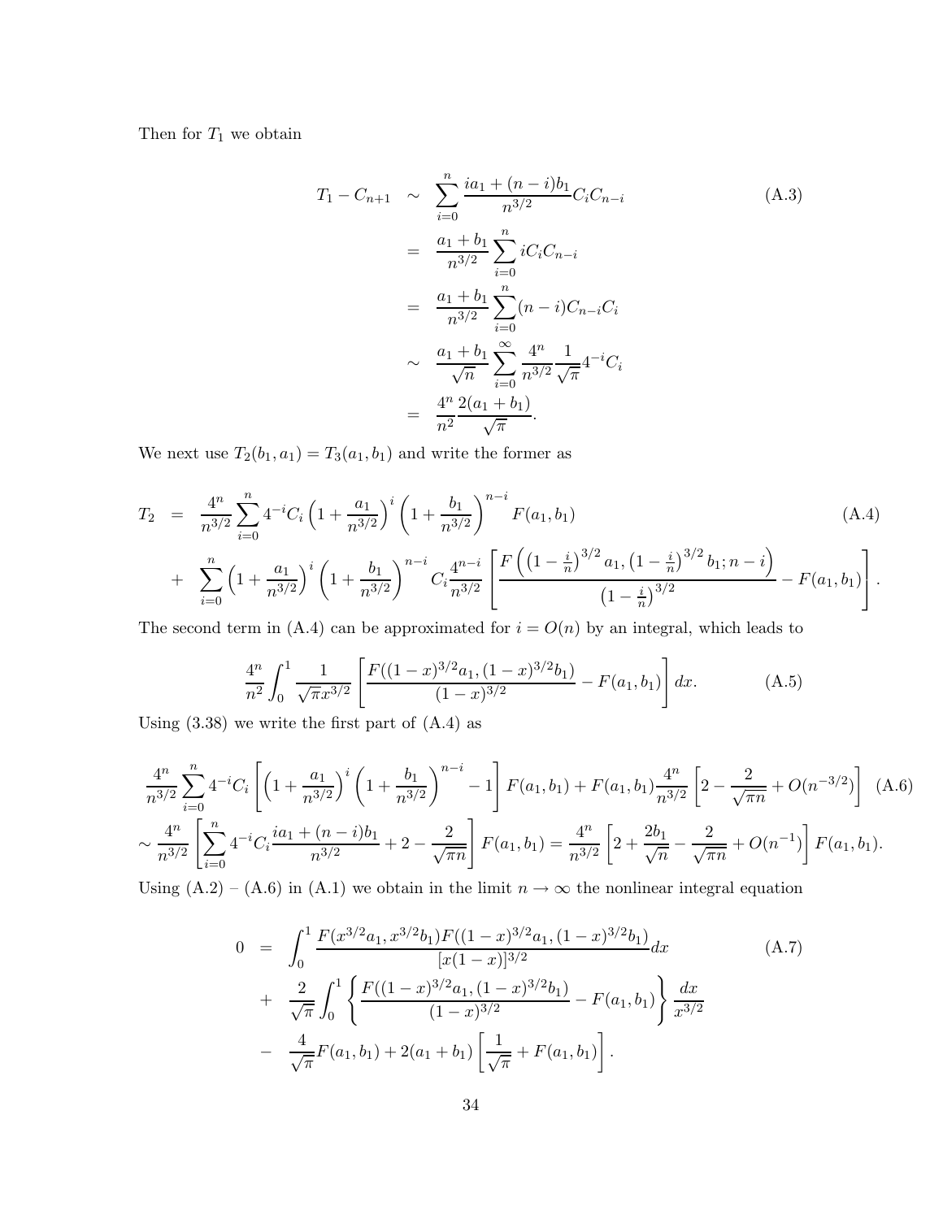Then for $T_1$ we obtain

$$
\begin{aligned}
T_1 - C_{n+1} &\sim \sum_{i=0}^{n} \frac{ia_1 + (n-i)b_1}{n^{3/2}} C_i C_{n-i} \qquad \text{(A.3)} \\
&= \frac{a_1 + b_1}{n^{3/2}} \sum_{i=0}^{n} i C_i C_{n-i} \\
&= \frac{a_1 + b_1}{n^{3/2}} \sum_{i=0}^{n} (n-i) C_{n-i} C_i \\
&\sim \frac{a_1 + b_1}{\sqrt{n}} \sum_{i=0}^{\infty} \frac{4^n}{n^{3/2}} \frac{1}{\sqrt{\pi}} 4^{-i} C_i \\
&= \frac{4^n}{n^2} \frac{2(a_1 + b_1)}{\sqrt{\pi}}.
\end{aligned}
$$

We next use $T_2(b_1, a_1) = T_3(a_1, b_1)$ and write the former as

$$
\begin{aligned}
T_2 &= \frac{4^n}{n^{3/2}} \sum_{i=0}^{n} 4^{-i} C_i \left(1 + \frac{a_1}{n^{3/2}}\right)^i \left(1 + \frac{b_1}{n^{3/2}}\right)^{n-i} F(a_1, b_1) \qquad \text{(A.4)} \\
&+ \sum_{i=0}^{n} \left(1 + \frac{a_1}{n^{3/2}}\right)^i \left(1 + \frac{b_1}{n^{3/2}}\right)^{n-i} C_i \frac{4^{n-i}}{n^{3/2}} \left[ \frac{F\left(\left(1 - \frac{i}{n}\right)^{3/2} a_1, \left(1 - \frac{i}{n}\right)^{3/2} b_1; n-i\right)}{\left(1 - \frac{i}{n}\right)^{3/2}} - F(a_1, b_1) \right].
\end{aligned}
$$

The second term in (A.4) can be approximated for $i = O(n)$ by an integral, which leads to

$$
\frac{4^n}{n^2} \int_0^1 \frac{1}{\sqrt{\pi} x^{3/2}} \left[ \frac{F((1-x)^{3/2} a_1, (1-x)^{3/2} b_1)}{(1-x)^{3/2}} - F(a_1, b_1) \right] dx. \qquad \text{(A.5)}
$$

Using (3.38) we write the first part of (A.4) as

$$
\begin{aligned}
&\frac{4^n}{n^{3/2}} \sum_{i=0}^{n} 4^{-i} C_i \left[ \left(1 + \frac{a_1}{n^{3/2}}\right)^i \left(1 + \frac{b_1}{n^{3/2}}\right)^{n-i} - 1 \right] F(a_1, b_1) + F(a_1, b_1) \frac{4^n}{n^{3/2}} \left[ 2 - \frac{2}{\sqrt{\pi n}} + O(n^{-3/2}) \right] \qquad \text{(A.6)} \\
&\sim \frac{4^n}{n^{3/2}} \left[ \sum_{i=0}^{n} 4^{-i} C_i \frac{ia_1 + (n-i)b_1}{n^{3/2}} + 2 - \frac{2}{\sqrt{\pi n}} \right] F(a_1, b_1) = \frac{4^n}{n^{3/2}} \left[ 2 + \frac{2b_1}{\sqrt{n}} - \frac{2}{\sqrt{\pi n}} + O(n^{-1}) \right] F(a_1, b_1).
\end{aligned}
$$

Using (A.2) – (A.6) in (A.1) we obtain in the limit $n \to \infty$ the nonlinear integral equation

$$
\begin{aligned}
0 &= \int_0^1 \frac{F(x^{3/2} a_1, x^{3/2} b_1) F((1-x)^{3/2} a_1, (1-x)^{3/2} b_1)}{[x(1-x)]^{3/2}} dx \qquad \text{(A.7)} \\
&+ \frac{2}{\sqrt{\pi}} \int_0^1 \left\{ \frac{F((1-x)^{3/2} a_1, (1-x)^{3/2} b_1)}{(1-x)^{3/2}} - F(a_1, b_1) \right\} \frac{dx}{x^{3/2}} \\
&- \frac{4}{\sqrt{\pi}} F(a_1, b_1) + 2(a_1 + b_1) \left[ \frac{1}{\sqrt{\pi}} + F(a_1, b_1) \right].
\end{aligned}
$$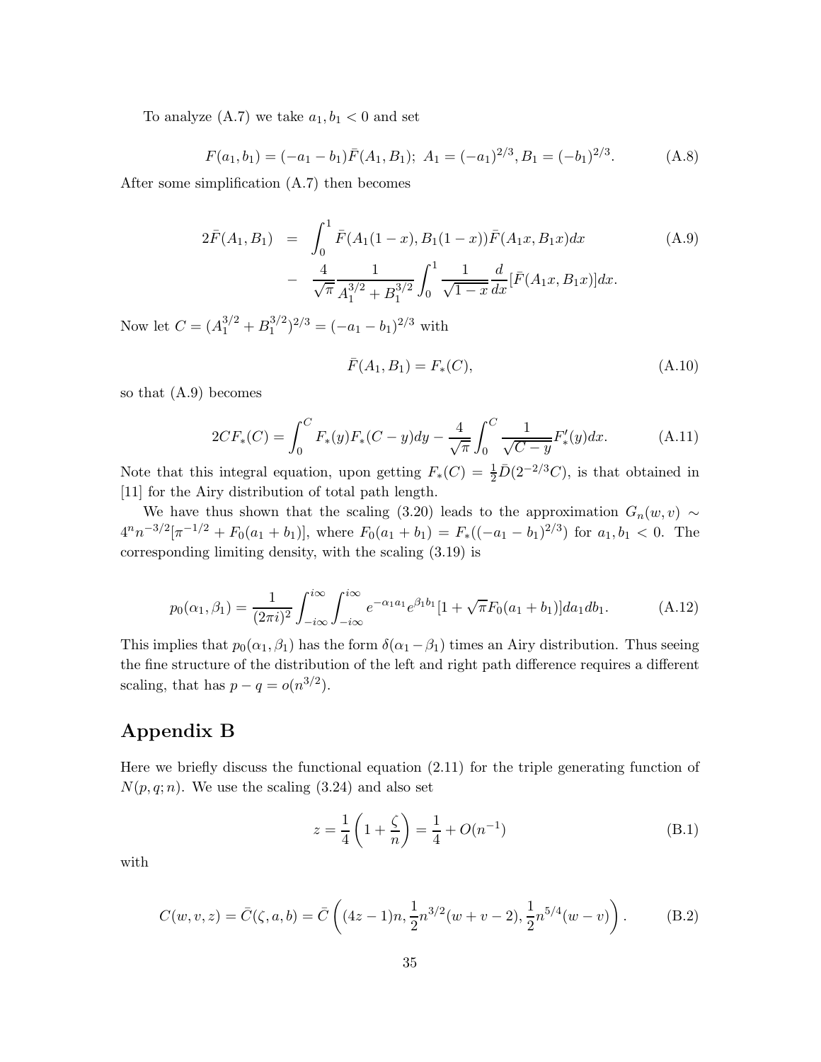To analyze (A.7) we take $a_1, b_1 < 0$ and set

$$F(a_1, b_1) = (-a_1 - b_1)\bar{F}(A_1, B_1);\ A_1 = (-a_1)^{2/3}, B_1 = (-b_1)^{2/3}. \tag{A.8}$$

After some simplification (A.7) then becomes

$$\begin{aligned} 2\bar{F}(A_1, B_1) &= \int_0^1 \bar{F}(A_1(1-x), B_1(1-x))\bar{F}(A_1 x, B_1 x)dx \\ &- \frac{4}{\sqrt{\pi}}\frac{1}{A_1^{3/2} + B_1^{3/2}}\int_0^1 \frac{1}{\sqrt{1-x}}\frac{d}{dx}[\bar{F}(A_1 x, B_1 x)]dx. \end{aligned} \tag{A.9}$$

Now let $C = (A_1^{3/2} + B_1^{3/2})^{2/3} = (-a_1 - b_1)^{2/3}$ with

$$\bar{F}(A_1, B_1) = F_*(C), \tag{A.10}$$

so that (A.9) becomes

$$2CF_*(C) = \int_0^C F_*(y)F_*(C-y)dy - \frac{4}{\sqrt{\pi}}\int_0^C \frac{1}{\sqrt{C-y}}F_*'(y)dx. \tag{A.11}$$

Note that this integral equation, upon getting $F_*(C) = \frac{1}{2}\bar{D}(2^{-2/3}C)$, is that obtained in [11] for the Airy distribution of total path length.

We have thus shown that the scaling (3.20) leads to the approximation $G_n(w, v) \sim 4^n n^{-3/2}[\pi^{-1/2} + F_0(a_1 + b_1)]$, where $F_0(a_1 + b_1) = F_*((-a_1 - b_1)^{2/3})$ for $a_1, b_1 < 0$. The corresponding limiting density, with the scaling (3.19) is

$$p_0(\alpha_1, \beta_1) = \frac{1}{(2\pi i)^2}\int_{-i\infty}^{i\infty}\int_{-i\infty}^{i\infty} e^{-\alpha_1 a_1}e^{\beta_1 b_1}[1 + \sqrt{\pi}F_0(a_1 + b_1)]da_1 db_1. \tag{A.12}$$

This implies that $p_0(\alpha_1, \beta_1)$ has the form $\delta(\alpha_1 - \beta_1)$ times an Airy distribution. Thus seeing the fine structure of the distribution of the left and right path difference requires a different scaling, that has $p - q = o(n^{3/2})$.

# Appendix B

Here we briefly discuss the functional equation (2.11) for the triple generating function of $N(p, q; n)$. We use the scaling (3.24) and also set

$$z = \frac{1}{4}\left(1 + \frac{\zeta}{n}\right) = \frac{1}{4} + O(n^{-1}) \tag{B.1}$$

with

$$C(w, v, z) = \bar{C}(\zeta, a, b) = \bar{C}\left((4z-1)n, \frac{1}{2}n^{3/2}(w + v - 2), \frac{1}{2}n^{5/4}(w - v)\right). \tag{B.2}$$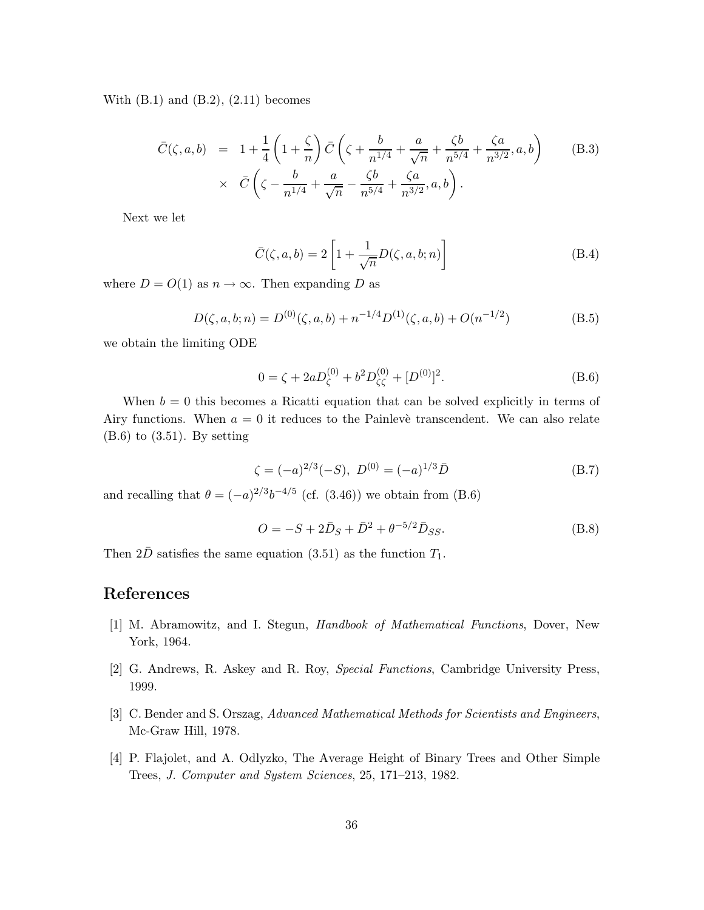With (B.1) and (B.2), (2.11) becomes

$$
\begin{aligned}
\bar{C}(\zeta, a, b) &= 1 + \frac{1}{4}\left(1 + \frac{\zeta}{n}\right) \bar{C}\left(\zeta + \frac{b}{n^{1/4}} + \frac{a}{\sqrt{n}} + \frac{\zeta b}{n^{5/4}} + \frac{\zeta a}{n^{3/2}}, a, b\right) \\
&\times \ \bar{C}\left(\zeta - \frac{b}{n^{1/4}} + \frac{a}{\sqrt{n}} - \frac{\zeta b}{n^{5/4}} + \frac{\zeta a}{n^{3/2}}, a, b\right).
\end{aligned} \tag{B.3}
$$

Next we let

$$
\bar{C}(\zeta, a, b) = 2\left[1 + \frac{1}{\sqrt{n}} D(\zeta, a, b; n)\right] \tag{B.4}
$$

where $D = O(1)$ as $n \to \infty$. Then expanding $D$ as

$$
D(\zeta, a, b; n) = D^{(0)}(\zeta, a, b) + n^{-1/4} D^{(1)}(\zeta, a, b) + O(n^{-1/2}) \tag{B.5}
$$

we obtain the limiting ODE

$$
0 = \zeta + 2aD^{(0)}_{\zeta} + b^2 D^{(0)}_{\zeta\zeta} + [D^{(0)}]^2. \tag{B.6}
$$

When $b = 0$ this becomes a Ricatti equation that can be solved explicitly in terms of Airy functions. When $a = 0$ it reduces to the Painlevè transcendent. We can also relate (B.6) to (3.51). By setting

$$
\zeta = (-a)^{2/3}(-S), \ D^{(0)} = (-a)^{1/3}\bar{D} \tag{B.7}
$$

and recalling that $\theta = (-a)^{2/3} b^{-4/5}$ (cf. (3.46)) we obtain from (B.6)

$$
O = -S + 2\bar{D}_S + \bar{D}^2 + \theta^{-5/2}\bar{D}_{SS}. \tag{B.8}
$$

Then $2\bar{D}$ satisfies the same equation (3.51) as the function $T_1$.

# References

[1] M. Abramowitz, and I. Stegun, *Handbook of Mathematical Functions*, Dover, New York, 1964.

[2] G. Andrews, R. Askey and R. Roy, *Special Functions*, Cambridge University Press, 1999.

[3] C. Bender and S. Orszag, *Advanced Mathematical Methods for Scientists and Engineers*, Mc-Graw Hill, 1978.

[4] P. Flajolet, and A. Odlyzko, The Average Height of Binary Trees and Other Simple Trees, *J. Computer and System Sciences*, 25, 171–213, 1982.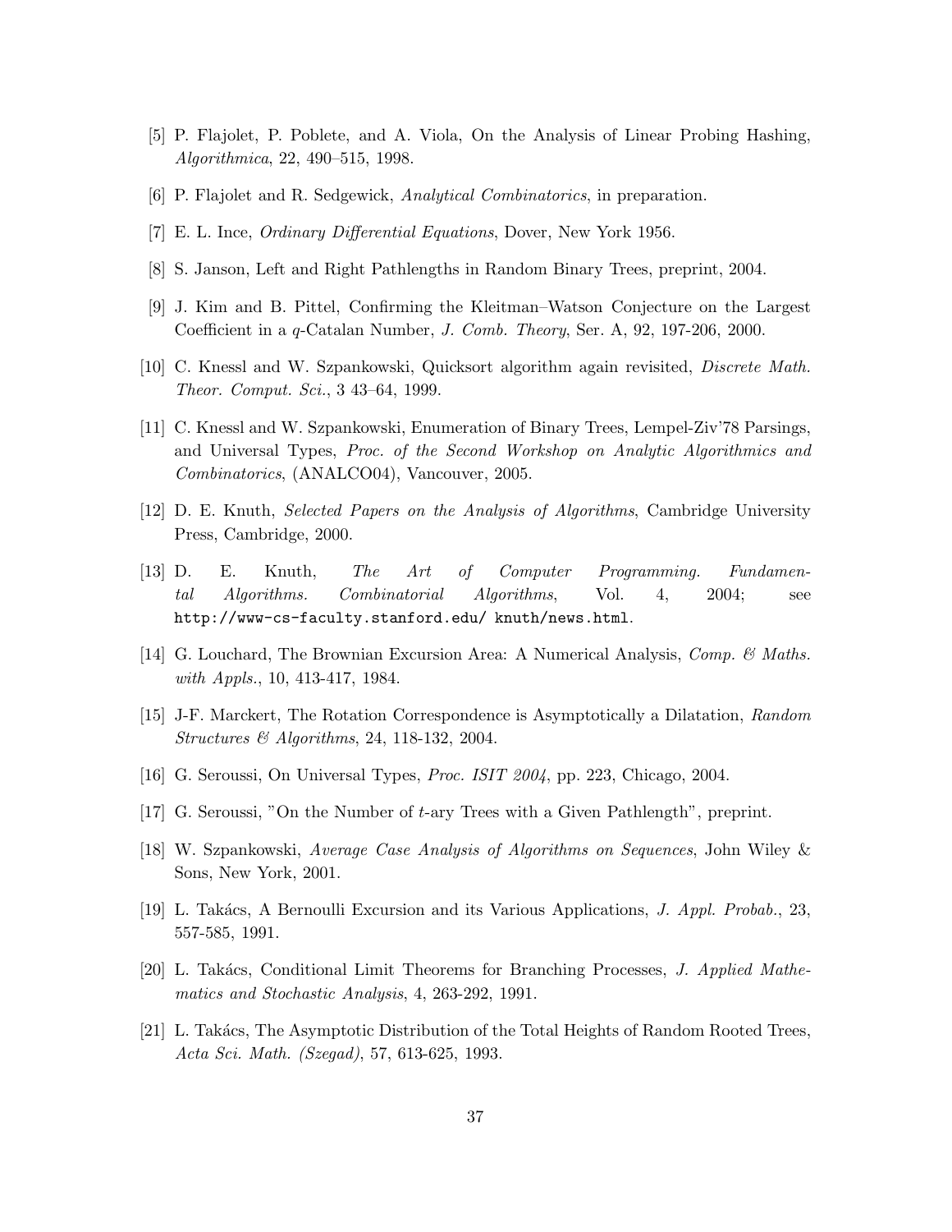[5] P. Flajolet, P. Poblete, and A. Viola, On the Analysis of Linear Probing Hashing, *Algorithmica*, 22, 490–515, 1998.

[6] P. Flajolet and R. Sedgewick, *Analytical Combinatorics*, in preparation.

[7] E. L. Ince, *Ordinary Differential Equations*, Dover, New York 1956.

[8] S. Janson, Left and Right Pathlengths in Random Binary Trees, preprint, 2004.

[9] J. Kim and B. Pittel, Confirming the Kleitman–Watson Conjecture on the Largest Coefficient in a $q$-Catalan Number, *J. Comb. Theory*, Ser. A, 92, 197-206, 2000.

[10] C. Knessl and W. Szpankowski, Quicksort algorithm again revisited, *Discrete Math. Theor. Comput. Sci.*, 3 43–64, 1999.

[11] C. Knessl and W. Szpankowski, Enumeration of Binary Trees, Lempel-Ziv'78 Parsings, and Universal Types, *Proc. of the Second Workshop on Analytic Algorithmics and Combinatorics*, (ANALCO04), Vancouver, 2005.

[12] D. E. Knuth, *Selected Papers on the Analysis of Algorithms*, Cambridge University Press, Cambridge, 2000.

[13] D. E. Knuth, *The Art of Computer Programming. Fundamental Algorithms. Combinatorial Algorithms*, Vol. 4, 2004; see `http://www-cs-faculty.stanford.edu/ knuth/news.html`.

[14] G. Louchard, The Brownian Excursion Area: A Numerical Analysis, *Comp. & Maths. with Appls.*, 10, 413-417, 1984.

[15] J-F. Marckert, The Rotation Correspondence is Asymptotically a Dilatation, *Random Structures & Algorithms*, 24, 118-132, 2004.

[16] G. Seroussi, On Universal Types, *Proc. ISIT 2004*, pp. 223, Chicago, 2004.

[17] G. Seroussi, "On the Number of $t$-ary Trees with a Given Pathlength", preprint.

[18] W. Szpankowski, *Average Case Analysis of Algorithms on Sequences*, John Wiley & Sons, New York, 2001.

[19] L. Takács, A Bernoulli Excursion and its Various Applications, *J. Appl. Probab.*, 23, 557-585, 1991.

[20] L. Takács, Conditional Limit Theorems for Branching Processes, *J. Applied Mathematics and Stochastic Analysis*, 4, 263-292, 1991.

[21] L. Takács, The Asymptotic Distribution of the Total Heights of Random Rooted Trees, *Acta Sci. Math. (Szegad)*, 57, 613-625, 1993.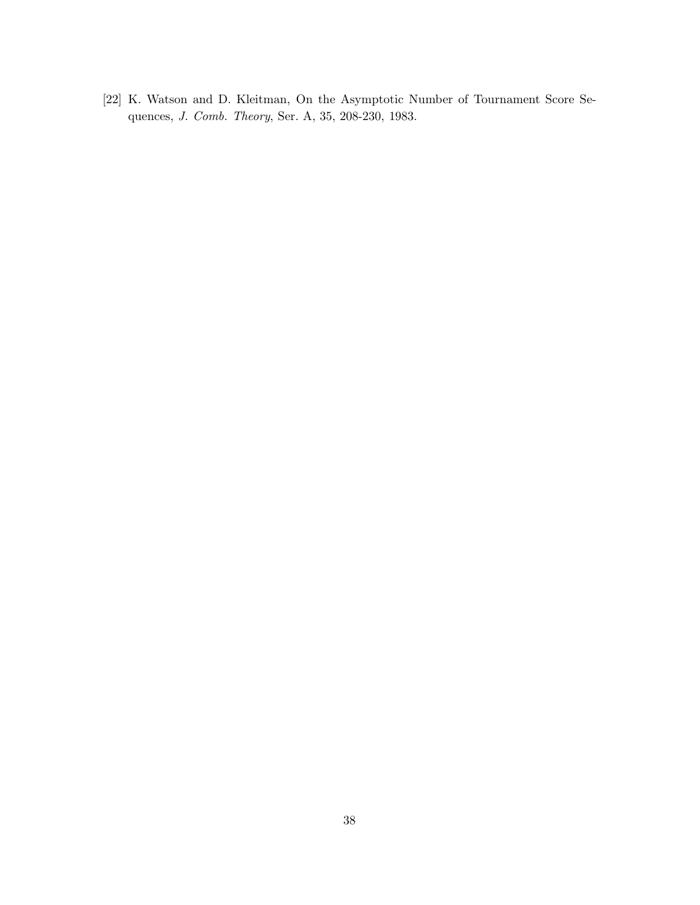[22] K. Watson and D. Kleitman, On the Asymptotic Number of Tournament Score Sequences, *J. Comb. Theory*, Ser. A, 35, 208-230, 1983.